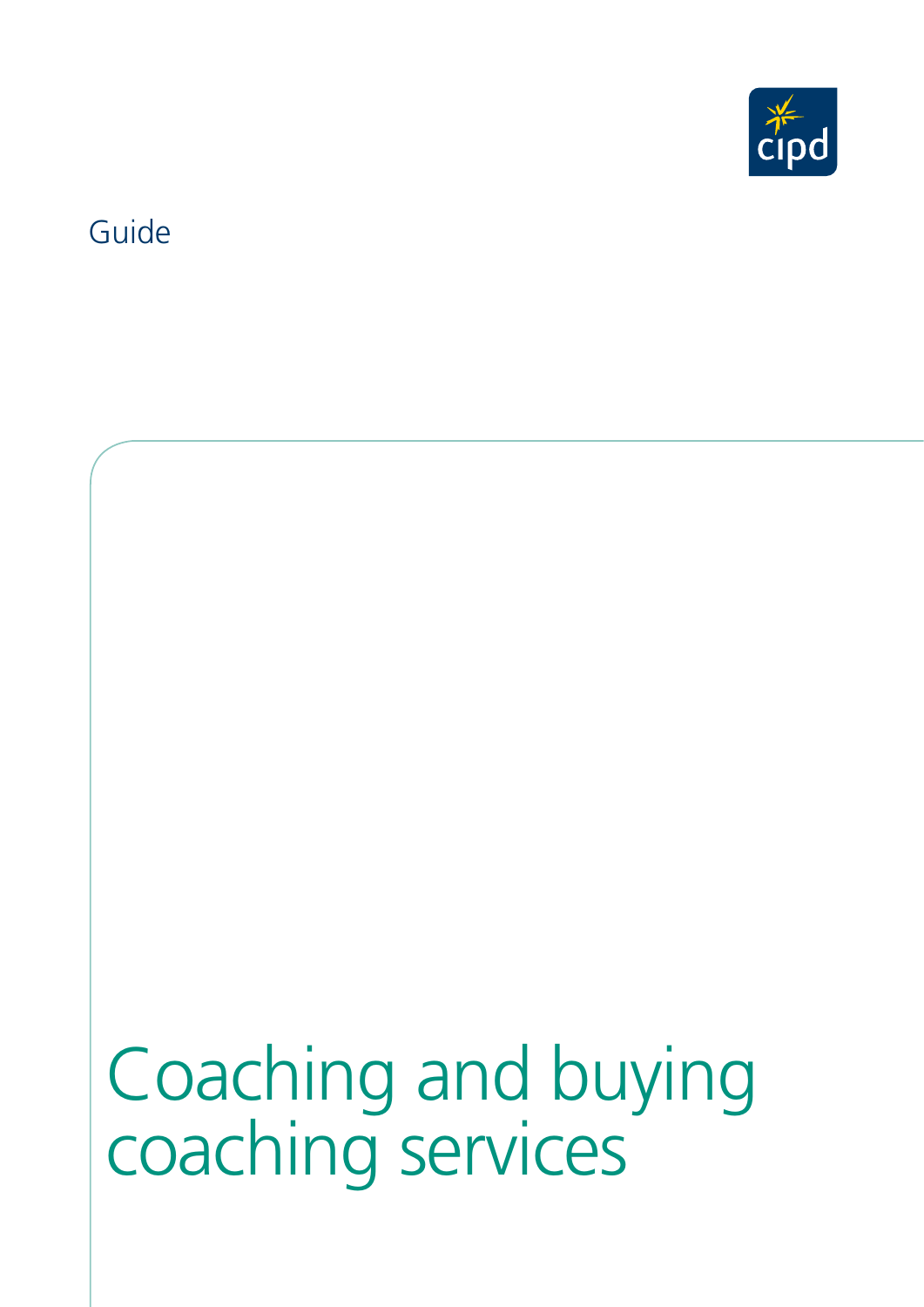cipd

Guide

# Coaching and buying coaching services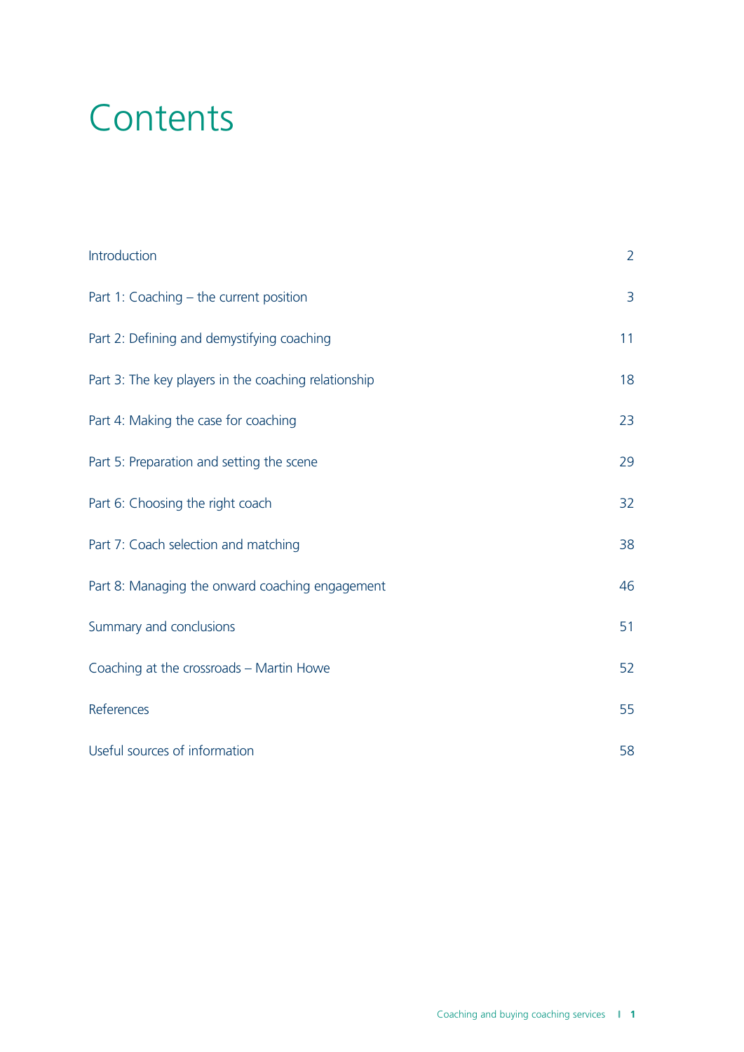# Contents

| | |
|---|---|
| Introduction | 2 |
| Part 1: Coaching – the current position | 3 |
| Part 2: Defining and demystifying coaching | 11 |
| Part 3: The key players in the coaching relationship | 18 |
| Part 4: Making the case for coaching | 23 |
| Part 5: Preparation and setting the scene | 29 |
| Part 6: Choosing the right coach | 32 |
| Part 7: Coach selection and matching | 38 |
| Part 8: Managing the onward coaching engagement | 46 |
| Summary and conclusions | 51 |
| Coaching at the crossroads – Martin Howe | 52 |
| References | 55 |
| Useful sources of information | 58 |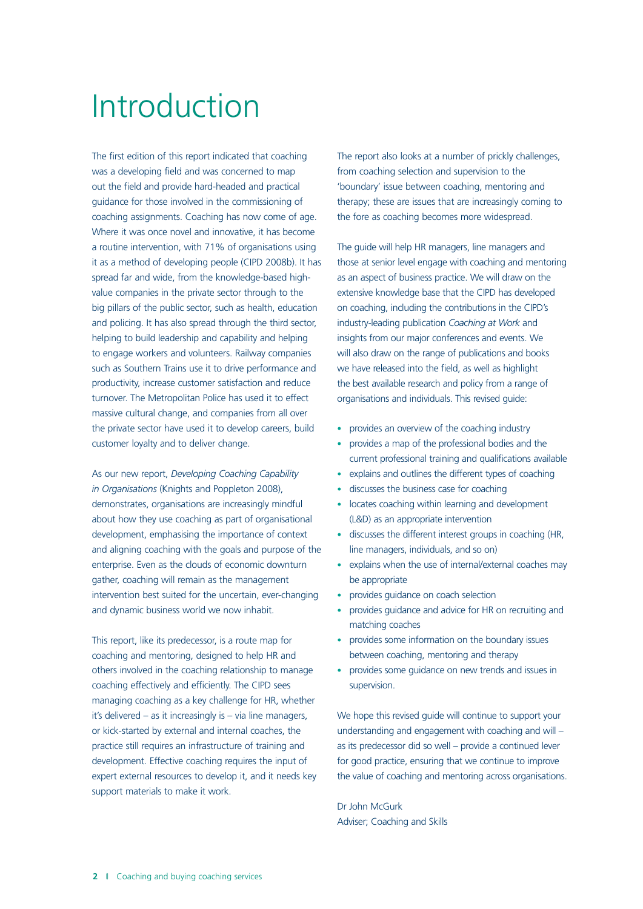# Introduction

The first edition of this report indicated that coaching was a developing field and was concerned to map out the field and provide hard-headed and practical guidance for those involved in the commissioning of coaching assignments. Coaching has now come of age. Where it was once novel and innovative, it has become a routine intervention, with 71% of organisations using it as a method of developing people (CIPD 2008b). It has spread far and wide, from the knowledge-based high-value companies in the private sector through to the big pillars of the public sector, such as health, education and policing. It has also spread through the third sector, helping to build leadership and capability and helping to engage workers and volunteers. Railway companies such as Southern Trains use it to drive performance and productivity, increase customer satisfaction and reduce turnover. The Metropolitan Police has used it to effect massive cultural change, and companies from all over the private sector have used it to develop careers, build customer loyalty and to deliver change.

As our new report, *Developing Coaching Capability in Organisations* (Knights and Poppleton 2008), demonstrates, organisations are increasingly mindful about how they use coaching as part of organisational development, emphasising the importance of context and aligning coaching with the goals and purpose of the enterprise. Even as the clouds of economic downturn gather, coaching will remain as the management intervention best suited for the uncertain, ever-changing and dynamic business world we now inhabit.

This report, like its predecessor, is a route map for coaching and mentoring, designed to help HR and others involved in the coaching relationship to manage coaching effectively and efficiently. The CIPD sees managing coaching as a key challenge for HR, whether it's delivered – as it increasingly is – via line managers, or kick-started by external and internal coaches, the practice still requires an infrastructure of training and development. Effective coaching requires the input of expert external resources to develop it, and it needs key support materials to make it work.

The report also looks at a number of prickly challenges, from coaching selection and supervision to the 'boundary' issue between coaching, mentoring and therapy; these are issues that are increasingly coming to the fore as coaching becomes more widespread.

The guide will help HR managers, line managers and those at senior level engage with coaching and mentoring as an aspect of business practice. We will draw on the extensive knowledge base that the CIPD has developed on coaching, including the contributions in the CIPD's industry-leading publication *Coaching at Work* and insights from our major conferences and events. We will also draw on the range of publications and books we have released into the field, as well as highlight the best available research and policy from a range of organisations and individuals. This revised guide:

- provides an overview of the coaching industry
- provides a map of the professional bodies and the current professional training and qualifications available
- explains and outlines the different types of coaching
- discusses the business case for coaching
- locates coaching within learning and development (L&D) as an appropriate intervention
- discusses the different interest groups in coaching (HR, line managers, individuals, and so on)
- explains when the use of internal/external coaches may be appropriate
- provides guidance on coach selection
- provides guidance and advice for HR on recruiting and matching coaches
- provides some information on the boundary issues between coaching, mentoring and therapy
- provides some guidance on new trends and issues in supervision.

We hope this revised guide will continue to support your understanding and engagement with coaching and will – as its predecessor did so well – provide a continued lever for good practice, ensuring that we continue to improve the value of coaching and mentoring across organisations.

Dr John McGurk
Adviser; Coaching and Skills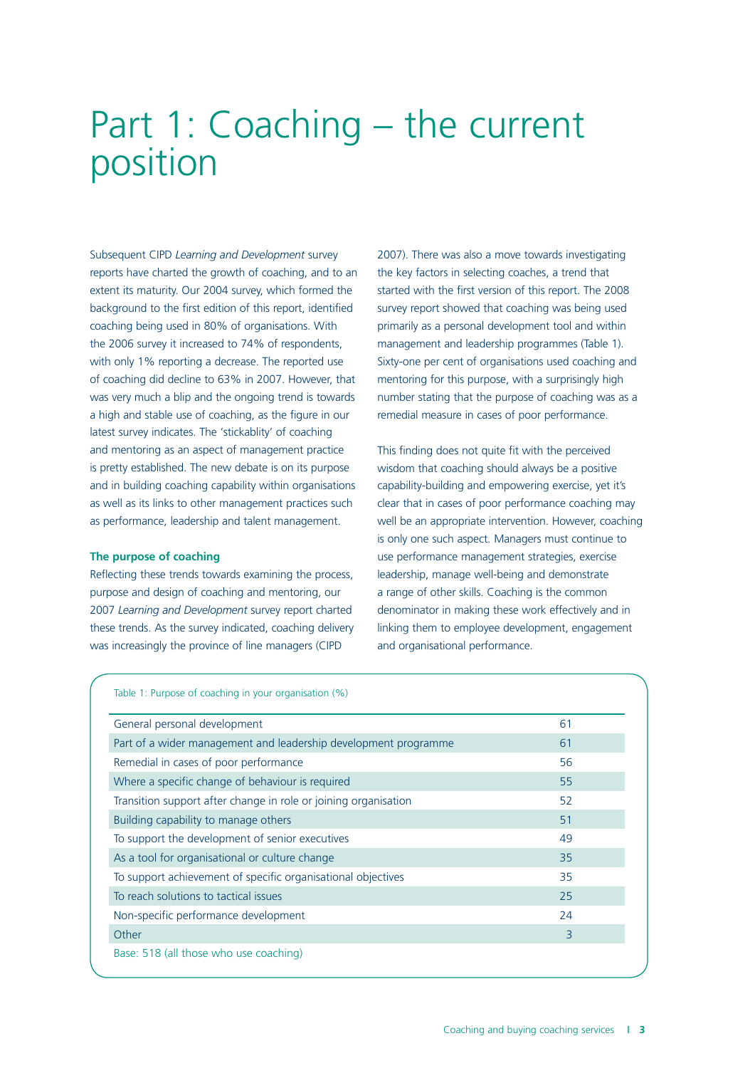# Part 1: Coaching – the current position

Subsequent CIPD *Learning and Development* survey reports have charted the growth of coaching, and to an extent its maturity. Our 2004 survey, which formed the background to the first edition of this report, identified coaching being used in 80% of organisations. With the 2006 survey it increased to 74% of respondents, with only 1% reporting a decrease. The reported use of coaching did decline to 63% in 2007. However, that was very much a blip and the ongoing trend is towards a high and stable use of coaching, as the figure in our latest survey indicates. The 'stickablity' of coaching and mentoring as an aspect of management practice is pretty established. The new debate is on its purpose and in building coaching capability within organisations as well as its links to other management practices such as performance, leadership and talent management.

### The purpose of coaching

Reflecting these trends towards examining the process, purpose and design of coaching and mentoring, our 2007 *Learning and Development* survey report charted these trends. As the survey indicated, coaching delivery was increasingly the province of line managers (CIPD 2007). There was also a move towards investigating the key factors in selecting coaches, a trend that started with the first version of this report. The 2008 survey report showed that coaching was being used primarily as a personal development tool and within management and leadership programmes (Table 1). Sixty-one per cent of organisations used coaching and mentoring for this purpose, with a surprisingly high number stating that the purpose of coaching was as a remedial measure in cases of poor performance.

This finding does not quite fit with the perceived wisdom that coaching should always be a positive capability-building and empowering exercise, yet it's clear that in cases of poor performance coaching may well be an appropriate intervention. However, coaching is only one such aspect. Managers must continue to use performance management strategies, exercise leadership, manage well-being and demonstrate a range of other skills. Coaching is the common denominator in making these work effectively and in linking them to employee development, engagement and organisational performance.

Table 1: Purpose of coaching in your organisation (%)

| | |
|---|---|
| General personal development | 61 |
| Part of a wider management and leadership development programme | 61 |
| Remedial in cases of poor performance | 56 |
| Where a specific change of behaviour is required | 55 |
| Transition support after change in role or joining organisation | 52 |
| Building capability to manage others | 51 |
| To support the development of senior executives | 49 |
| As a tool for organisational or culture change | 35 |
| To support achievement of specific organisational objectives | 35 |
| To reach solutions to tactical issues | 25 |
| Non-specific performance development | 24 |
| Other | 3 |

Base: 518 (all those who use coaching)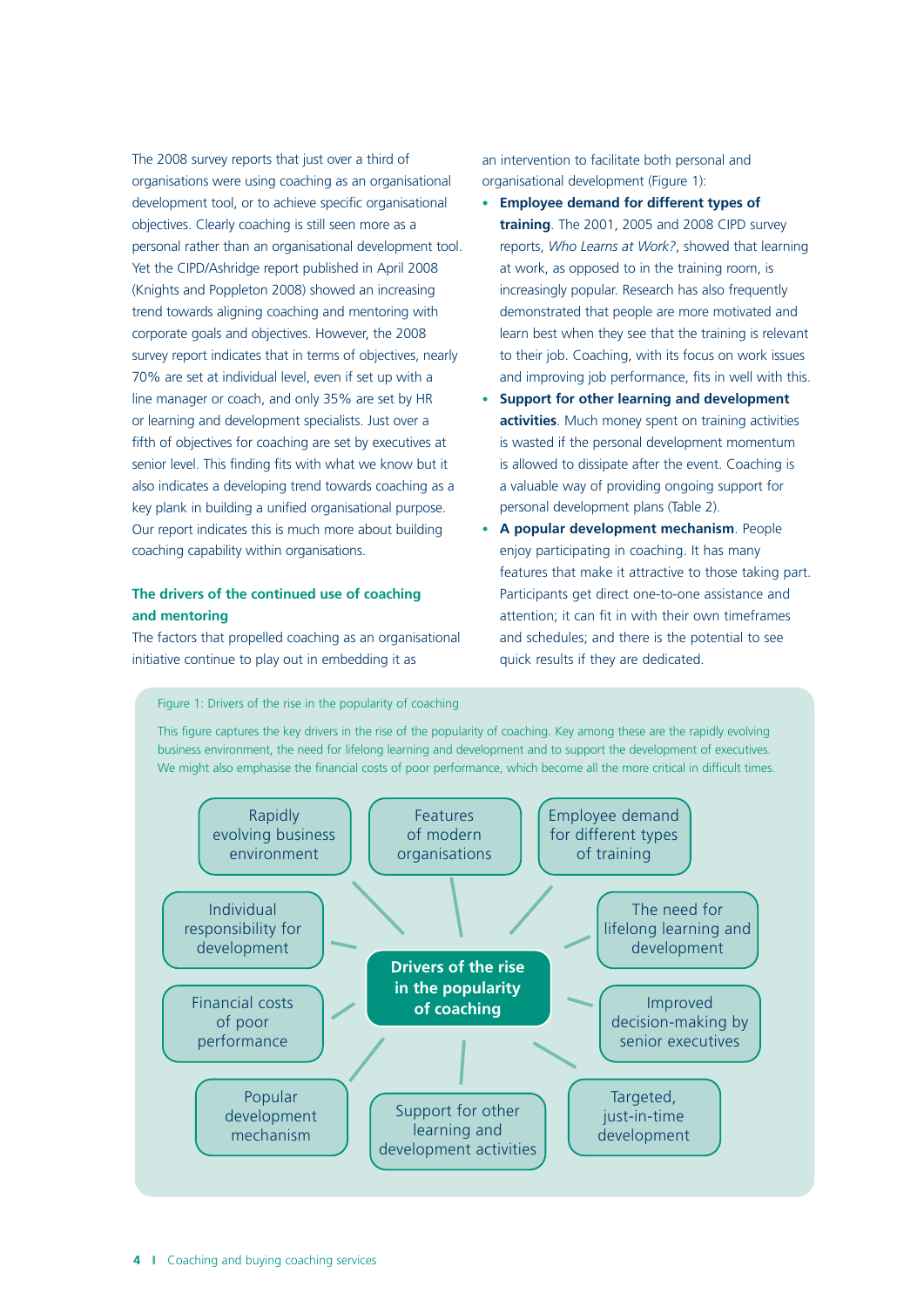The 2008 survey reports that just over a third of organisations were using coaching as an organisational development tool, or to achieve specific organisational objectives. Clearly coaching is still seen more as a personal rather than an organisational development tool. Yet the CIPD/Ashridge report published in April 2008 (Knights and Poppleton 2008) showed an increasing trend towards aligning coaching and mentoring with corporate goals and objectives. However, the 2008 survey report indicates that in terms of objectives, nearly 70% are set at individual level, even if set up with a line manager or coach, and only 35% are set by HR or learning and development specialists. Just over a fifth of objectives for coaching are set by executives at senior level. This finding fits with what we know but it also indicates a developing trend towards coaching as a key plank in building a unified organisational purpose. Our report indicates this is much more about building coaching capability within organisations.

### The drivers of the continued use of coaching and mentoring

The factors that propelled coaching as an organisational initiative continue to play out in embedding it as an intervention to facilitate both personal and organisational development (Figure 1):

- **Employee demand for different types of training**. The 2001, 2005 and 2008 CIPD survey reports, *Who Learns at Work?*, showed that learning at work, as opposed to in the training room, is increasingly popular. Research has also frequently demonstrated that people are more motivated and learn best when they see that the training is relevant to their job. Coaching, with its focus on work issues and improving job performance, fits in well with this.
- **Support for other learning and development activities**. Much money spent on training activities is wasted if the personal development momentum is allowed to dissipate after the event. Coaching is a valuable way of providing ongoing support for personal development plans (Table 2).
- **A popular development mechanism**. People enjoy participating in coaching. It has many features that make it attractive to those taking part. Participants get direct one-to-one assistance and attention; it can fit in with their own timeframes and schedules; and there is the potential to see quick results if they are dedicated.

Figure 1: Drivers of the rise in the popularity of coaching

This figure captures the key drivers in the rise of the popularity of coaching. Key among these are the rapidly evolving business environment, the need for lifelong learning and development and to support the development of executives. We might also emphasise the financial costs of poor performance, which become all the more critical in difficult times.

**Drivers of the rise in the popularity of coaching**

- Rapidly evolving business environment
- Features of modern organisations
- Employee demand for different types of training
- The need for lifelong learning and development
- Improved decision-making by senior executives
- Targeted, just-in-time development
- Support for other learning and development activities
- Popular development mechanism
- Financial costs of poor performance
- Individual responsibility for development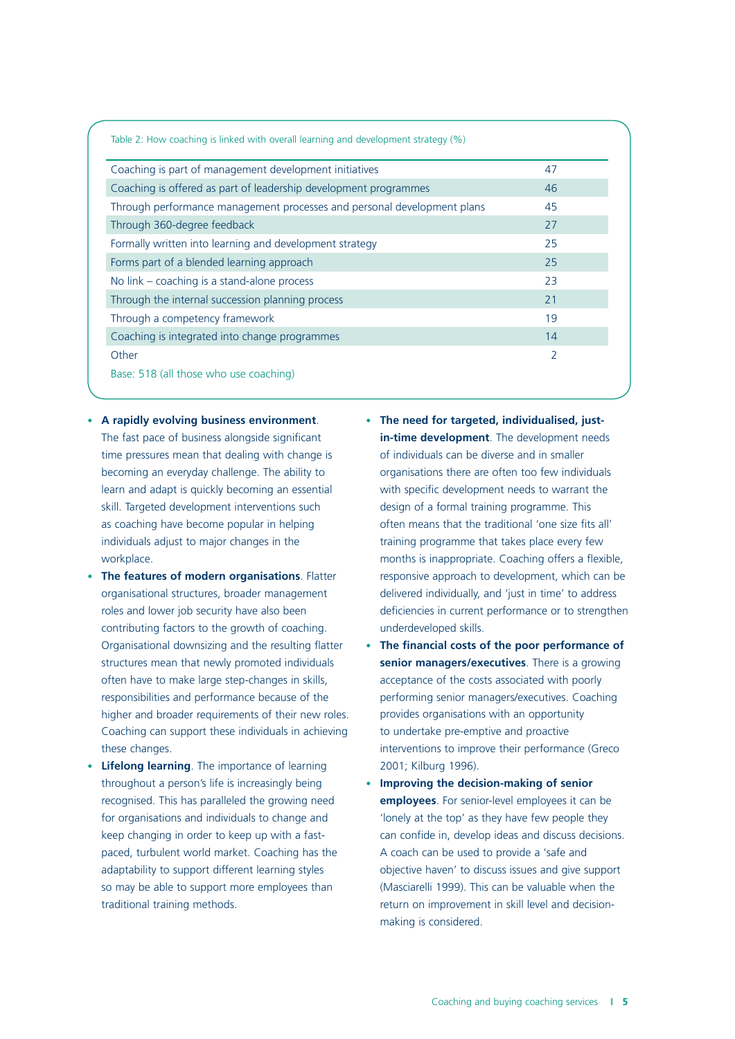Table 2: How coaching is linked with overall learning and development strategy (%)

| | |
|---|---|
| Coaching is part of management development initiatives | 47 |
| Coaching is offered as part of leadership development programmes | 46 |
| Through performance management processes and personal development plans | 45 |
| Through 360-degree feedback | 27 |
| Formally written into learning and development strategy | 25 |
| Forms part of a blended learning approach | 25 |
| No link – coaching is a stand-alone process | 23 |
| Through the internal succession planning process | 21 |
| Through a competency framework | 19 |
| Coaching is integrated into change programmes | 14 |
| Other | 2 |

Base: 518 (all those who use coaching)

- **A rapidly evolving business environment**. The fast pace of business alongside significant time pressures mean that dealing with change is becoming an everyday challenge. The ability to learn and adapt is quickly becoming an essential skill. Targeted development interventions such as coaching have become popular in helping individuals adjust to major changes in the workplace.
- **The features of modern organisations**. Flatter organisational structures, broader management roles and lower job security have also been contributing factors to the growth of coaching. Organisational downsizing and the resulting flatter structures mean that newly promoted individuals often have to make large step-changes in skills, responsibilities and performance because of the higher and broader requirements of their new roles. Coaching can support these individuals in achieving these changes.
- **Lifelong learning**. The importance of learning throughout a person's life is increasingly being recognised. This has paralleled the growing need for organisations and individuals to change and keep changing in order to keep up with a fast-paced, turbulent world market. Coaching has the adaptability to support different learning styles so may be able to support more employees than traditional training methods.
- **The need for targeted, individualised, just-in-time development**. The development needs of individuals can be diverse and in smaller organisations there are often too few individuals with specific development needs to warrant the design of a formal training programme. This often means that the traditional 'one size fits all' training programme that takes place every few months is inappropriate. Coaching offers a flexible, responsive approach to development, which can be delivered individually, and 'just in time' to address deficiencies in current performance or to strengthen underdeveloped skills.
- **The financial costs of the poor performance of senior managers/executives**. There is a growing acceptance of the costs associated with poorly performing senior managers/executives. Coaching provides organisations with an opportunity to undertake pre-emptive and proactive interventions to improve their performance (Greco 2001; Kilburg 1996).
- **Improving the decision-making of senior employees**. For senior-level employees it can be 'lonely at the top' as they have few people they can confide in, develop ideas and discuss decisions. A coach can be used to provide a 'safe and objective haven' to discuss issues and give support (Masciarelli 1999). This can be valuable when the return on improvement in skill level and decision-making is considered.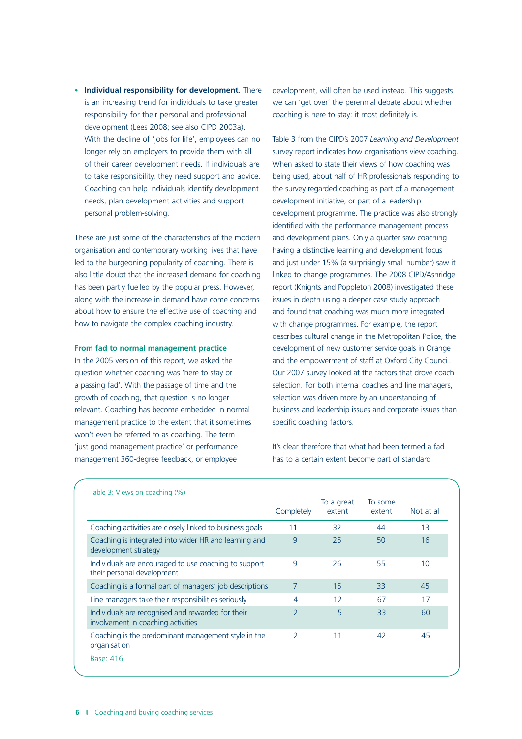- **Individual responsibility for development**. There is an increasing trend for individuals to take greater responsibility for their personal and professional development (Lees 2008; see also CIPD 2003a). With the decline of 'jobs for life', employees can no longer rely on employers to provide them with all of their career development needs. If individuals are to take responsibility, they need support and advice. Coaching can help individuals identify development needs, plan development activities and support personal problem-solving.

These are just some of the characteristics of the modern organisation and contemporary working lives that have led to the burgeoning popularity of coaching. There is also little doubt that the increased demand for coaching has been partly fuelled by the popular press. However, along with the increase in demand have come concerns about how to ensure the effective use of coaching and how to navigate the complex coaching industry.

### From fad to normal management practice

In the 2005 version of this report, we asked the question whether coaching was 'here to stay or a passing fad'. With the passage of time and the growth of coaching, that question is no longer relevant. Coaching has become embedded in normal management practice to the extent that it sometimes won't even be referred to as coaching. The term 'just good management practice' or performance management 360-degree feedback, or employee development, will often be used instead. This suggests we can 'get over' the perennial debate about whether coaching is here to stay: it most definitely is.

Table 3 from the CIPD's 2007 *Learning and Development* survey report indicates how organisations view coaching. When asked to state their views of how coaching was being used, about half of HR professionals responding to the survey regarded coaching as part of a management development initiative, or part of a leadership development programme. The practice was also strongly identified with the performance management process and development plans. Only a quarter saw coaching having a distinctive learning and development focus and just under 15% (a surprisingly small number) saw it linked to change programmes. The 2008 CIPD/Ashridge report (Knights and Poppleton 2008) investigated these issues in depth using a deeper case study approach and found that coaching was much more integrated with change programmes. For example, the report describes cultural change in the Metropolitan Police, the development of new customer service goals in Orange and the empowerment of staff at Oxford City Council. Our 2007 survey looked at the factors that drove coach selection. For both internal coaches and line managers, selection was driven more by an understanding of business and leadership issues and corporate issues than specific coaching factors.

It's clear therefore that what had been termed a fad has to a certain extent become part of standard

Table 3: Views on coaching (%)

| | Completely | To a great extent | To some extent | Not at all |
|---|---|---|---|---|
| Coaching activities are closely linked to business goals | 11 | 32 | 44 | 13 |
| Coaching is integrated into wider HR and learning and development strategy | 9 | 25 | 50 | 16 |
| Individuals are encouraged to use coaching to support their personal development | 9 | 26 | 55 | 10 |
| Coaching is a formal part of managers' job descriptions | 7 | 15 | 33 | 45 |
| Line managers take their responsibilities seriously | 4 | 12 | 67 | 17 |
| Individuals are recognised and rewarded for their involvement in coaching activities | 2 | 5 | 33 | 60 |
| Coaching is the predominant management style in the organisation | 2 | 11 | 42 | 45 |

Base: 416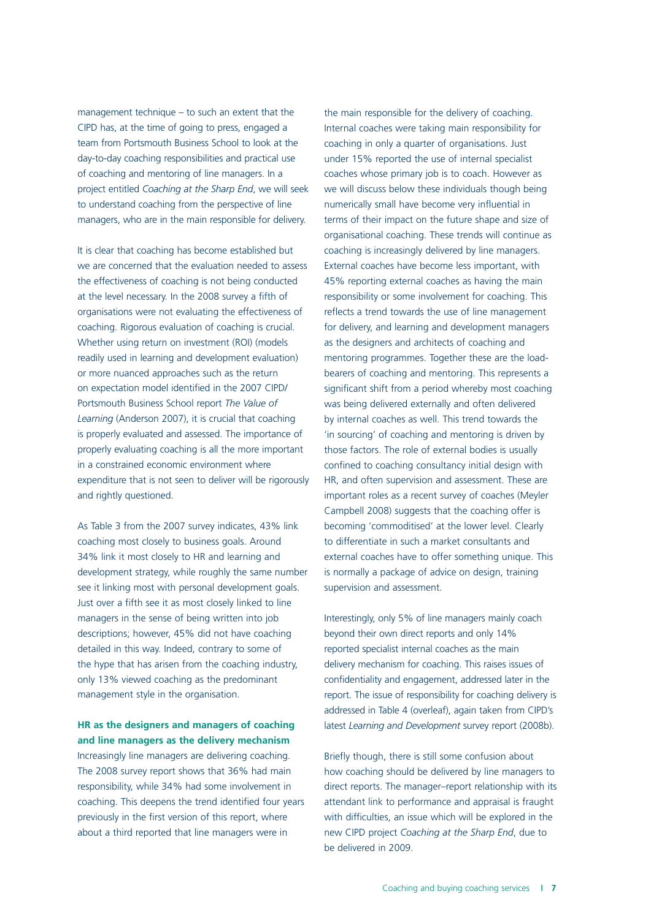management technique – to such an extent that the CIPD has, at the time of going to press, engaged a team from Portsmouth Business School to look at the day-to-day coaching responsibilities and practical use of coaching and mentoring of line managers. In a project entitled *Coaching at the Sharp End*, we will seek to understand coaching from the perspective of line managers, who are in the main responsible for delivery.

It is clear that coaching has become established but we are concerned that the evaluation needed to assess the effectiveness of coaching is not being conducted at the level necessary. In the 2008 survey a fifth of organisations were not evaluating the effectiveness of coaching. Rigorous evaluation of coaching is crucial. Whether using return on investment (ROI) (models readily used in learning and development evaluation) or more nuanced approaches such as the return on expectation model identified in the 2007 CIPD/ Portsmouth Business School report *The Value of Learning* (Anderson 2007), it is crucial that coaching is properly evaluated and assessed. The importance of properly evaluating coaching is all the more important in a constrained economic environment where expenditure that is not seen to deliver will be rigorously and rightly questioned.

As Table 3 from the 2007 survey indicates, 43% link coaching most closely to business goals. Around 34% link it most closely to HR and learning and development strategy, while roughly the same number see it linking most with personal development goals. Just over a fifth see it as most closely linked to line managers in the sense of being written into job descriptions; however, 45% did not have coaching detailed in this way. Indeed, contrary to some of the hype that has arisen from the coaching industry, only 13% viewed coaching as the predominant management style in the organisation.

### HR as the designers and managers of coaching and line managers as the delivery mechanism

Increasingly line managers are delivering coaching. The 2008 survey report shows that 36% had main responsibility, while 34% had some involvement in coaching. This deepens the trend identified four years previously in the first version of this report, where about a third reported that line managers were in the main responsible for the delivery of coaching. Internal coaches were taking main responsibility for coaching in only a quarter of organisations. Just under 15% reported the use of internal specialist coaches whose primary job is to coach. However as we will discuss below these individuals though being numerically small have become very influential in terms of their impact on the future shape and size of organisational coaching. These trends will continue as coaching is increasingly delivered by line managers. External coaches have become less important, with 45% reporting external coaches as having the main responsibility or some involvement for coaching. This reflects a trend towards the use of line management for delivery, and learning and development managers as the designers and architects of coaching and mentoring programmes. Together these are the load-bearers of coaching and mentoring. This represents a significant shift from a period whereby most coaching was being delivered externally and often delivered by internal coaches as well. This trend towards the 'in sourcing' of coaching and mentoring is driven by those factors. The role of external bodies is usually confined to coaching consultancy initial design with HR, and often supervision and assessment. These are important roles as a recent survey of coaches (Meyler Campbell 2008) suggests that the coaching offer is becoming 'commoditised' at the lower level. Clearly to differentiate in such a market consultants and external coaches have to offer something unique. This is normally a package of advice on design, training supervision and assessment.

Interestingly, only 5% of line managers mainly coach beyond their own direct reports and only 14% reported specialist internal coaches as the main delivery mechanism for coaching. This raises issues of confidentiality and engagement, addressed later in the report. The issue of responsibility for coaching delivery is addressed in Table 4 (overleaf), again taken from CIPD's latest *Learning and Development* survey report (2008b).

Briefly though, there is still some confusion about how coaching should be delivered by line managers to direct reports. The manager–report relationship with its attendant link to performance and appraisal is fraught with difficulties, an issue which will be explored in the new CIPD project *Coaching at the Sharp End*, due to be delivered in 2009.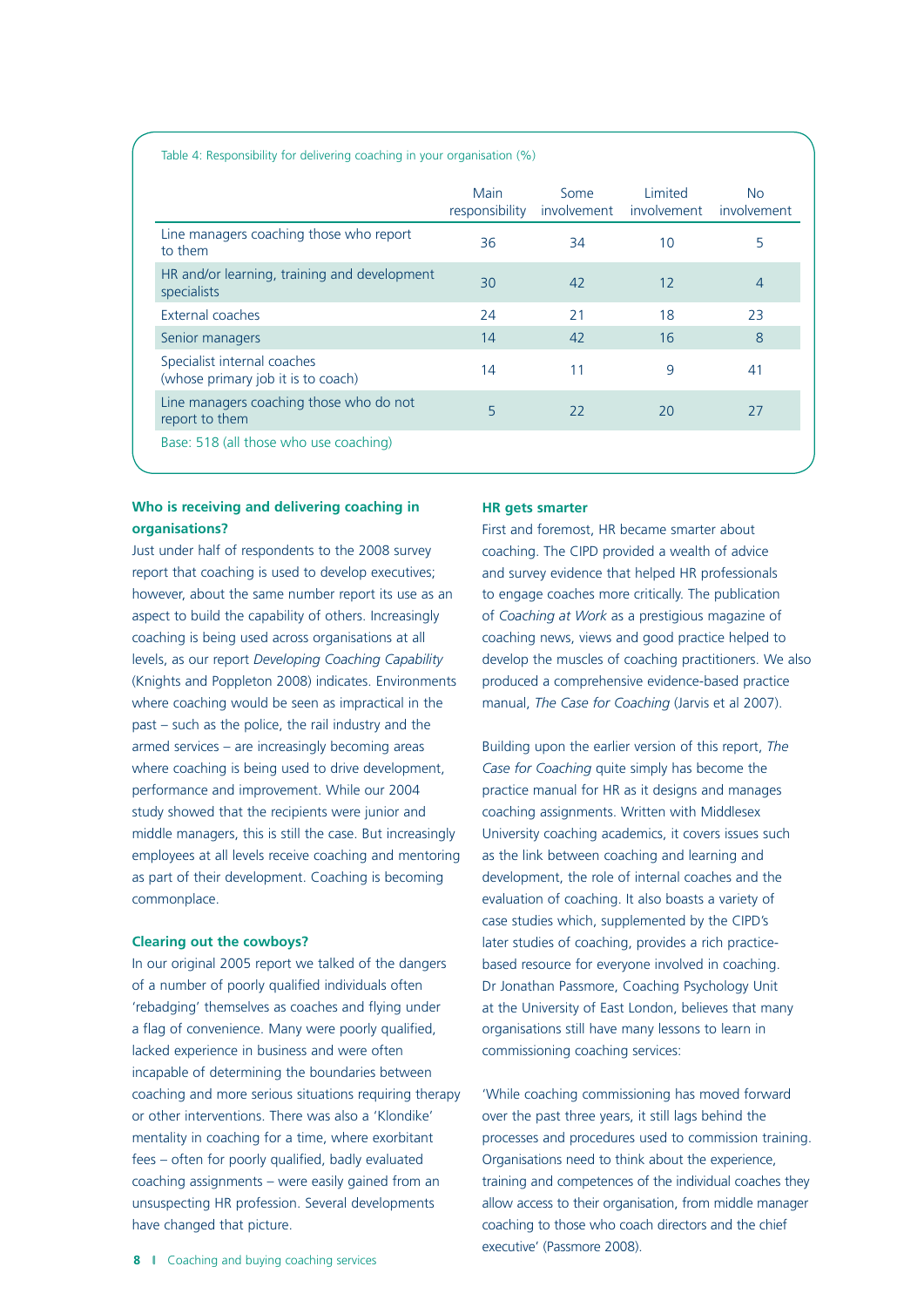Table 4: Responsibility for delivering coaching in your organisation (%)

| | Main responsibility | Some involvement | Limited involvement | No involvement |
|---|---|---|---|---|
| Line managers coaching those who report to them | 36 | 34 | 10 | 5 |
| HR and/or learning, training and development specialists | 30 | 42 | 12 | 4 |
| External coaches | 24 | 21 | 18 | 23 |
| Senior managers | 14 | 42 | 16 | 8 |
| Specialist internal coaches (whose primary job it is to coach) | 14 | 11 | 9 | 41 |
| Line managers coaching those who do not report to them | 5 | 22 | 20 | 27 |

Base: 518 (all those who use coaching)

### Who is receiving and delivering coaching in organisations?

Just under half of respondents to the 2008 survey report that coaching is used to develop executives; however, about the same number report its use as an aspect to build the capability of others. Increasingly coaching is being used across organisations at all levels, as our report *Developing Coaching Capability* (Knights and Poppleton 2008) indicates. Environments where coaching would be seen as impractical in the past – such as the police, the rail industry and the armed services – are increasingly becoming areas where coaching is being used to drive development, performance and improvement. While our 2004 study showed that the recipients were junior and middle managers, this is still the case. But increasingly employees at all levels receive coaching and mentoring as part of their development. Coaching is becoming commonplace.

### Clearing out the cowboys?

In our original 2005 report we talked of the dangers of a number of poorly qualified individuals often 'rebadging' themselves as coaches and flying under a flag of convenience. Many were poorly qualified, lacked experience in business and were often incapable of determining the boundaries between coaching and more serious situations requiring therapy or other interventions. There was also a 'Klondike' mentality in coaching for a time, where exorbitant fees – often for poorly qualified, badly evaluated coaching assignments – were easily gained from an unsuspecting HR profession. Several developments have changed that picture.

### HR gets smarter

First and foremost, HR became smarter about coaching. The CIPD provided a wealth of advice and survey evidence that helped HR professionals to engage coaches more critically. The publication of *Coaching at Work* as a prestigious magazine of coaching news, views and good practice helped to develop the muscles of coaching practitioners. We also produced a comprehensive evidence-based practice manual, *The Case for Coaching* (Jarvis et al 2007).

Building upon the earlier version of this report, *The Case for Coaching* quite simply has become the practice manual for HR as it designs and manages coaching assignments. Written with Middlesex University coaching academics, it covers issues such as the link between coaching and learning and development, the role of internal coaches and the evaluation of coaching. It also boasts a variety of case studies which, supplemented by the CIPD's later studies of coaching, provides a rich practice-based resource for everyone involved in coaching. Dr Jonathan Passmore, Coaching Psychology Unit at the University of East London, believes that many organisations still have many lessons to learn in commissioning coaching services:

'While coaching commissioning has moved forward over the past three years, it still lags behind the processes and procedures used to commission training. Organisations need to think about the experience, training and competences of the individual coaches they allow access to their organisation, from middle manager coaching to those who coach directors and the chief executive' (Passmore 2008).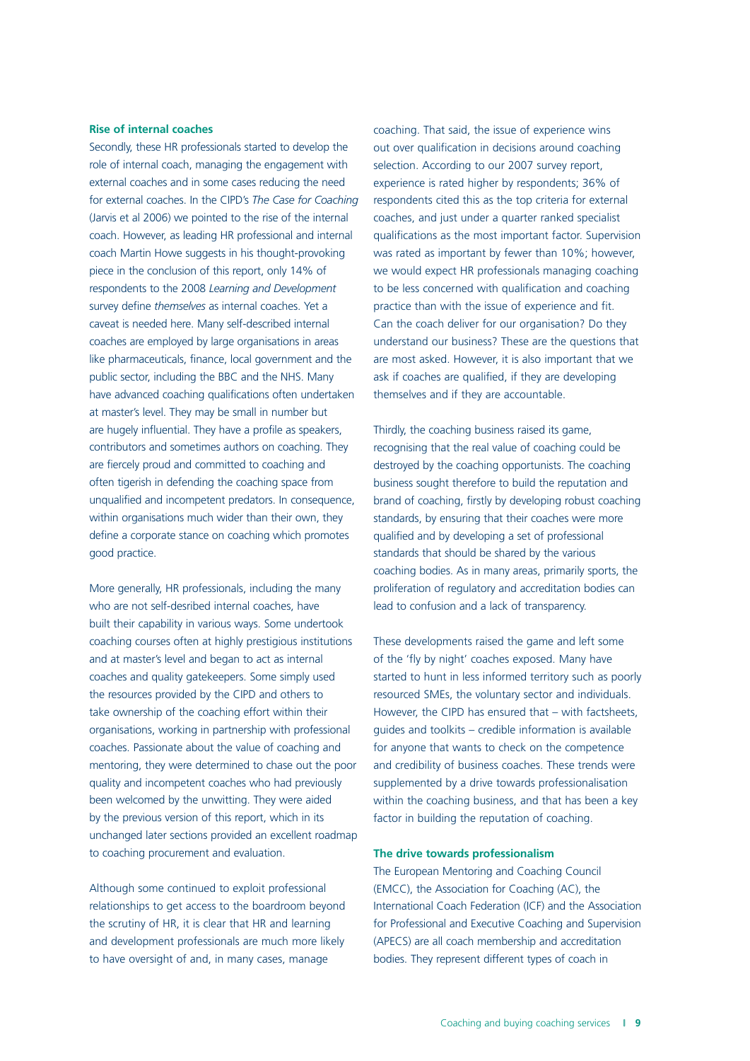### Rise of internal coaches

Secondly, these HR professionals started to develop the role of internal coach, managing the engagement with external coaches and in some cases reducing the need for external coaches. In the CIPD's *The Case for Coaching* (Jarvis et al 2006) we pointed to the rise of the internal coach. However, as leading HR professional and internal coach Martin Howe suggests in his thought-provoking piece in the conclusion of this report, only 14% of respondents to the 2008 *Learning and Development* survey define *themselves* as internal coaches. Yet a caveat is needed here. Many self-described internal coaches are employed by large organisations in areas like pharmaceuticals, finance, local government and the public sector, including the BBC and the NHS. Many have advanced coaching qualifications often undertaken at master's level. They may be small in number but are hugely influential. They have a profile as speakers, contributors and sometimes authors on coaching. They are fiercely proud and committed to coaching and often tigerish in defending the coaching space from unqualified and incompetent predators. In consequence, within organisations much wider than their own, they define a corporate stance on coaching which promotes good practice.

More generally, HR professionals, including the many who are not self-desribed internal coaches, have built their capability in various ways. Some undertook coaching courses often at highly prestigious institutions and at master's level and began to act as internal coaches and quality gatekeepers. Some simply used the resources provided by the CIPD and others to take ownership of the coaching effort within their organisations, working in partnership with professional coaches. Passionate about the value of coaching and mentoring, they were determined to chase out the poor quality and incompetent coaches who had previously been welcomed by the unwitting. They were aided by the previous version of this report, which in its unchanged later sections provided an excellent roadmap to coaching procurement and evaluation.

Although some continued to exploit professional relationships to get access to the boardroom beyond the scrutiny of HR, it is clear that HR and learning and development professionals are much more likely to have oversight of and, in many cases, manage coaching. That said, the issue of experience wins out over qualification in decisions around coaching selection. According to our 2007 survey report, experience is rated higher by respondents; 36% of respondents cited this as the top criteria for external coaches, and just under a quarter ranked specialist qualifications as the most important factor. Supervision was rated as important by fewer than 10%; however, we would expect HR professionals managing coaching to be less concerned with qualification and coaching practice than with the issue of experience and fit. Can the coach deliver for our organisation? Do they understand our business? These are the questions that are most asked. However, it is also important that we ask if coaches are qualified, if they are developing themselves and if they are accountable.

Thirdly, the coaching business raised its game, recognising that the real value of coaching could be destroyed by the coaching opportunists. The coaching business sought therefore to build the reputation and brand of coaching, firstly by developing robust coaching standards, by ensuring that their coaches were more qualified and by developing a set of professional standards that should be shared by the various coaching bodies. As in many areas, primarily sports, the proliferation of regulatory and accreditation bodies can lead to confusion and a lack of transparency.

These developments raised the game and left some of the 'fly by night' coaches exposed. Many have started to hunt in less informed territory such as poorly resourced SMEs, the voluntary sector and individuals. However, the CIPD has ensured that – with factsheets, guides and toolkits – credible information is available for anyone that wants to check on the competence and credibility of business coaches. These trends were supplemented by a drive towards professionalisation within the coaching business, and that has been a key factor in building the reputation of coaching.

### The drive towards professionalism

The European Mentoring and Coaching Council (EMCC), the Association for Coaching (AC), the International Coach Federation (ICF) and the Association for Professional and Executive Coaching and Supervision (APECS) are all coach membership and accreditation bodies. They represent different types of coach in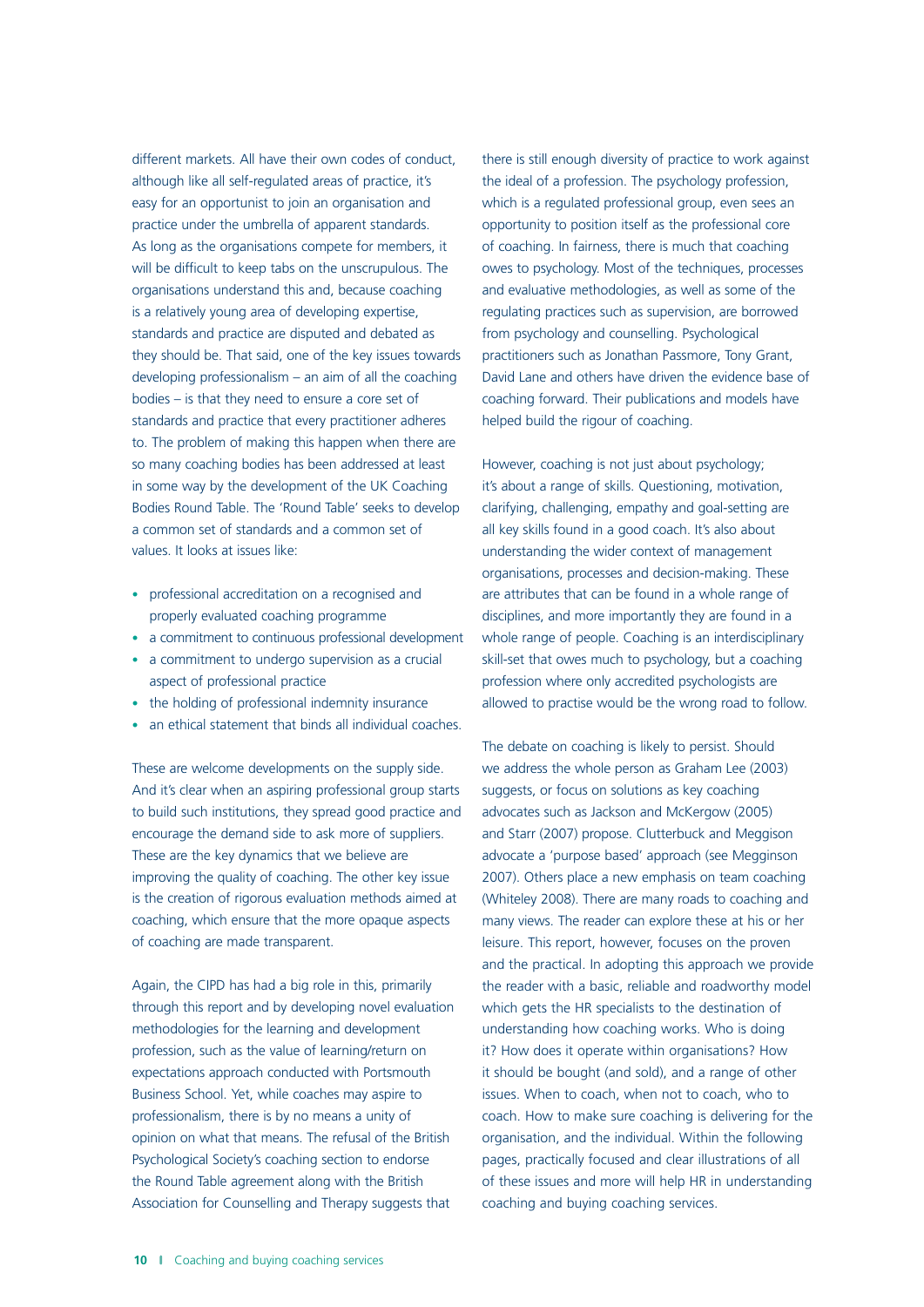different markets. All have their own codes of conduct, although like all self-regulated areas of practice, it's easy for an opportunist to join an organisation and practice under the umbrella of apparent standards. As long as the organisations compete for members, it will be difficult to keep tabs on the unscrupulous. The organisations understand this and, because coaching is a relatively young area of developing expertise, standards and practice are disputed and debated as they should be. That said, one of the key issues towards developing professionalism – an aim of all the coaching bodies – is that they need to ensure a core set of standards and practice that every practitioner adheres to. The problem of making this happen when there are so many coaching bodies has been addressed at least in some way by the development of the UK Coaching Bodies Round Table. The 'Round Table' seeks to develop a common set of standards and a common set of values. It looks at issues like:

- professional accreditation on a recognised and properly evaluated coaching programme
- a commitment to continuous professional development
- a commitment to undergo supervision as a crucial aspect of professional practice
- the holding of professional indemnity insurance
- an ethical statement that binds all individual coaches.

These are welcome developments on the supply side. And it's clear when an aspiring professional group starts to build such institutions, they spread good practice and encourage the demand side to ask more of suppliers. These are the key dynamics that we believe are improving the quality of coaching. The other key issue is the creation of rigorous evaluation methods aimed at coaching, which ensure that the more opaque aspects of coaching are made transparent.

Again, the CIPD has had a big role in this, primarily through this report and by developing novel evaluation methodologies for the learning and development profession, such as the value of learning/return on expectations approach conducted with Portsmouth Business School. Yet, while coaches may aspire to professionalism, there is by no means a unity of opinion on what that means. The refusal of the British Psychological Society's coaching section to endorse the Round Table agreement along with the British Association for Counselling and Therapy suggests that there is still enough diversity of practice to work against the ideal of a profession. The psychology profession, which is a regulated professional group, even sees an opportunity to position itself as the professional core of coaching. In fairness, there is much that coaching owes to psychology. Most of the techniques, processes and evaluative methodologies, as well as some of the regulating practices such as supervision, are borrowed from psychology and counselling. Psychological practitioners such as Jonathan Passmore, Tony Grant, David Lane and others have driven the evidence base of coaching forward. Their publications and models have helped build the rigour of coaching.

However, coaching is not just about psychology; it's about a range of skills. Questioning, motivation, clarifying, challenging, empathy and goal-setting are all key skills found in a good coach. It's also about understanding the wider context of management organisations, processes and decision-making. These are attributes that can be found in a whole range of disciplines, and more importantly they are found in a whole range of people. Coaching is an interdisciplinary skill-set that owes much to psychology, but a coaching profession where only accredited psychologists are allowed to practise would be the wrong road to follow.

The debate on coaching is likely to persist. Should we address the whole person as Graham Lee (2003) suggests, or focus on solutions as key coaching advocates such as Jackson and McKergow (2005) and Starr (2007) propose. Clutterbuck and Megginson advocate a 'purpose based' approach (see Megginson 2007). Others place a new emphasis on team coaching (Whiteley 2008). There are many roads to coaching and many views. The reader can explore these at his or her leisure. This report, however, focuses on the proven and the practical. In adopting this approach we provide the reader with a basic, reliable and roadworthy model which gets the HR specialists to the destination of understanding how coaching works. Who is doing it? How does it operate within organisations? How it should be bought (and sold), and a range of other issues. When to coach, when not to coach, who to coach. How to make sure coaching is delivering for the organisation, and the individual. Within the following pages, practically focused and clear illustrations of all of these issues and more will help HR in understanding coaching and buying coaching services.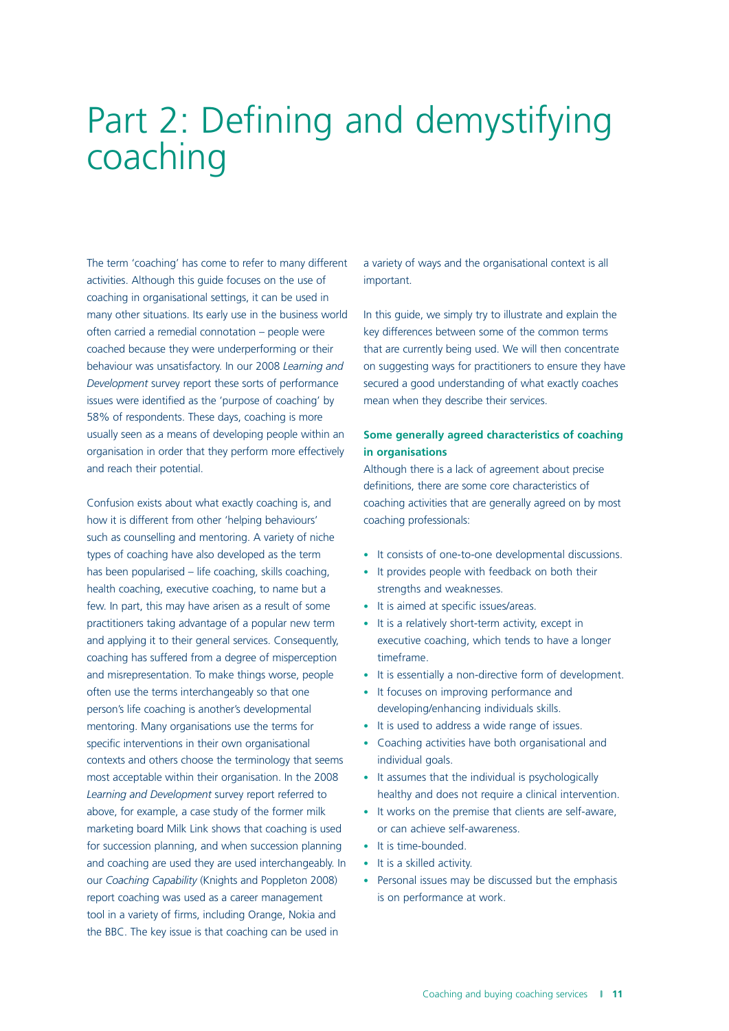# Part 2: Defining and demystifying coaching

The term 'coaching' has come to refer to many different activities. Although this guide focuses on the use of coaching in organisational settings, it can be used in many other situations. Its early use in the business world often carried a remedial connotation – people were coached because they were underperforming or their behaviour was unsatisfactory. In our 2008 *Learning and Development* survey report these sorts of performance issues were identified as the 'purpose of coaching' by 58% of respondents. These days, coaching is more usually seen as a means of developing people within an organisation in order that they perform more effectively and reach their potential.

Confusion exists about what exactly coaching is, and how it is different from other 'helping behaviours' such as counselling and mentoring. A variety of niche types of coaching have also developed as the term has been popularised – life coaching, skills coaching, health coaching, executive coaching, to name but a few. In part, this may have arisen as a result of some practitioners taking advantage of a popular new term and applying it to their general services. Consequently, coaching has suffered from a degree of misperception and misrepresentation. To make things worse, people often use the terms interchangeably so that one person's life coaching is another's developmental mentoring. Many organisations use the terms for specific interventions in their own organisational contexts and others choose the terminology that seems most acceptable within their organisation. In the 2008 *Learning and Development* survey report referred to above, for example, a case study of the former milk marketing board Milk Link shows that coaching is used for succession planning, and when succession planning and coaching are used they are used interchangeably. In our *Coaching Capability* (Knights and Poppleton 2008) report coaching was used as a career management tool in a variety of firms, including Orange, Nokia and the BBC. The key issue is that coaching can be used in a variety of ways and the organisational context is all important.

In this guide, we simply try to illustrate and explain the key differences between some of the common terms that are currently being used. We will then concentrate on suggesting ways for practitioners to ensure they have secured a good understanding of what exactly coaches mean when they describe their services.

### Some generally agreed characteristics of coaching in organisations

Although there is a lack of agreement about precise definitions, there are some core characteristics of coaching activities that are generally agreed on by most coaching professionals:

- It consists of one-to-one developmental discussions.
- It provides people with feedback on both their strengths and weaknesses.
- It is aimed at specific issues/areas.
- It is a relatively short-term activity, except in executive coaching, which tends to have a longer timeframe.
- It is essentially a non-directive form of development.
- It focuses on improving performance and developing/enhancing individuals skills.
- It is used to address a wide range of issues.
- Coaching activities have both organisational and individual goals.
- It assumes that the individual is psychologically healthy and does not require a clinical intervention.
- It works on the premise that clients are self-aware, or can achieve self-awareness.
- It is time-bounded.
- It is a skilled activity.
- Personal issues may be discussed but the emphasis is on performance at work.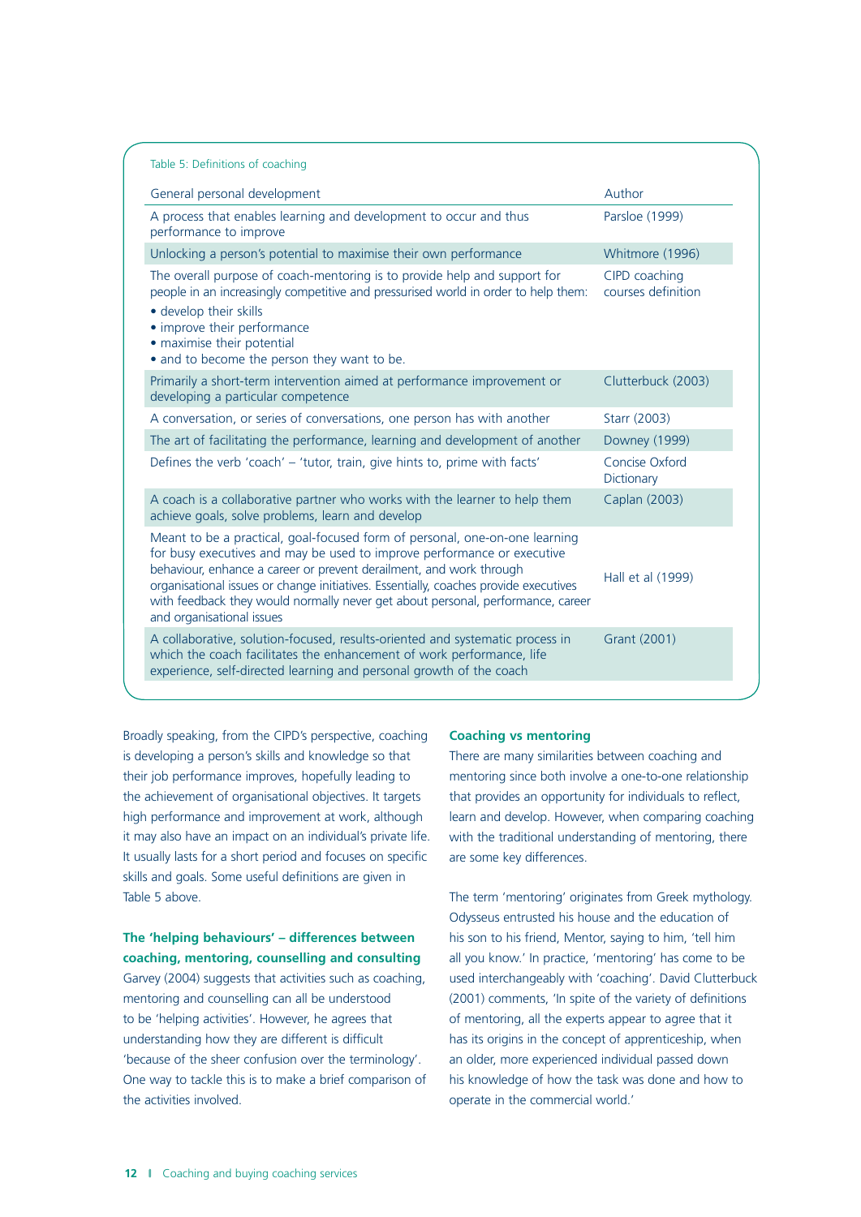Table 5: Definitions of coaching

| General personal development | Author |
|---|---|
| A process that enables learning and development to occur and thus performance to improve | Parsloe (1999) |
| Unlocking a person's potential to maximise their own performance | Whitmore (1996) |
| The overall purpose of coach-mentoring is to provide help and support for people in an increasingly competitive and pressurised world in order to help them: • develop their skills • improve their performance • maximise their potential • and to become the person they want to be. | CIPD coaching courses definition |
| Primarily a short-term intervention aimed at performance improvement or developing a particular competence | Clutterbuck (2003) |
| A conversation, or series of conversations, one person has with another | Starr (2003) |
| The art of facilitating the performance, learning and development of another | Downey (1999) |
| Defines the verb 'coach' – 'tutor, train, give hints to, prime with facts' | Concise Oxford Dictionary |
| A coach is a collaborative partner who works with the learner to help them achieve goals, solve problems, learn and develop | Caplan (2003) |
| Meant to be a practical, goal-focused form of personal, one-on-one learning for busy executives and may be used to improve performance or executive behaviour, enhance a career or prevent derailment, and work through organisational issues or change initiatives. Essentially, coaches provide executives with feedback they would normally never get about personal, performance, career and organisational issues | Hall et al (1999) |
| A collaborative, solution-focused, results-oriented and systematic process in which the coach facilitates the enhancement of work performance, life experience, self-directed learning and personal growth of the coach | Grant (2001) |

Broadly speaking, from the CIPD's perspective, coaching is developing a person's skills and knowledge so that their job performance improves, hopefully leading to the achievement of organisational objectives. It targets high performance and improvement at work, although it may also have an impact on an individual's private life. It usually lasts for a short period and focuses on specific skills and goals. Some useful definitions are given in Table 5 above.

### The 'helping behaviours' – differences between coaching, mentoring, counselling and consulting

Garvey (2004) suggests that activities such as coaching, mentoring and counselling can all be understood to be 'helping activities'. However, he agrees that understanding how they are different is difficult 'because of the sheer confusion over the terminology'. One way to tackle this is to make a brief comparison of the activities involved.

### Coaching vs mentoring

There are many similarities between coaching and mentoring since both involve a one-to-one relationship that provides an opportunity for individuals to reflect, learn and develop. However, when comparing coaching with the traditional understanding of mentoring, there are some key differences.

The term 'mentoring' originates from Greek mythology. Odysseus entrusted his house and the education of his son to his friend, Mentor, saying to him, 'tell him all you know.' In practice, 'mentoring' has come to be used interchangeably with 'coaching'. David Clutterbuck (2001) comments, 'In spite of the variety of definitions of mentoring, all the experts appear to agree that it has its origins in the concept of apprenticeship, when an older, more experienced individual passed down his knowledge of how the task was done and how to operate in the commercial world.'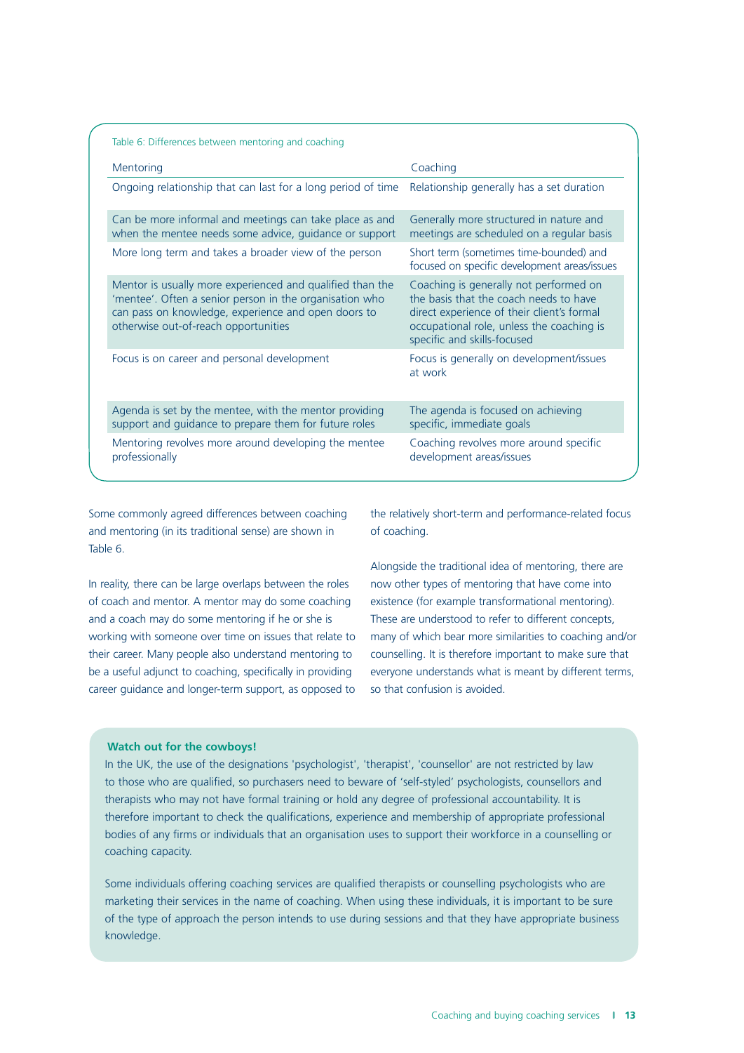Table 6: Differences between mentoring and coaching

| Mentoring | Coaching |
|---|---|
| Ongoing relationship that can last for a long period of time | Relationship generally has a set duration |
| Can be more informal and meetings can take place as and when the mentee needs some advice, guidance or support | Generally more structured in nature and meetings are scheduled on a regular basis |
| More long term and takes a broader view of the person | Short term (sometimes time-bounded) and focused on specific development areas/issues |
| Mentor is usually more experienced and qualified than the 'mentee'. Often a senior person in the organisation who can pass on knowledge, experience and open doors to otherwise out-of-reach opportunities | Coaching is generally not performed on the basis that the coach needs to have direct experience of their client's formal occupational role, unless the coaching is specific and skills-focused |
| Focus is on career and personal development | Focus is generally on development/issues at work |
| Agenda is set by the mentee, with the mentor providing support and guidance to prepare them for future roles | The agenda is focused on achieving specific, immediate goals |
| Mentoring revolves more around developing the mentee professionally | Coaching revolves more around specific development areas/issues |

Some commonly agreed differences between coaching and mentoring (in its traditional sense) are shown in Table 6.

In reality, there can be large overlaps between the roles of coach and mentor. A mentor may do some coaching and a coach may do some mentoring if he or she is working with someone over time on issues that relate to their career. Many people also understand mentoring to be a useful adjunct to coaching, specifically in providing career guidance and longer-term support, as opposed to the relatively short-term and performance-related focus of coaching.

Alongside the traditional idea of mentoring, there are now other types of mentoring that have come into existence (for example transformational mentoring). These are understood to refer to different concepts, many of which bear more similarities to coaching and/or counselling. It is therefore important to make sure that everyone understands what is meant by different terms, so that confusion is avoided.

**Watch out for the cowboys!**

In the UK, the use of the designations 'psychologist', 'therapist', 'counsellor' are not restricted by law to those who are qualified, so purchasers need to beware of 'self-styled' psychologists, counsellors and therapists who may not have formal training or hold any degree of professional accountability. It is therefore important to check the qualifications, experience and membership of appropriate professional bodies of any firms or individuals that an organisation uses to support their workforce in a counselling or coaching capacity.

Some individuals offering coaching services are qualified therapists or counselling psychologists who are marketing their services in the name of coaching. When using these individuals, it is important to be sure of the type of approach the person intends to use during sessions and that they have appropriate business knowledge.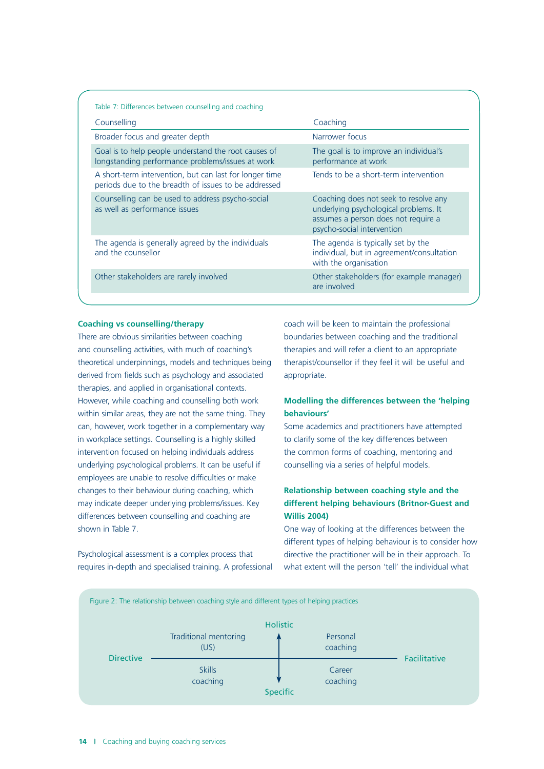Table 7: Differences between counselling and coaching

| Counselling | Coaching |
|---|---|
| Broader focus and greater depth | Narrower focus |
| Goal is to help people understand the root causes of longstanding performance problems/issues at work | The goal is to improve an individual's performance at work |
| A short-term intervention, but can last for longer time periods due to the breadth of issues to be addressed | Tends to be a short-term intervention |
| Counselling can be used to address psycho-social as well as performance issues | Coaching does not seek to resolve any underlying psychological problems. It assumes a person does not require a psycho-social intervention |
| The agenda is generally agreed by the individuals and the counsellor | The agenda is typically set by the individual, but in agreement/consultation with the organisation |
| Other stakeholders are rarely involved | Other stakeholders (for example manager) are involved |

### Coaching vs counselling/therapy

There are obvious similarities between coaching and counselling activities, with much of coaching's theoretical underpinnings, models and techniques being derived from fields such as psychology and associated therapies, and applied in organisational contexts. However, while coaching and counselling both work within similar areas, they are not the same thing. They can, however, work together in a complementary way in workplace settings. Counselling is a highly skilled intervention focused on helping individuals address underlying psychological problems. It can be useful if employees are unable to resolve difficulties or make changes to their behaviour during coaching, which may indicate deeper underlying problems/issues. Key differences between counselling and coaching are shown in Table 7.

Psychological assessment is a complex process that requires in-depth and specialised training. A professional coach will be keen to maintain the professional boundaries between coaching and the traditional therapies and will refer a client to an appropriate therapist/counsellor if they feel it will be useful and appropriate.

### Modelling the differences between the 'helping behaviours'

Some academics and practitioners have attempted to clarify some of the key differences between the common forms of coaching, mentoring and counselling via a series of helpful models.

### Relationship between coaching style and the different helping behaviours (Britnor-Guest and Willis 2004)

One way of looking at the differences between the different types of helping behaviour is to consider how directive the practitioner will be in their approach. To what extent will the person 'tell' the individual what

Figure 2: The relationship between coaching style and different types of helping practices

| | Directive | Facilitative |
|---|---|---|
| **Holistic** | Traditional mentoring (US) | Personal coaching |
| **Specific** | Skills coaching | Career coaching |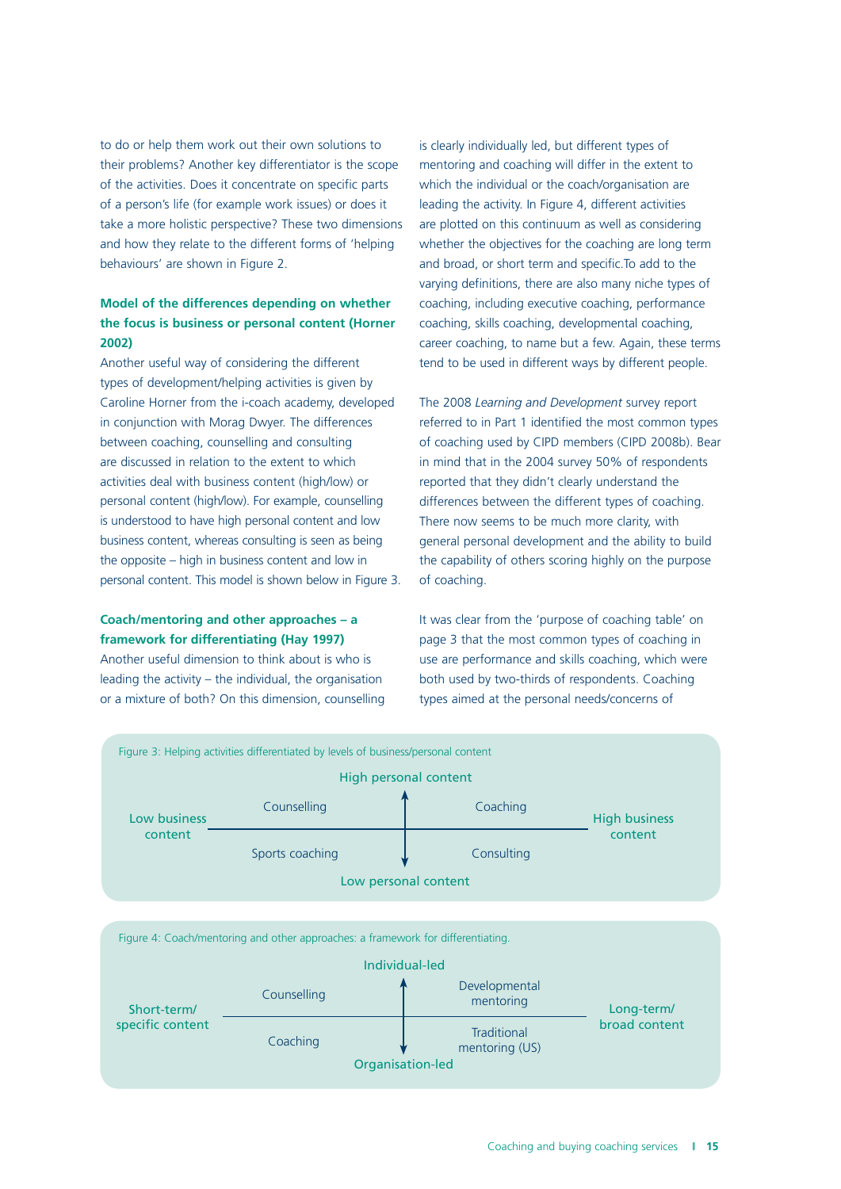to do or help them work out their own solutions to their problems? Another key differentiator is the scope of the activities. Does it concentrate on specific parts of a person's life (for example work issues) or does it take a more holistic perspective? These two dimensions and how they relate to the different forms of 'helping behaviours' are shown in Figure 2.

**Model of the differences depending on whether the focus is business or personal content (Horner 2002)**

Another useful way of considering the different types of development/helping activities is given by Caroline Horner from the i-coach academy, developed in conjunction with Morag Dwyer. The differences between coaching, counselling and consulting are discussed in relation to the extent to which activities deal with business content (high/low) or personal content (high/low). For example, counselling is understood to have high personal content and low business content, whereas consulting is seen as being the opposite – high in business content and low in personal content. This model is shown below in Figure 3.

**Coach/mentoring and other approaches – a framework for differentiating (Hay 1997)**

Another useful dimension to think about is who is leading the activity – the individual, the organisation or a mixture of both? On this dimension, counselling is clearly individually led, but different types of mentoring and coaching will differ in the extent to which the individual or the coach/organisation are leading the activity. In Figure 4, different activities are plotted on this continuum as well as considering whether the objectives for the coaching are long term and broad, or short term and specific.To add to the varying definitions, there are also many niche types of coaching, including executive coaching, performance coaching, skills coaching, developmental coaching, career coaching, to name but a few. Again, these terms tend to be used in different ways by different people.

The 2008 *Learning and Development* survey report referred to in Part 1 identified the most common types of coaching used by CIPD members (CIPD 2008b). Bear in mind that in the 2004 survey 50% of respondents reported that they didn't clearly understand the differences between the different types of coaching. There now seems to be much more clarity, with general personal development and the ability to build the capability of others scoring highly on the purpose of coaching.

It was clear from the 'purpose of coaching table' on page 3 that the most common types of coaching in use are performance and skills coaching, which were both used by two-thirds of respondents. Coaching types aimed at the personal needs/concerns of

Figure 3: Helping activities differentiated by levels of business/personal content

| | High personal content | |
|---|---|---|
| Low business content | Counselling | Coaching | High business content |
| | Sports coaching | Consulting | |
| | Low personal content | |

Figure 4: Coach/mentoring and other approaches: a framework for differentiating.

| | Individual-led | |
|---|---|---|
| Short-term/ specific content | Counselling | Developmental mentoring | Long-term/ broad content |
| | Coaching | Traditional mentoring (US) | |
| | Organisation-led | |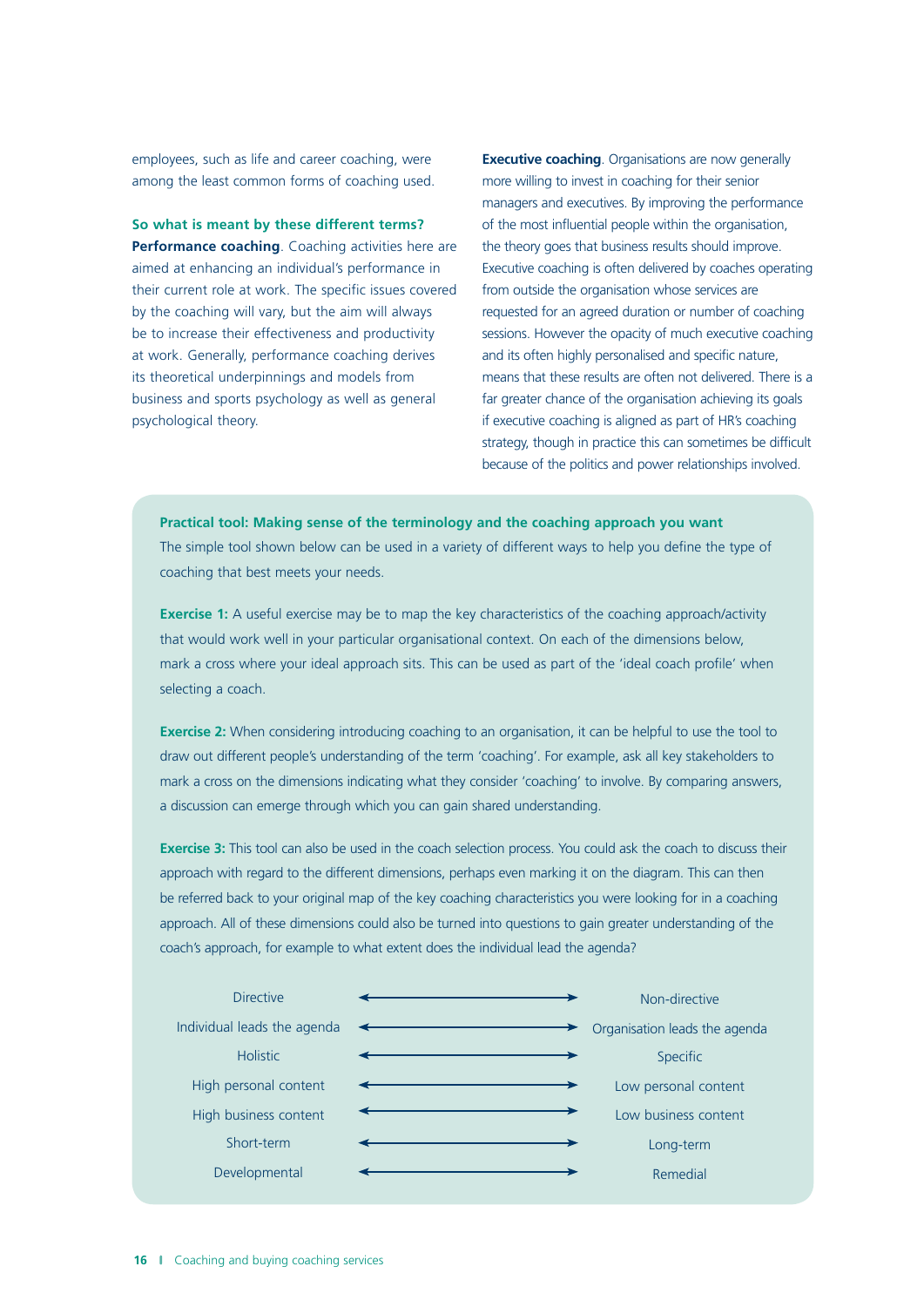employees, such as life and career coaching, were among the least common forms of coaching used.

### So what is meant by these different terms?

**Performance coaching**. Coaching activities here are aimed at enhancing an individual's performance in their current role at work. The specific issues covered by the coaching will vary, but the aim will always be to increase their effectiveness and productivity at work. Generally, performance coaching derives its theoretical underpinnings and models from business and sports psychology as well as general psychological theory.

**Executive coaching**. Organisations are now generally more willing to invest in coaching for their senior managers and executives. By improving the performance of the most influential people within the organisation, the theory goes that business results should improve. Executive coaching is often delivered by coaches operating from outside the organisation whose services are requested for an agreed duration or number of coaching sessions. However the opacity of much executive coaching and its often highly personalised and specific nature, means that these results are often not delivered. There is a far greater chance of the organisation achieving its goals if executive coaching is aligned as part of HR's coaching strategy, though in practice this can sometimes be difficult because of the politics and power relationships involved.

### Practical tool: Making sense of the terminology and the coaching approach you want

The simple tool shown below can be used in a variety of different ways to help you define the type of coaching that best meets your needs.

**Exercise 1:** A useful exercise may be to map the key characteristics of the coaching approach/activity that would work well in your particular organisational context. On each of the dimensions below, mark a cross where your ideal approach sits. This can be used as part of the 'ideal coach profile' when selecting a coach.

**Exercise 2:** When considering introducing coaching to an organisation, it can be helpful to use the tool to draw out different people's understanding of the term 'coaching'. For example, ask all key stakeholders to mark a cross on the dimensions indicating what they consider 'coaching' to involve. By comparing answers, a discussion can emerge through which you can gain shared understanding.

**Exercise 3:** This tool can also be used in the coach selection process. You could ask the coach to discuss their approach with regard to the different dimensions, perhaps even marking it on the diagram. This can then be referred back to your original map of the key coaching characteristics you were looking for in a coaching approach. All of these dimensions could also be turned into questions to gain greater understanding of the coach's approach, for example to what extent does the individual lead the agenda?

| | | |
|---|---|---|
| Directive | ← → | Non-directive |
| Individual leads the agenda | ← → | Organisation leads the agenda |
| Holistic | ← → | Specific |
| High personal content | ← → | Low personal content |
| High business content | ← → | Low business content |
| Short-term | ← → | Long-term |
| Developmental | ← → | Remedial |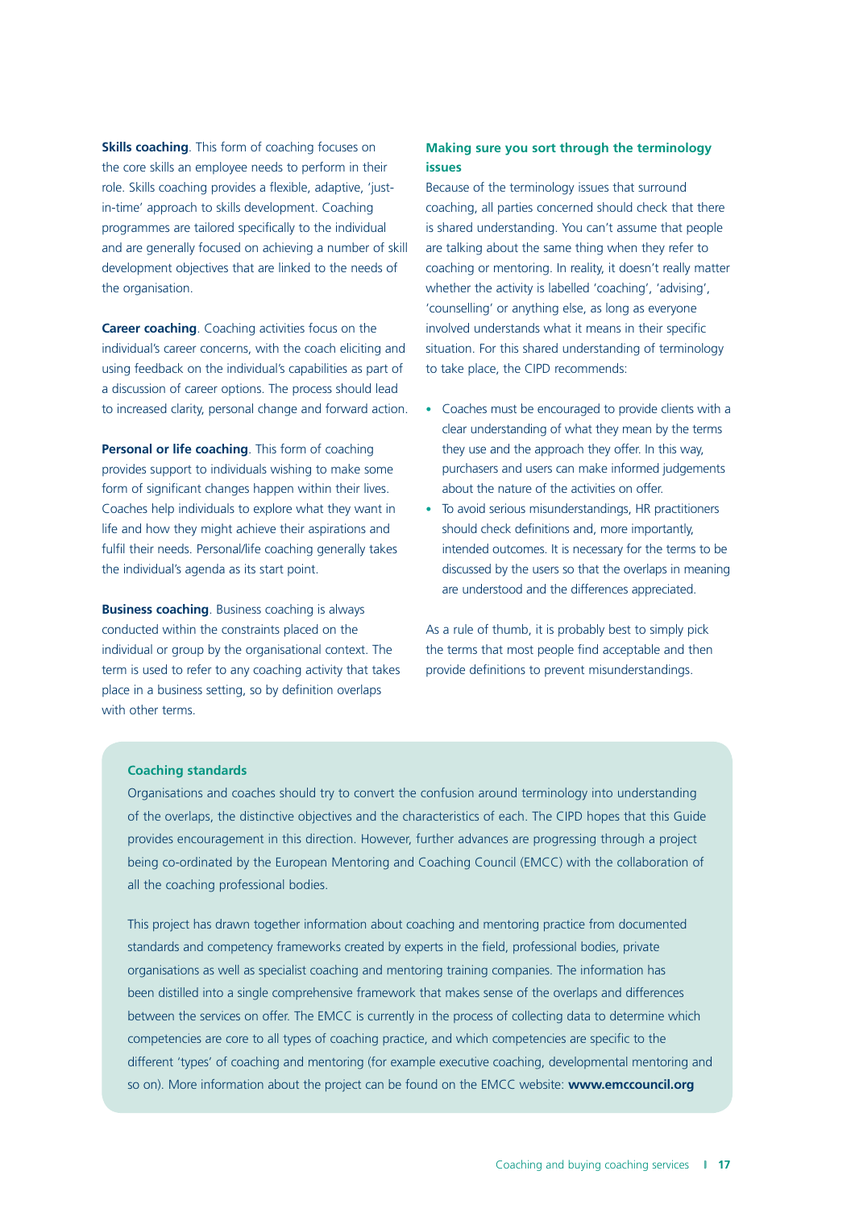**Skills coaching**. This form of coaching focuses on the core skills an employee needs to perform in their role. Skills coaching provides a flexible, adaptive, 'just-in-time' approach to skills development. Coaching programmes are tailored specifically to the individual and are generally focused on achieving a number of skill development objectives that are linked to the needs of the organisation.

**Career coaching**. Coaching activities focus on the individual's career concerns, with the coach eliciting and using feedback on the individual's capabilities as part of a discussion of career options. The process should lead to increased clarity, personal change and forward action.

**Personal or life coaching**. This form of coaching provides support to individuals wishing to make some form of significant changes happen within their lives. Coaches help individuals to explore what they want in life and how they might achieve their aspirations and fulfil their needs. Personal/life coaching generally takes the individual's agenda as its start point.

**Business coaching**. Business coaching is always conducted within the constraints placed on the individual or group by the organisational context. The term is used to refer to any coaching activity that takes place in a business setting, so by definition overlaps with other terms.

### Making sure you sort through the terminology issues

Because of the terminology issues that surround coaching, all parties concerned should check that there is shared understanding. You can't assume that people are talking about the same thing when they refer to coaching or mentoring. In reality, it doesn't really matter whether the activity is labelled 'coaching', 'advising', 'counselling' or anything else, as long as everyone involved understands what it means in their specific situation. For this shared understanding of terminology to take place, the CIPD recommends:

- Coaches must be encouraged to provide clients with a clear understanding of what they mean by the terms they use and the approach they offer. In this way, purchasers and users can make informed judgements about the nature of the activities on offer.
- To avoid serious misunderstandings, HR practitioners should check definitions and, more importantly, intended outcomes. It is necessary for the terms to be discussed by the users so that the overlaps in meaning are understood and the differences appreciated.

As a rule of thumb, it is probably best to simply pick the terms that most people find acceptable and then provide definitions to prevent misunderstandings.

### Coaching standards

Organisations and coaches should try to convert the confusion around terminology into understanding of the overlaps, the distinctive objectives and the characteristics of each. The CIPD hopes that this Guide provides encouragement in this direction. However, further advances are progressing through a project being co-ordinated by the European Mentoring and Coaching Council (EMCC) with the collaboration of all the coaching professional bodies.

This project has drawn together information about coaching and mentoring practice from documented standards and competency frameworks created by experts in the field, professional bodies, private organisations as well as specialist coaching and mentoring training companies. The information has been distilled into a single comprehensive framework that makes sense of the overlaps and differences between the services on offer. The EMCC is currently in the process of collecting data to determine which competencies are core to all types of coaching practice, and which competencies are specific to the different 'types' of coaching and mentoring (for example executive coaching, developmental mentoring and so on). More information about the project can be found on the EMCC website: **www.emccouncil.org**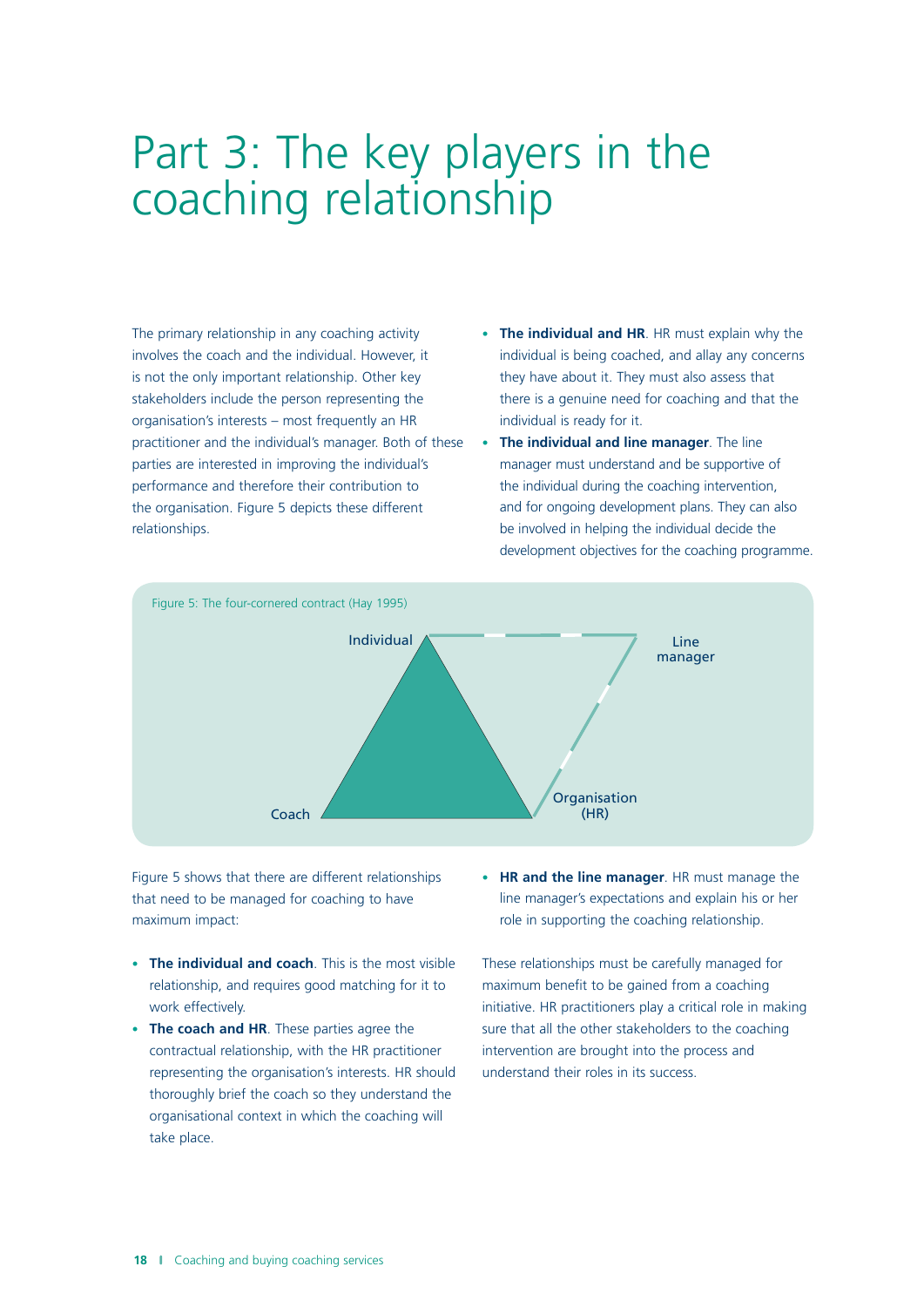# Part 3: The key players in the coaching relationship

The primary relationship in any coaching activity involves the coach and the individual. However, it is not the only important relationship. Other key stakeholders include the person representing the organisation's interests – most frequently an HR practitioner and the individual's manager. Both of these parties are interested in improving the individual's performance and therefore their contribution to the organisation. Figure 5 depicts these different relationships.

- **The individual and HR**. HR must explain why the individual is being coached, and allay any concerns they have about it. They must also assess that there is a genuine need for coaching and that the individual is ready for it.
- **The individual and line manager**. The line manager must understand and be supportive of the individual during the coaching intervention, and for ongoing development plans. They can also be involved in helping the individual decide the development objectives for the coaching programme.

Figure 5: The four-cornered contract (Hay 1995)

Individual — Line manager — Organisation (HR) — Coach

Figure 5 shows that there are different relationships that need to be managed for coaching to have maximum impact:

- **The individual and coach**. This is the most visible relationship, and requires good matching for it to work effectively.
- **The coach and HR**. These parties agree the contractual relationship, with the HR practitioner representing the organisation's interests. HR should thoroughly brief the coach so they understand the organisational context in which the coaching will take place.
- **HR and the line manager**. HR must manage the line manager's expectations and explain his or her role in supporting the coaching relationship.

These relationships must be carefully managed for maximum benefit to be gained from a coaching initiative. HR practitioners play a critical role in making sure that all the other stakeholders to the coaching intervention are brought into the process and understand their roles in its success.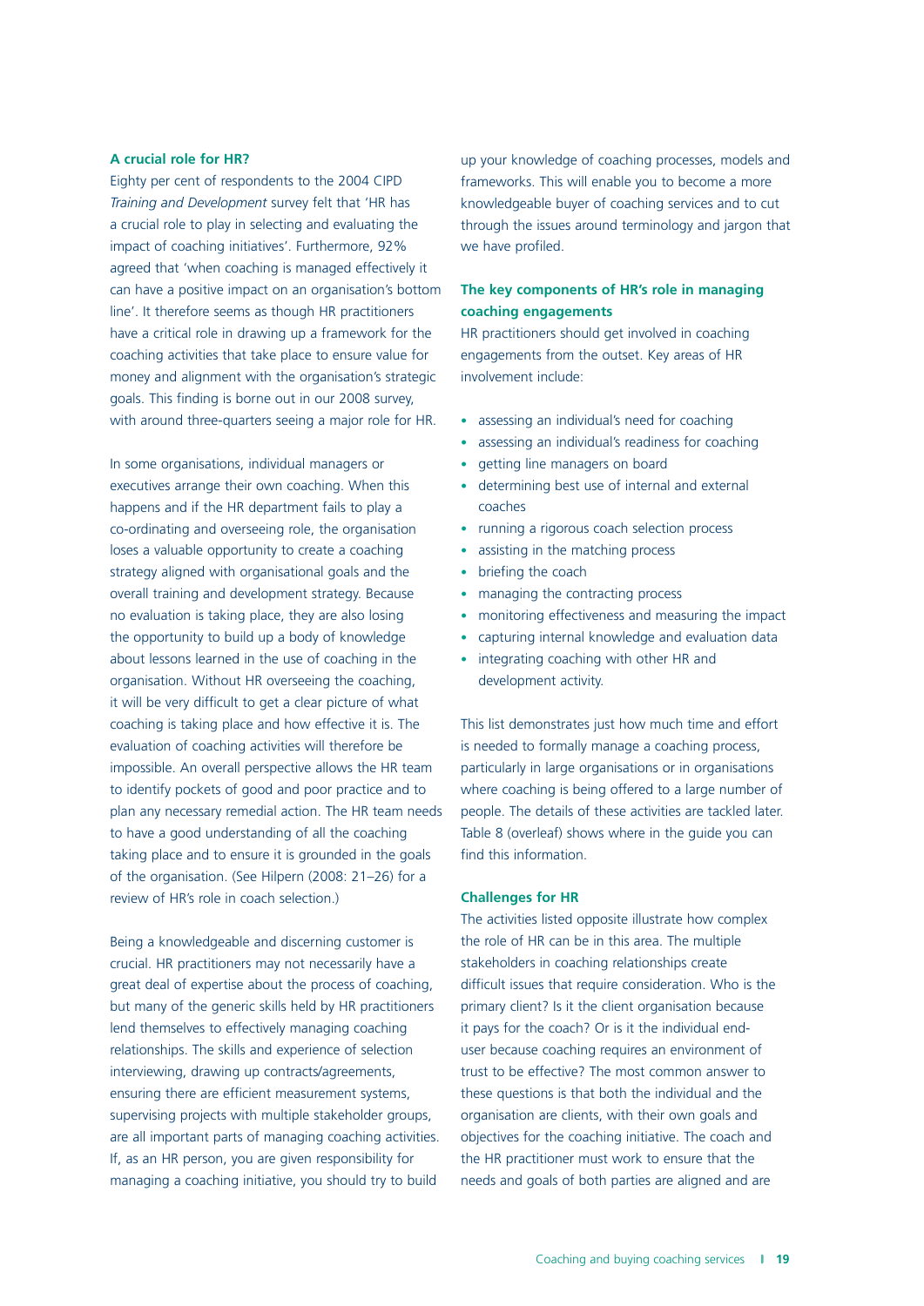### A crucial role for HR?

Eighty per cent of respondents to the 2004 CIPD *Training and Development* survey felt that 'HR has a crucial role to play in selecting and evaluating the impact of coaching initiatives'. Furthermore, 92% agreed that 'when coaching is managed effectively it can have a positive impact on an organisation's bottom line'. It therefore seems as though HR practitioners have a critical role in drawing up a framework for the coaching activities that take place to ensure value for money and alignment with the organisation's strategic goals. This finding is borne out in our 2008 survey, with around three-quarters seeing a major role for HR.

In some organisations, individual managers or executives arrange their own coaching. When this happens and if the HR department fails to play a co-ordinating and overseeing role, the organisation loses a valuable opportunity to create a coaching strategy aligned with organisational goals and the overall training and development strategy. Because no evaluation is taking place, they are also losing the opportunity to build up a body of knowledge about lessons learned in the use of coaching in the organisation. Without HR overseeing the coaching, it will be very difficult to get a clear picture of what coaching is taking place and how effective it is. The evaluation of coaching activities will therefore be impossible. An overall perspective allows the HR team to identify pockets of good and poor practice and to plan any necessary remedial action. The HR team needs to have a good understanding of all the coaching taking place and to ensure it is grounded in the goals of the organisation. (See Hilpern (2008: 21–26) for a review of HR's role in coach selection.)

Being a knowledgeable and discerning customer is crucial. HR practitioners may not necessarily have a great deal of expertise about the process of coaching, but many of the generic skills held by HR practitioners lend themselves to effectively managing coaching relationships. The skills and experience of selection interviewing, drawing up contracts/agreements, ensuring there are efficient measurement systems, supervising projects with multiple stakeholder groups, are all important parts of managing coaching activities. If, as an HR person, you are given responsibility for managing a coaching initiative, you should try to build up your knowledge of coaching processes, models and frameworks. This will enable you to become a more knowledgeable buyer of coaching services and to cut through the issues around terminology and jargon that we have profiled.

### The key components of HR's role in managing coaching engagements

HR practitioners should get involved in coaching engagements from the outset. Key areas of HR involvement include:

- assessing an individual's need for coaching
- assessing an individual's readiness for coaching
- getting line managers on board
- determining best use of internal and external coaches
- running a rigorous coach selection process
- assisting in the matching process
- briefing the coach
- managing the contracting process
- monitoring effectiveness and measuring the impact
- capturing internal knowledge and evaluation data
- integrating coaching with other HR and development activity.

This list demonstrates just how much time and effort is needed to formally manage a coaching process, particularly in large organisations or in organisations where coaching is being offered to a large number of people. The details of these activities are tackled later. Table 8 (overleaf) shows where in the guide you can find this information.

### Challenges for HR

The activities listed opposite illustrate how complex the role of HR can be in this area. The multiple stakeholders in coaching relationships create difficult issues that require consideration. Who is the primary client? Is it the client organisation because it pays for the coach? Or is it the individual end-user because coaching requires an environment of trust to be effective? The most common answer to these questions is that both the individual and the organisation are clients, with their own goals and objectives for the coaching initiative. The coach and the HR practitioner must work to ensure that the needs and goals of both parties are aligned and are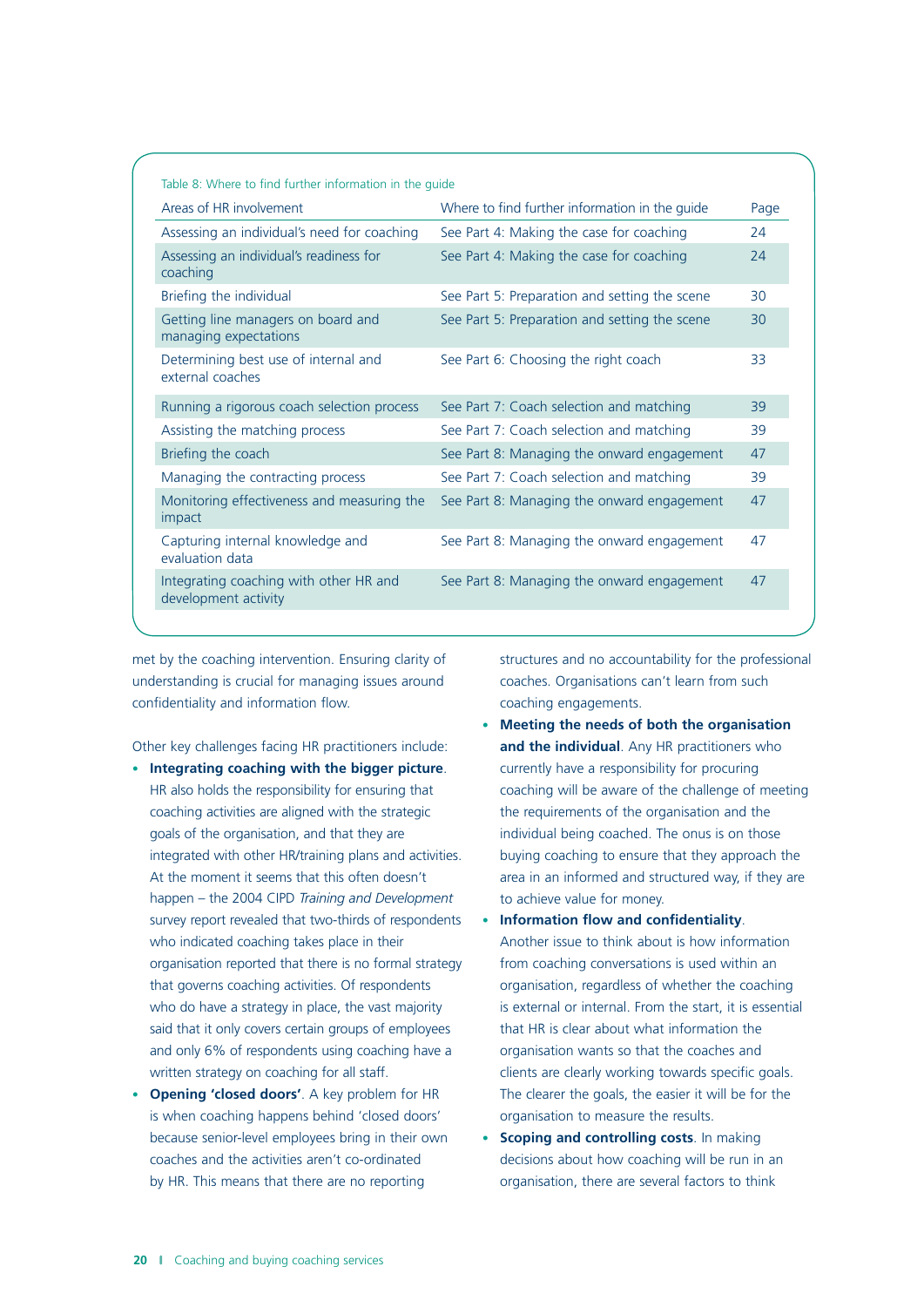Table 8: Where to find further information in the guide

| Areas of HR involvement | Where to find further information in the guide | Page |
|---|---|---|
| Assessing an individual's need for coaching | See Part 4: Making the case for coaching | 24 |
| Assessing an individual's readiness for coaching | See Part 4: Making the case for coaching | 24 |
| Briefing the individual | See Part 5: Preparation and setting the scene | 30 |
| Getting line managers on board and managing expectations | See Part 5: Preparation and setting the scene | 30 |
| Determining best use of internal and external coaches | See Part 6: Choosing the right coach | 33 |
| Running a rigorous coach selection process | See Part 7: Coach selection and matching | 39 |
| Assisting the matching process | See Part 7: Coach selection and matching | 39 |
| Briefing the coach | See Part 8: Managing the onward engagement | 47 |
| Managing the contracting process | See Part 7: Coach selection and matching | 39 |
| Monitoring effectiveness and measuring the impact | See Part 8: Managing the onward engagement | 47 |
| Capturing internal knowledge and evaluation data | See Part 8: Managing the onward engagement | 47 |
| Integrating coaching with other HR and development activity | See Part 8: Managing the onward engagement | 47 |

met by the coaching intervention. Ensuring clarity of understanding is crucial for managing issues around confidentiality and information flow.

Other key challenges facing HR practitioners include:

- **Integrating coaching with the bigger picture**. HR also holds the responsibility for ensuring that coaching activities are aligned with the strategic goals of the organisation, and that they are integrated with other HR/training plans and activities. At the moment it seems that this often doesn't happen – the 2004 CIPD *Training and Development* survey report revealed that two-thirds of respondents who indicated coaching takes place in their organisation reported that there is no formal strategy that governs coaching activities. Of respondents who do have a strategy in place, the vast majority said that it only covers certain groups of employees and only 6% of respondents using coaching have a written strategy on coaching for all staff.
- **Opening 'closed doors'**. A key problem for HR is when coaching happens behind 'closed doors' because senior-level employees bring in their own coaches and the activities aren't co-ordinated by HR. This means that there are no reporting structures and no accountability for the professional coaches. Organisations can't learn from such coaching engagements.
- **Meeting the needs of both the organisation and the individual**. Any HR practitioners who currently have a responsibility for procuring coaching will be aware of the challenge of meeting the requirements of the organisation and the individual being coached. The onus is on those buying coaching to ensure that they approach the area in an informed and structured way, if they are to achieve value for money.
- **Information flow and confidentiality**. Another issue to think about is how information from coaching conversations is used within an organisation, regardless of whether the coaching is external or internal. From the start, it is essential that HR is clear about what information the organisation wants so that the coaches and clients are clearly working towards specific goals. The clearer the goals, the easier it will be for the organisation to measure the results.
- **Scoping and controlling costs**. In making decisions about how coaching will be run in an organisation, there are several factors to think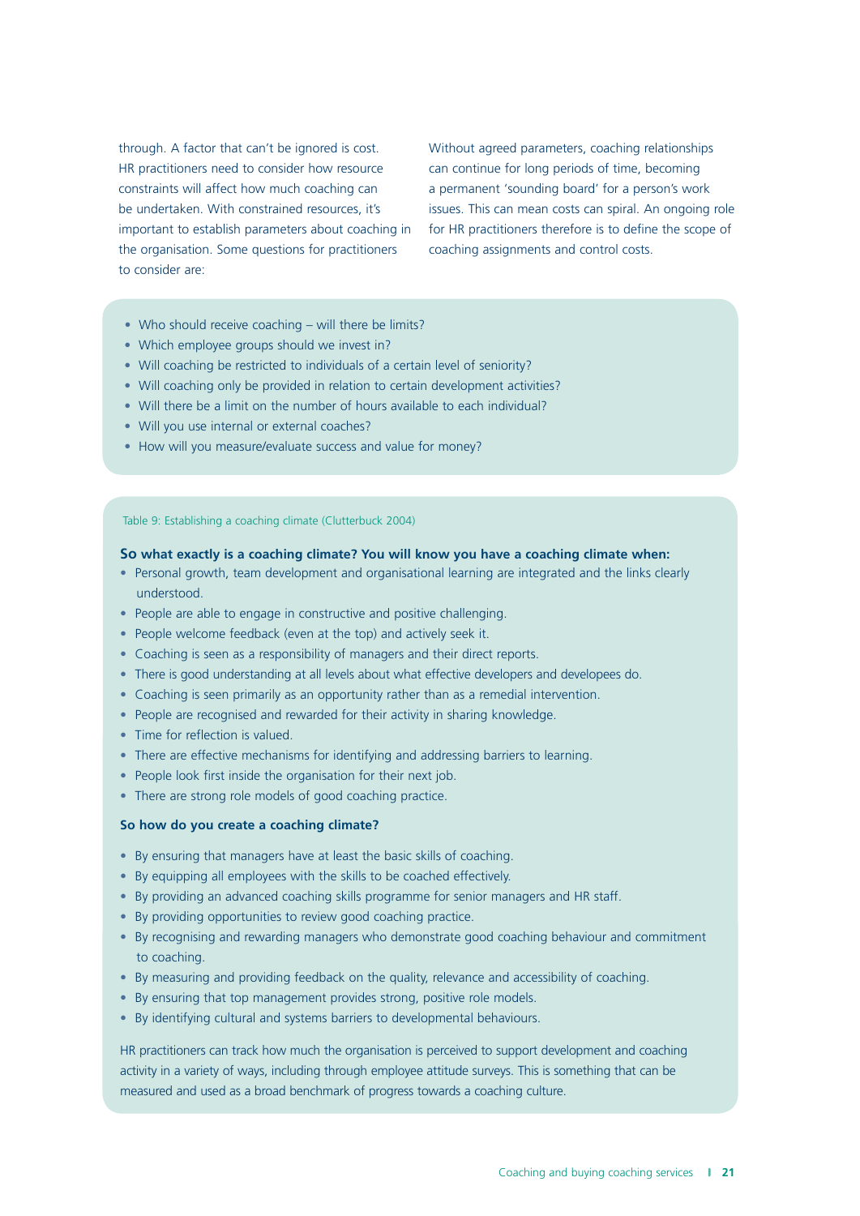through. A factor that can't be ignored is cost. HR practitioners need to consider how resource constraints will affect how much coaching can be undertaken. With constrained resources, it's important to establish parameters about coaching in the organisation. Some questions for practitioners to consider are:

Without agreed parameters, coaching relationships can continue for long periods of time, becoming a permanent 'sounding board' for a person's work issues. This can mean costs can spiral. An ongoing role for HR practitioners therefore is to define the scope of coaching assignments and control costs.

- Who should receive coaching – will there be limits?
- Which employee groups should we invest in?
- Will coaching be restricted to individuals of a certain level of seniority?
- Will coaching only be provided in relation to certain development activities?
- Will there be a limit on the number of hours available to each individual?
- Will you use internal or external coaches?
- How will you measure/evaluate success and value for money?

Table 9: Establishing a coaching climate (Clutterbuck 2004)

**So what exactly is a coaching climate? You will know you have a coaching climate when:**

- Personal growth, team development and organisational learning are integrated and the links clearly understood.
- People are able to engage in constructive and positive challenging.
- People welcome feedback (even at the top) and actively seek it.
- Coaching is seen as a responsibility of managers and their direct reports.
- There is good understanding at all levels about what effective developers and developees do.
- Coaching is seen primarily as an opportunity rather than as a remedial intervention.
- People are recognised and rewarded for their activity in sharing knowledge.
- Time for reflection is valued.
- There are effective mechanisms for identifying and addressing barriers to learning.
- People look first inside the organisation for their next job.
- There are strong role models of good coaching practice.

**So how do you create a coaching climate?**

- By ensuring that managers have at least the basic skills of coaching.
- By equipping all employees with the skills to be coached effectively.
- By providing an advanced coaching skills programme for senior managers and HR staff.
- By providing opportunities to review good coaching practice.
- By recognising and rewarding managers who demonstrate good coaching behaviour and commitment to coaching.
- By measuring and providing feedback on the quality, relevance and accessibility of coaching.
- By ensuring that top management provides strong, positive role models.
- By identifying cultural and systems barriers to developmental behaviours.

HR practitioners can track how much the organisation is perceived to support development and coaching activity in a variety of ways, including through employee attitude surveys. This is something that can be measured and used as a broad benchmark of progress towards a coaching culture.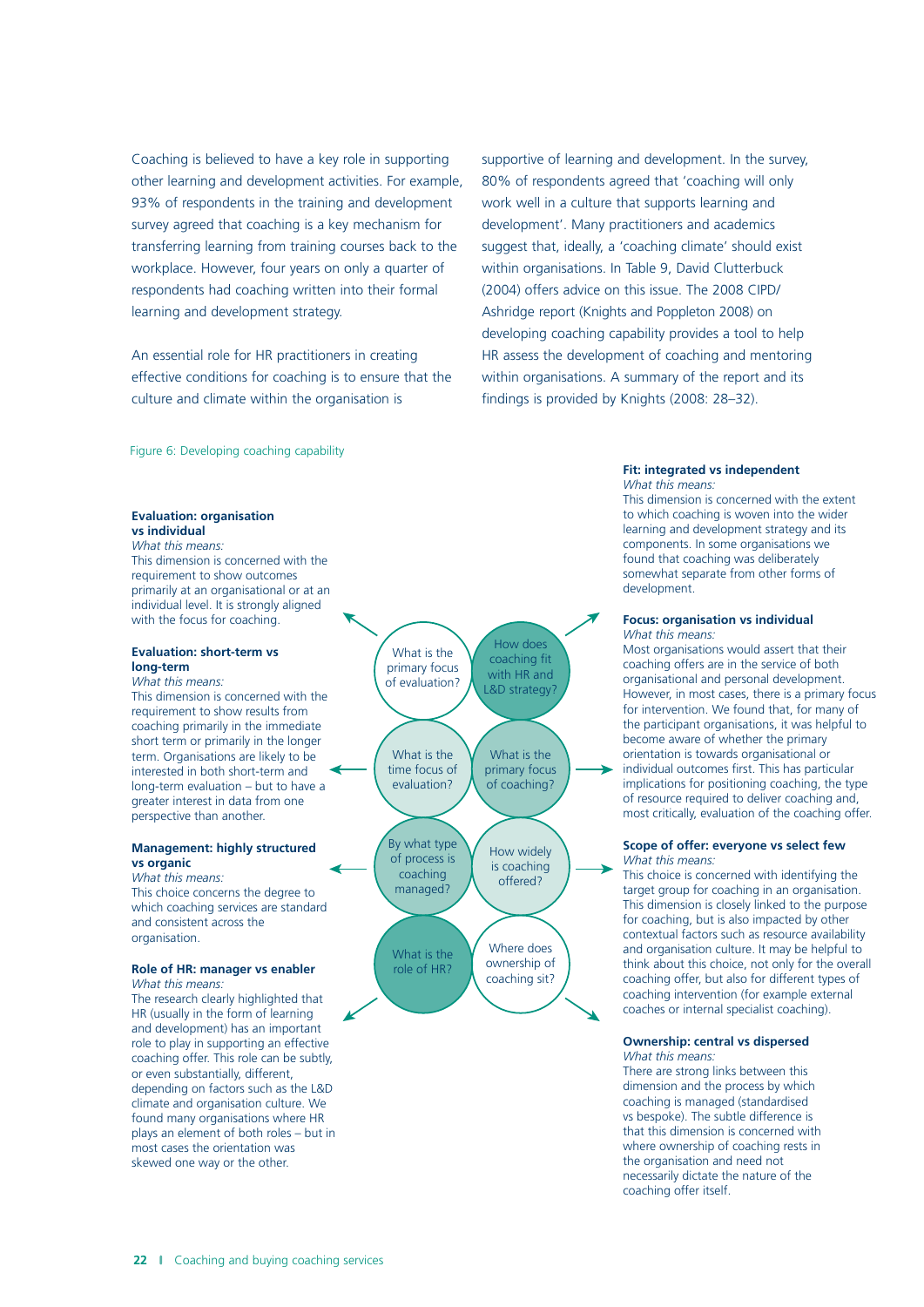Coaching is believed to have a key role in supporting other learning and development activities. For example, 93% of respondents in the training and development survey agreed that coaching is a key mechanism for transferring learning from training courses back to the workplace. However, four years on only a quarter of respondents had coaching written into their formal learning and development strategy.

An essential role for HR practitioners in creating effective conditions for coaching is to ensure that the culture and climate within the organisation is supportive of learning and development. In the survey, 80% of respondents agreed that 'coaching will only work well in a culture that supports learning and development'. Many practitioners and academics suggest that, ideally, a 'coaching climate' should exist within organisations. In Table 9, David Clutterbuck (2004) offers advice on this issue. The 2008 CIPD/ Ashridge report (Knights and Poppleton 2008) on developing coaching capability provides a tool to help HR assess the development of coaching and mentoring within organisations. A summary of the report and its findings is provided by Knights (2008: 28–32).

Figure 6: Developing coaching capability

- What is the primary focus of evaluation?
- How does coaching fit with HR and L&D strategy?
- What is the time focus of evaluation?
- What is the primary focus of coaching?
- By what type of process is coaching managed?
- How widely is coaching offered?
- What is the role of HR?
- Where does ownership of coaching sit?

**Evaluation: organisation vs individual**
*What this means:*
This dimension is concerned with the requirement to show outcomes primarily at an organisational or at an individual level. It is strongly aligned with the focus for coaching.

**Evaluation: short-term vs long-term**
*What this means:*
This dimension is concerned with the requirement to show results from coaching primarily in the immediate short term or primarily in the longer term. Organisations are likely to be interested in both short-term and long-term evaluation – but to have a greater interest in data from one perspective than another.

**Management: highly structured vs organic**
*What this means:*
This choice concerns the degree to which coaching services are standard and consistent across the organisation.

**Role of HR: manager vs enabler**
*What this means:*
The research clearly highlighted that HR (usually in the form of learning and development) has an important role to play in supporting an effective coaching offer. This role can be subtly, or even substantially, different, depending on factors such as the L&D climate and organisation culture. We found many organisations where HR plays an element of both roles – but in most cases the orientation was skewed one way or the other.

**Fit: integrated vs independent**
*What this means:*
This dimension is concerned with the extent to which coaching is woven into the wider learning and development strategy and its components. In some organisations we found that coaching was deliberately somewhat separate from other forms of development.

**Focus: organisation vs individual**
*What this means:*
Most organisations would assert that their coaching offers are in the service of both organisational and personal development. However, in most cases, there is a primary focus for intervention. We found that, for many of the participant organisations, it was helpful to become aware of whether the primary orientation is towards organisational or individual outcomes first. This has particular implications for positioning coaching, the type of resource required to deliver coaching and, most critically, evaluation of the coaching offer.

**Scope of offer: everyone vs select few**
*What this means:*
This choice is concerned with identifying the target group for coaching in an organisation. This dimension is closely linked to the purpose for coaching, but is also impacted by other contextual factors such as resource availability and organisation culture. It may be helpful to think about this choice, not only for the overall coaching offer, but also for different types of coaching intervention (for example external coaches or internal specialist coaching).

**Ownership: central vs dispersed**
*What this means:*
There are strong links between this dimension and the process by which coaching is managed (standardised vs bespoke). The subtle difference is that this dimension is concerned with where ownership of coaching rests in the organisation and need not necessarily dictate the nature of the coaching offer itself.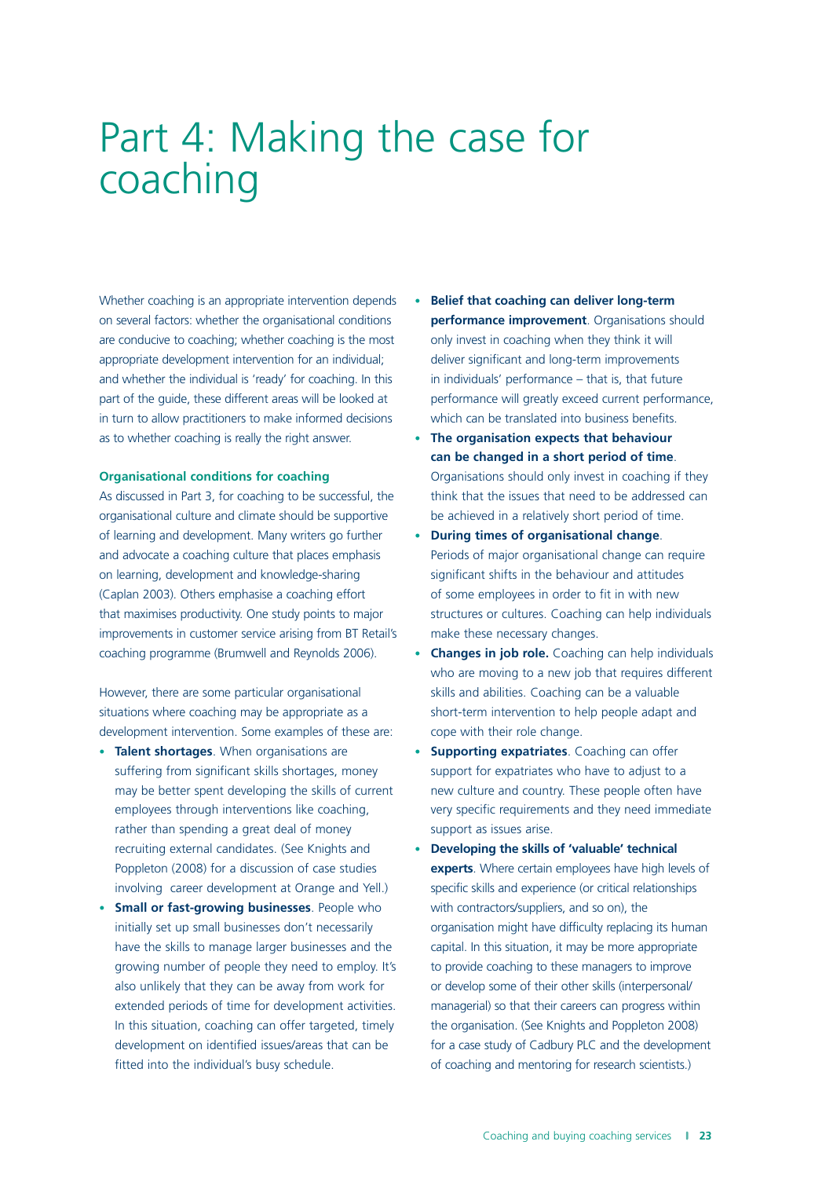# Part 4: Making the case for coaching

Whether coaching is an appropriate intervention depends on several factors: whether the organisational conditions are conducive to coaching; whether coaching is the most appropriate development intervention for an individual; and whether the individual is 'ready' for coaching. In this part of the guide, these different areas will be looked at in turn to allow practitioners to make informed decisions as to whether coaching is really the right answer.

### Organisational conditions for coaching

As discussed in Part 3, for coaching to be successful, the organisational culture and climate should be supportive of learning and development. Many writers go further and advocate a coaching culture that places emphasis on learning, development and knowledge-sharing (Caplan 2003). Others emphasise a coaching effort that maximises productivity. One study points to major improvements in customer service arising from BT Retail's coaching programme (Brumwell and Reynolds 2006).

However, there are some particular organisational situations where coaching may be appropriate as a development intervention. Some examples of these are:

- **Talent shortages**. When organisations are suffering from significant skills shortages, money may be better spent developing the skills of current employees through interventions like coaching, rather than spending a great deal of money recruiting external candidates. (See Knights and Poppleton (2008) for a discussion of case studies involving career development at Orange and Yell.)
- **Small or fast-growing businesses**. People who initially set up small businesses don't necessarily have the skills to manage larger businesses and the growing number of people they need to employ. It's also unlikely that they can be away from work for extended periods of time for development activities. In this situation, coaching can offer targeted, timely development on identified issues/areas that can be fitted into the individual's busy schedule.
- **Belief that coaching can deliver long-term performance improvement**. Organisations should only invest in coaching when they think it will deliver significant and long-term improvements in individuals' performance – that is, that future performance will greatly exceed current performance, which can be translated into business benefits.
- **The organisation expects that behaviour can be changed in a short period of time**. Organisations should only invest in coaching if they think that the issues that need to be addressed can be achieved in a relatively short period of time.
- **During times of organisational change**. Periods of major organisational change can require significant shifts in the behaviour and attitudes of some employees in order to fit in with new structures or cultures. Coaching can help individuals make these necessary changes.
- **Changes in job role.** Coaching can help individuals who are moving to a new job that requires different skills and abilities. Coaching can be a valuable short-term intervention to help people adapt and cope with their role change.
- **Supporting expatriates**. Coaching can offer support for expatriates who have to adjust to a new culture and country. These people often have very specific requirements and they need immediate support as issues arise.
- **Developing the skills of 'valuable' technical experts**. Where certain employees have high levels of specific skills and experience (or critical relationships with contractors/suppliers, and so on), the organisation might have difficulty replacing its human capital. In this situation, it may be more appropriate to provide coaching to these managers to improve or develop some of their other skills (interpersonal/managerial) so that their careers can progress within the organisation. (See Knights and Poppleton 2008) for a case study of Cadbury PLC and the development of coaching and mentoring for research scientists.)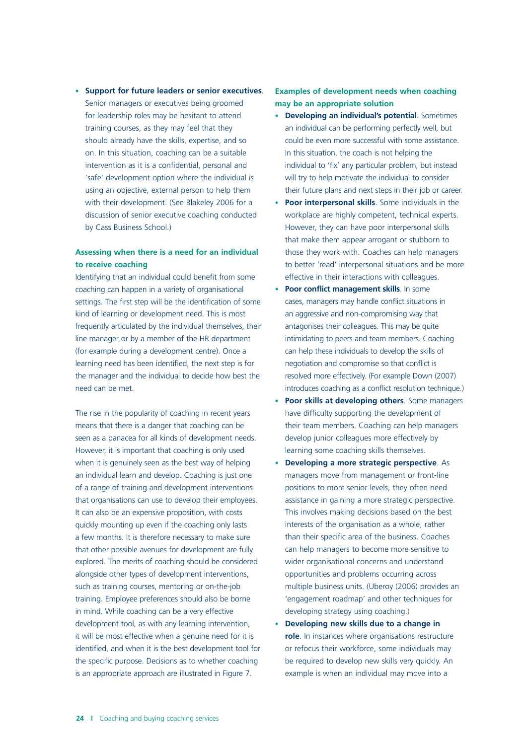- **Support for future leaders or senior executives**. Senior managers or executives being groomed for leadership roles may be hesitant to attend training courses, as they may feel that they should already have the skills, expertise, and so on. In this situation, coaching can be a suitable intervention as it is a confidential, personal and 'safe' development option where the individual is using an objective, external person to help them with their development. (See Blakeley 2006 for a discussion of senior executive coaching conducted by Cass Business School.)

### Assessing when there is a need for an individual to receive coaching

Identifying that an individual could benefit from some coaching can happen in a variety of organisational settings. The first step will be the identification of some kind of learning or development need. This is most frequently articulated by the individual themselves, their line manager or by a member of the HR department (for example during a development centre). Once a learning need has been identified, the next step is for the manager and the individual to decide how best the need can be met.

The rise in the popularity of coaching in recent years means that there is a danger that coaching can be seen as a panacea for all kinds of development needs. However, it is important that coaching is only used when it is genuinely seen as the best way of helping an individual learn and develop. Coaching is just one of a range of training and development interventions that organisations can use to develop their employees. It can also be an expensive proposition, with costs quickly mounting up even if the coaching only lasts a few months. It is therefore necessary to make sure that other possible avenues for development are fully explored. The merits of coaching should be considered alongside other types of development interventions, such as training courses, mentoring or on-the-job training. Employee preferences should also be borne in mind. While coaching can be a very effective development tool, as with any learning intervention, it will be most effective when a genuine need for it is identified, and when it is the best development tool for the specific purpose. Decisions as to whether coaching is an appropriate approach are illustrated in Figure 7.

### Examples of development needs when coaching may be an appropriate solution

- **Developing an individual's potential**. Sometimes an individual can be performing perfectly well, but could be even more successful with some assistance. In this situation, the coach is not helping the individual to 'fix' any particular problem, but instead will try to help motivate the individual to consider their future plans and next steps in their job or career.
- **Poor interpersonal skills**. Some individuals in the workplace are highly competent, technical experts. However, they can have poor interpersonal skills that make them appear arrogant or stubborn to those they work with. Coaches can help managers to better 'read' interpersonal situations and be more effective in their interactions with colleagues.
- **Poor conflict management skills**. In some cases, managers may handle conflict situations in an aggressive and non-compromising way that antagonises their colleagues. This may be quite intimidating to peers and team members. Coaching can help these individuals to develop the skills of negotiation and compromise so that conflict is resolved more effectively. (For example Down (2007) introduces coaching as a conflict resolution technique.)
- **Poor skills at developing others**. Some managers have difficulty supporting the development of their team members. Coaching can help managers develop junior colleagues more effectively by learning some coaching skills themselves.
- **Developing a more strategic perspective**. As managers move from management or front-line positions to more senior levels, they often need assistance in gaining a more strategic perspective. This involves making decisions based on the best interests of the organisation as a whole, rather than their specific area of the business. Coaches can help managers to become more sensitive to wider organisational concerns and understand opportunities and problems occurring across multiple business units. (Uberoy (2006) provides an 'engagement roadmap' and other techniques for developing strategy using coaching.)
- **Developing new skills due to a change in role**. In instances where organisations restructure or refocus their workforce, some individuals may be required to develop new skills very quickly. An example is when an individual may move into a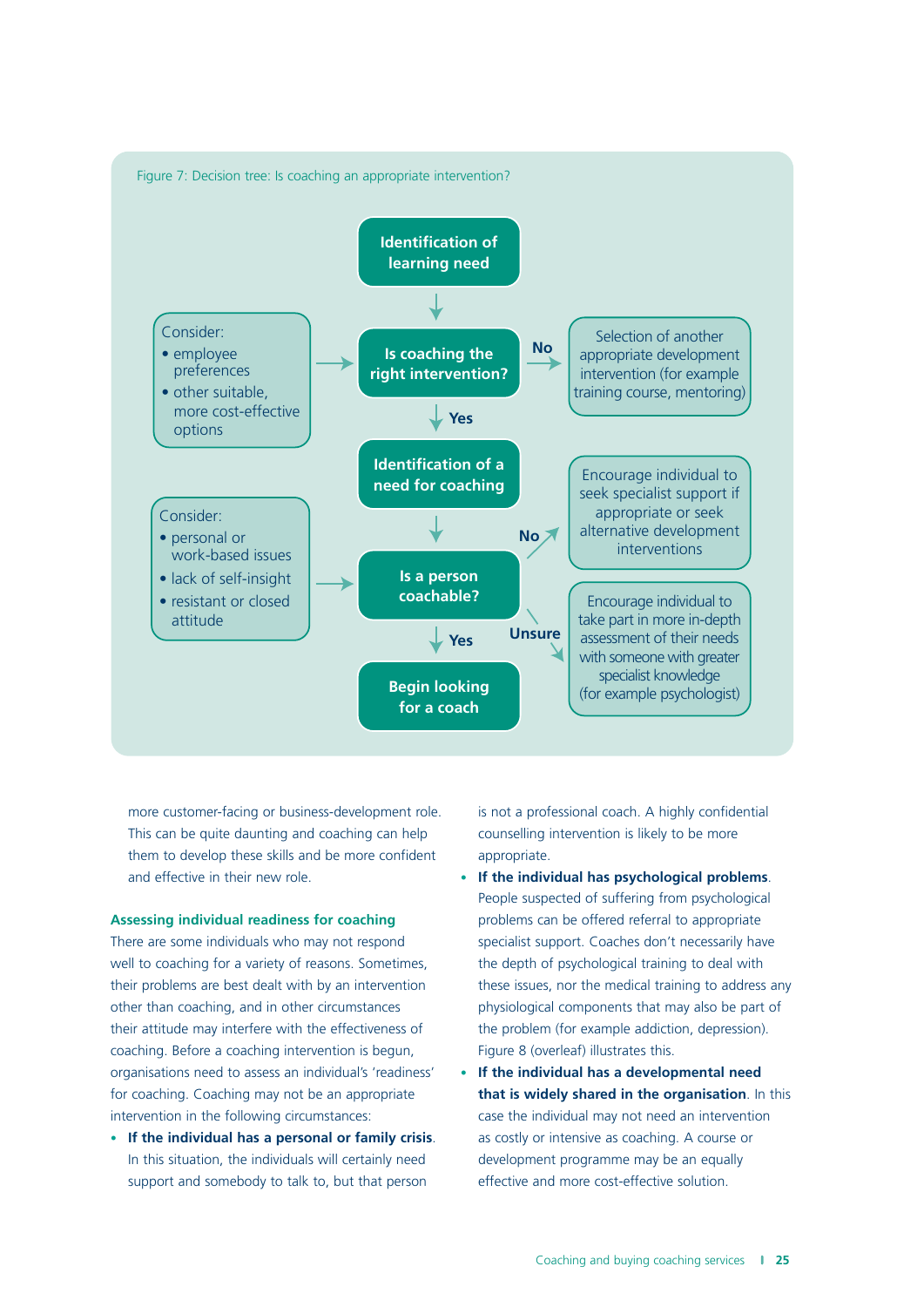Figure 7: Decision tree: Is coaching an appropriate intervention?

**Identification of learning need**

↓

**Is coaching the right intervention?**

Consider:
- employee preferences
- other suitable, more cost-effective options

No → Selection of another appropriate development intervention (for example training course, mentoring)

Yes ↓

**Identification of a need for coaching**

↓

**Is a person coachable?**

Consider:
- personal or work-based issues
- lack of self-insight
- resistant or closed attitude

No → Encourage individual to seek specialist support if appropriate or seek alternative development interventions

Unsure → Encourage individual to take part in more in-depth assessment of their needs with someone with greater specialist knowledge (for example psychologist)

Yes ↓

**Begin looking for a coach**

more customer-facing or business-development role. This can be quite daunting and coaching can help them to develop these skills and be more confident and effective in their new role.

### Assessing individual readiness for coaching

There are some individuals who may not respond well to coaching for a variety of reasons. Sometimes, their problems are best dealt with by an intervention other than coaching, and in other circumstances their attitude may interfere with the effectiveness of coaching. Before a coaching intervention is begun, organisations need to assess an individual's 'readiness' for coaching. Coaching may not be an appropriate intervention in the following circumstances:

- **If the individual has a personal or family crisis**. In this situation, the individuals will certainly need support and somebody to talk to, but that person is not a professional coach. A highly confidential counselling intervention is likely to be more appropriate.
- **If the individual has psychological problems**. People suspected of suffering from psychological problems can be offered referral to appropriate specialist support. Coaches don't necessarily have the depth of psychological training to deal with these issues, nor the medical training to address any physiological components that may also be part of the problem (for example addiction, depression). Figure 8 (overleaf) illustrates this.
- **If the individual has a developmental need that is widely shared in the organisation**. In this case the individual may not need an intervention as costly or intensive as coaching. A course or development programme may be an equally effective and more cost-effective solution.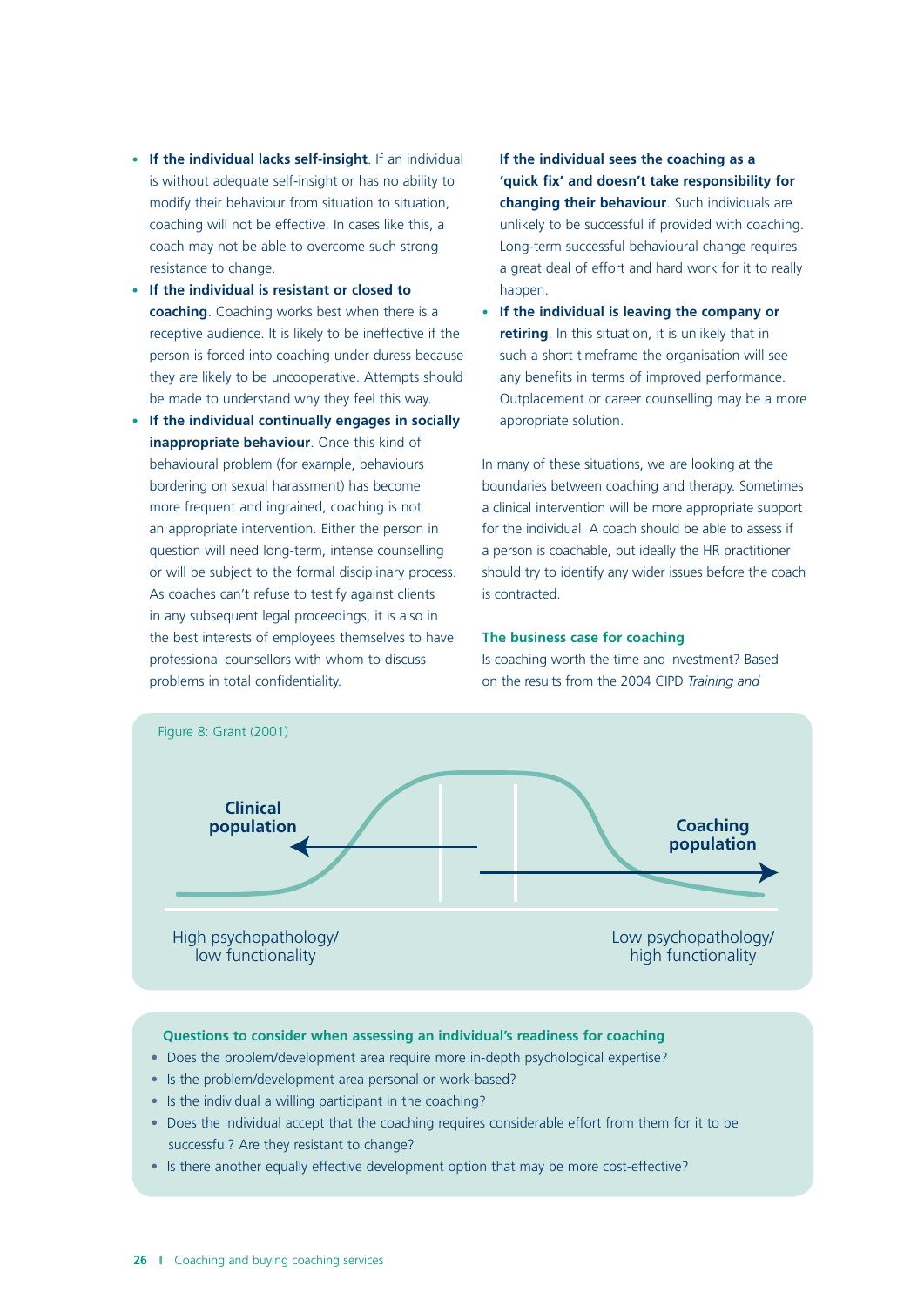- **If the individual lacks self-insight**. If an individual is without adequate self-insight or has no ability to modify their behaviour from situation to situation, coaching will not be effective. In cases like this, a coach may not be able to overcome such strong resistance to change.
- **If the individual is resistant or closed to coaching**. Coaching works best when there is a receptive audience. It is likely to be ineffective if the person is forced into coaching under duress because they are likely to be uncooperative. Attempts should be made to understand why they feel this way.
- **If the individual continually engages in socially inappropriate behaviour**. Once this kind of behavioural problem (for example, behaviours bordering on sexual harassment) has become more frequent and ingrained, coaching is not an appropriate intervention. Either the person in question will need long-term, intense counselling or will be subject to the formal disciplinary process. As coaches can't refuse to testify against clients in any subsequent legal proceedings, it is also in the best interests of employees themselves to have professional counsellors with whom to discuss problems in total confidentiality.
- **If the individual sees the coaching as a 'quick fix' and doesn't take responsibility for changing their behaviour**. Such individuals are unlikely to be successful if provided with coaching. Long-term successful behavioural change requires a great deal of effort and hard work for it to really happen.
- **If the individual is leaving the company or retiring**. In this situation, it is unlikely that in such a short timeframe the organisation will see any benefits in terms of improved performance. Outplacement or career counselling may be a more appropriate solution.

In many of these situations, we are looking at the boundaries between coaching and therapy. Sometimes a clinical intervention will be more appropriate support for the individual. A coach should be able to assess if a person is coachable, but ideally the HR practitioner should try to identify any wider issues before the coach is contracted.

### The business case for coaching

Is coaching worth the time and investment? Based on the results from the 2004 CIPD *Training and*

Figure 8: Grant (2001)

Clinical population ← → Coaching population

High psychopathology/ low functionality — Low psychopathology/ high functionality

**Questions to consider when assessing an individual's readiness for coaching**

- Does the problem/development area require more in-depth psychological expertise?
- Is the problem/development area personal or work-based?
- Is the individual a willing participant in the coaching?
- Does the individual accept that the coaching requires considerable effort from them for it to be successful? Are they resistant to change?
- Is there another equally effective development option that may be more cost-effective?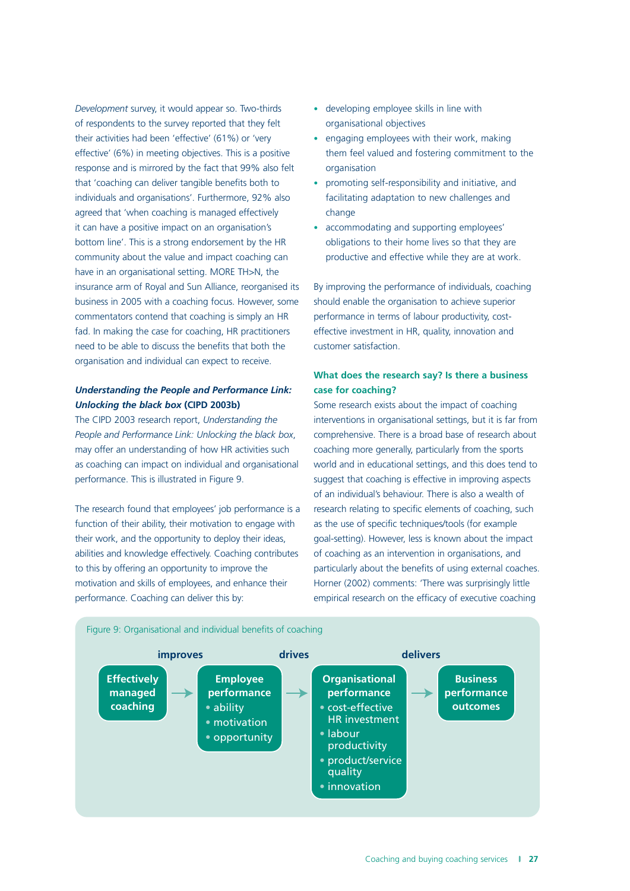*Development* survey, it would appear so. Two-thirds of respondents to the survey reported that they felt their activities had been 'effective' (61%) or 'very effective' (6%) in meeting objectives. This is a positive response and is mirrored by the fact that 99% also felt that 'coaching can deliver tangible benefits both to individuals and organisations'. Furthermore, 92% also agreed that 'when coaching is managed effectively it can have a positive impact on an organisation's bottom line'. This is a strong endorsement by the HR community about the value and impact coaching can have in an organisational setting. MORE TH>N, the insurance arm of Royal and Sun Alliance, reorganised its business in 2005 with a coaching focus. However, some commentators contend that coaching is simply an HR fad. In making the case for coaching, HR practitioners need to be able to discuss the benefits that both the organisation and individual can expect to receive.

### ***Understanding the People and Performance Link: Unlocking the black box*** **(CIPD 2003b)**

The CIPD 2003 research report, *Understanding the People and Performance Link: Unlocking the black box*, may offer an understanding of how HR activities such as coaching can impact on individual and organisational performance. This is illustrated in Figure 9.

The research found that employees' job performance is a function of their ability, their motivation to engage with their work, and the opportunity to deploy their ideas, abilities and knowledge effectively. Coaching contributes to this by offering an opportunity to improve the motivation and skills of employees, and enhance their performance. Coaching can deliver this by:

- developing employee skills in line with organisational objectives
- engaging employees with their work, making them feel valued and fostering commitment to the organisation
- promoting self-responsibility and initiative, and facilitating adaptation to new challenges and change
- accommodating and supporting employees' obligations to their home lives so that they are productive and effective while they are at work.

By improving the performance of individuals, coaching should enable the organisation to achieve superior performance in terms of labour productivity, cost-effective investment in HR, quality, innovation and customer satisfaction.

### What does the research say? Is there a business case for coaching?

Some research exists about the impact of coaching interventions in organisational settings, but it is far from comprehensive. There is a broad base of research about coaching more generally, particularly from the sports world and in educational settings, and this does tend to suggest that coaching is effective in improving aspects of an individual's behaviour. There is also a wealth of research relating to specific elements of coaching, such as the use of specific techniques/tools (for example goal-setting). However, less is known about the impact of coaching as an intervention in organisations, and particularly about the benefits of using external coaches. Horner (2002) comments: 'There was surprisingly little empirical research on the efficacy of executive coaching

Figure 9: Organisational and individual benefits of coaching

**Effectively managed coaching** → *improves* → **Employee performance**
- ability
- motivation
- opportunity

→ *drives* → **Organisational performance**
- cost-effective HR investment
- labour productivity
- product/service quality
- innovation

→ *delivers* → **Business performance outcomes**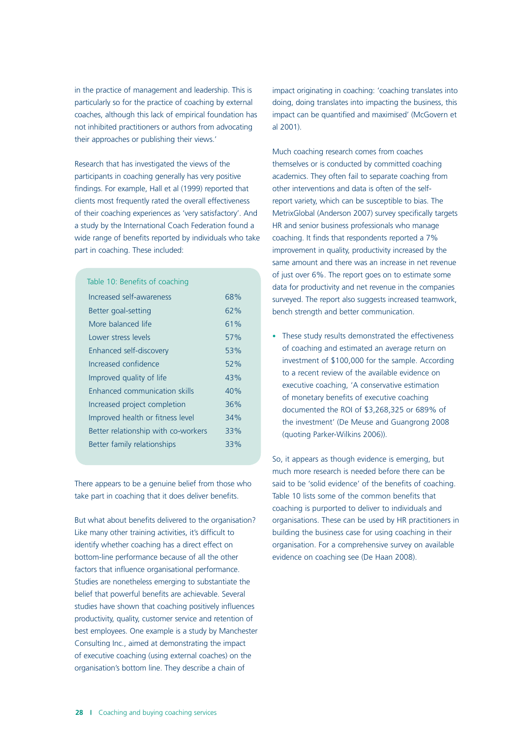in the practice of management and leadership. This is particularly so for the practice of coaching by external coaches, although this lack of empirical foundation has not inhibited practitioners or authors from advocating their approaches or publishing their views.'

Research that has investigated the views of the participants in coaching generally has very positive findings. For example, Hall et al (1999) reported that clients most frequently rated the overall effectiveness of their coaching experiences as 'very satisfactory'. And a study by the International Coach Federation found a wide range of benefits reported by individuals who take part in coaching. These included:

Table 10: Benefits of coaching

| Benefit | % |
|---|---|
| Increased self-awareness | 68% |
| Better goal-setting | 62% |
| More balanced life | 61% |
| Lower stress levels | 57% |
| Enhanced self-discovery | 53% |
| Increased confidence | 52% |
| Improved quality of life | 43% |
| Enhanced communication skills | 40% |
| Increased project completion | 36% |
| Improved health or fitness level | 34% |
| Better relationship with co-workers | 33% |
| Better family relationships | 33% |

There appears to be a genuine belief from those who take part in coaching that it does deliver benefits.

But what about benefits delivered to the organisation? Like many other training activities, it's difficult to identify whether coaching has a direct effect on bottom-line performance because of all the other factors that influence organisational performance. Studies are nonetheless emerging to substantiate the belief that powerful benefits are achievable. Several studies have shown that coaching positively influences productivity, quality, customer service and retention of best employees. One example is a study by Manchester Consulting Inc., aimed at demonstrating the impact of executive coaching (using external coaches) on the organisation's bottom line. They describe a chain of impact originating in coaching: 'coaching translates into doing, doing translates into impacting the business, this impact can be quantified and maximised' (McGovern et al 2001).

Much coaching research comes from coaches themselves or is conducted by committed coaching academics. They often fail to separate coaching from other interventions and data is often of the self-report variety, which can be susceptible to bias. The MetrixGlobal (Anderson 2007) survey specifically targets HR and senior business professionals who manage coaching. It finds that respondents reported a 7% improvement in quality, productivity increased by the same amount and there was an increase in net revenue of just over 6%. The report goes on to estimate some data for productivity and net revenue in the companies surveyed. The report also suggests increased teamwork, bench strength and better communication.

- These study results demonstrated the effectiveness of coaching and estimated an average return on investment of $100,000 for the sample. According to a recent review of the available evidence on executive coaching, 'A conservative estimation of monetary benefits of executive coaching documented the ROI of $3,268,325 or 689% of the investment' (De Meuse and Guangrong 2008 (quoting Parker-Wilkins 2006)).

So, it appears as though evidence is emerging, but much more research is needed before there can be said to be 'solid evidence' of the benefits of coaching. Table 10 lists some of the common benefits that coaching is purported to deliver to individuals and organisations. These can be used by HR practitioners in building the business case for using coaching in their organisation. For a comprehensive survey on available evidence on coaching see (De Haan 2008).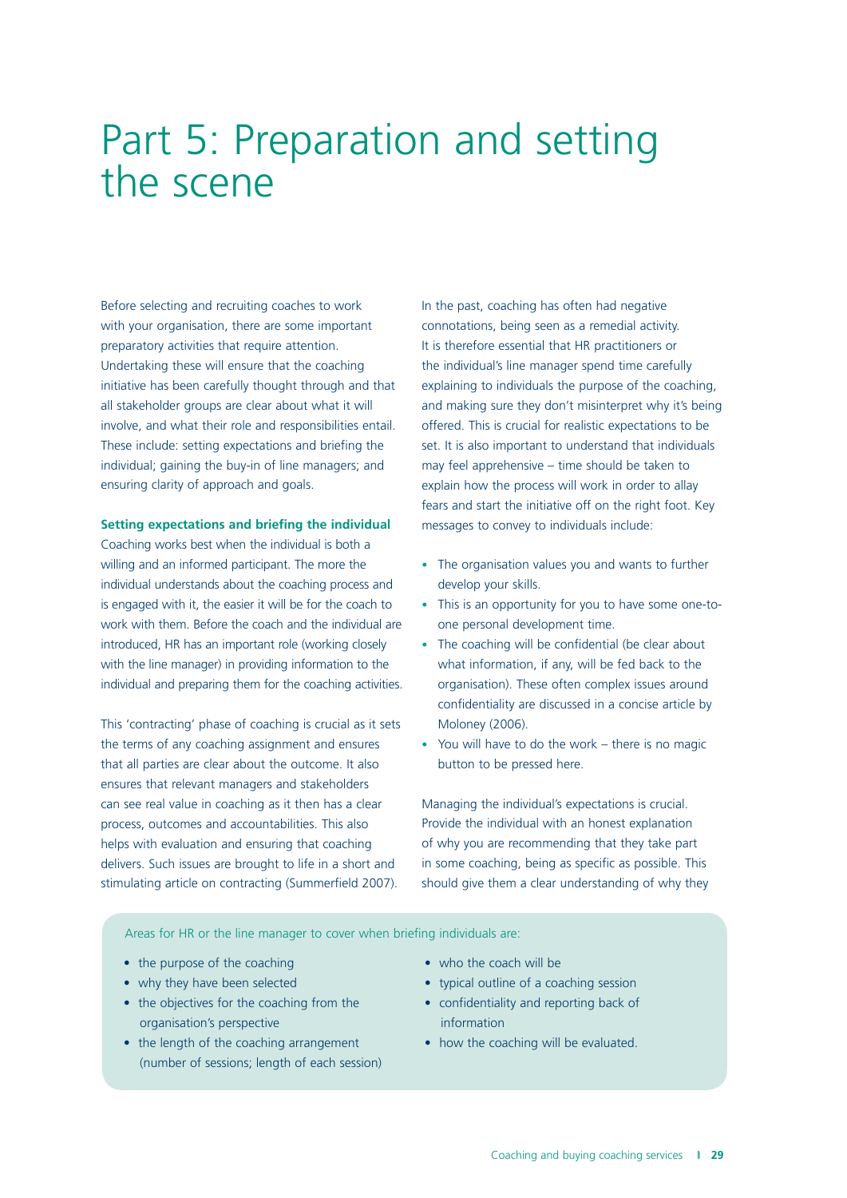# Part 5: Preparation and setting the scene

Before selecting and recruiting coaches to work with your organisation, there are some important preparatory activities that require attention. Undertaking these will ensure that the coaching initiative has been carefully thought through and that all stakeholder groups are clear about what it will involve, and what their role and responsibilities entail. These include: setting expectations and briefing the individual; gaining the buy-in of line managers; and ensuring clarity of approach and goals.

**Setting expectations and briefing the individual**

Coaching works best when the individual is both a willing and an informed participant. The more the individual understands about the coaching process and is engaged with it, the easier it will be for the coach to work with them. Before the coach and the individual are introduced, HR has an important role (working closely with the line manager) in providing information to the individual and preparing them for the coaching activities.

This 'contracting' phase of coaching is crucial as it sets the terms of any coaching assignment and ensures that all parties are clear about the outcome. It also ensures that relevant managers and stakeholders can see real value in coaching as it then has a clear process, outcomes and accountabilities. This also helps with evaluation and ensuring that coaching delivers. Such issues are brought to life in a short and stimulating article on contracting (Summerfield 2007).

In the past, coaching has often had negative connotations, being seen as a remedial activity. It is therefore essential that HR practitioners or the individual's line manager spend time carefully explaining to individuals the purpose of the coaching, and making sure they don't misinterpret why it's being offered. This is crucial for realistic expectations to be set. It is also important to understand that individuals may feel apprehensive – time should be taken to explain how the process will work in order to allay fears and start the initiative off on the right foot. Key messages to convey to individuals include:

- The organisation values you and wants to further develop your skills.
- This is an opportunity for you to have some one-to-one personal development time.
- The coaching will be confidential (be clear about what information, if any, will be fed back to the organisation). These often complex issues around confidentiality are discussed in a concise article by Moloney (2006).
- You will have to do the work – there is no magic button to be pressed here.

Managing the individual's expectations is crucial. Provide the individual with an honest explanation of why you are recommending that they take part in some coaching, being as specific as possible. This should give them a clear understanding of why they

Areas for HR or the line manager to cover when briefing individuals are:

- the purpose of the coaching
- why they have been selected
- the objectives for the coaching from the organisation's perspective
- the length of the coaching arrangement (number of sessions; length of each session)
- who the coach will be
- typical outline of a coaching session
- confidentiality and reporting back of information
- how the coaching will be evaluated.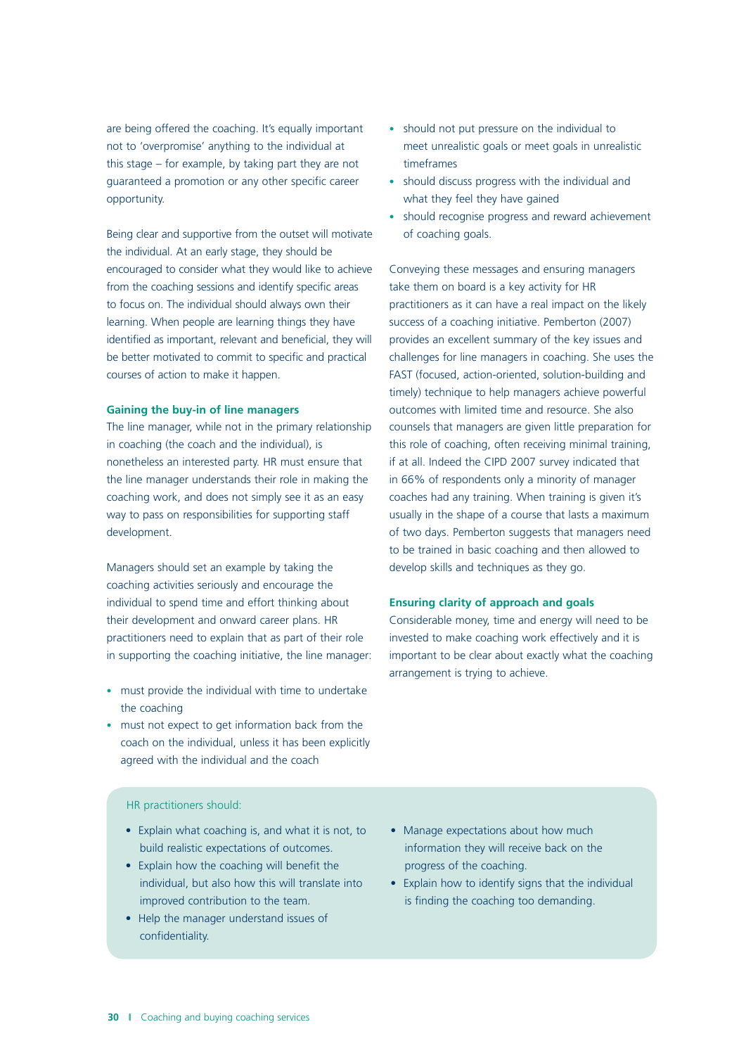are being offered the coaching. It's equally important not to 'overpromise' anything to the individual at this stage – for example, by taking part they are not guaranteed a promotion or any other specific career opportunity.

Being clear and supportive from the outset will motivate the individual. At an early stage, they should be encouraged to consider what they would like to achieve from the coaching sessions and identify specific areas to focus on. The individual should always own their learning. When people are learning things they have identified as important, relevant and beneficial, they will be better motivated to commit to specific and practical courses of action to make it happen.

### Gaining the buy-in of line managers

The line manager, while not in the primary relationship in coaching (the coach and the individual), is nonetheless an interested party. HR must ensure that the line manager understands their role in making the coaching work, and does not simply see it as an easy way to pass on responsibilities for supporting staff development.

Managers should set an example by taking the coaching activities seriously and encourage the individual to spend time and effort thinking about their development and onward career plans. HR practitioners need to explain that as part of their role in supporting the coaching initiative, the line manager:

- must provide the individual with time to undertake the coaching
- must not expect to get information back from the coach on the individual, unless it has been explicitly agreed with the individual and the coach
- should not put pressure on the individual to meet unrealistic goals or meet goals in unrealistic timeframes
- should discuss progress with the individual and what they feel they have gained
- should recognise progress and reward achievement of coaching goals.

Conveying these messages and ensuring managers take them on board is a key activity for HR practitioners as it can have a real impact on the likely success of a coaching initiative. Pemberton (2007) provides an excellent summary of the key issues and challenges for line managers in coaching. She uses the FAST (focused, action-oriented, solution-building and timely) technique to help managers achieve powerful outcomes with limited time and resource. She also counsels that managers are given little preparation for this role of coaching, often receiving minimal training, if at all. Indeed the CIPD 2007 survey indicated that in 66% of respondents only a minority of manager coaches had any training. When training is given it's usually in the shape of a course that lasts a maximum of two days. Pemberton suggests that managers need to be trained in basic coaching and then allowed to develop skills and techniques as they go.

### Ensuring clarity of approach and goals

Considerable money, time and energy will need to be invested to make coaching work effectively and it is important to be clear about exactly what the coaching arrangement is trying to achieve.

> HR practitioners should:
>
> - Explain what coaching is, and what it is not, to build realistic expectations of outcomes.
> - Explain how the coaching will benefit the individual, but also how this will translate into improved contribution to the team.
> - Help the manager understand issues of confidentiality.
> - Manage expectations about how much information they will receive back on the progress of the coaching.
> - Explain how to identify signs that the individual is finding the coaching too demanding.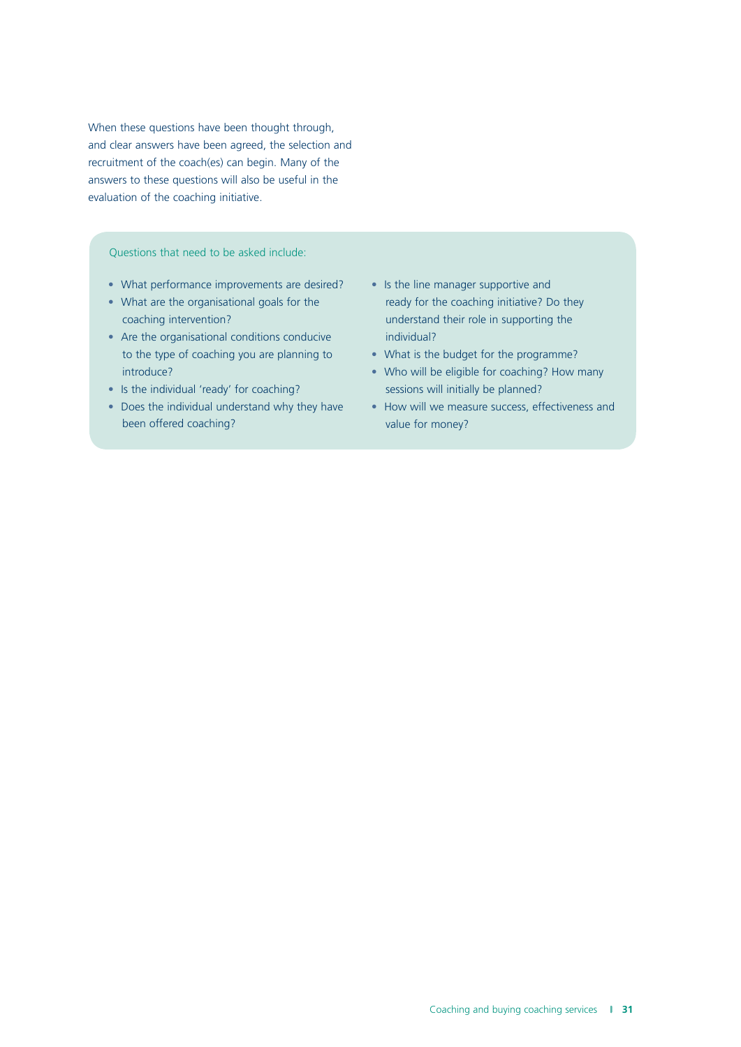When these questions have been thought through, and clear answers have been agreed, the selection and recruitment of the coach(es) can begin. Many of the answers to these questions will also be useful in the evaluation of the coaching initiative.

Questions that need to be asked include:

- What performance improvements are desired?
- What are the organisational goals for the coaching intervention?
- Are the organisational conditions conducive to the type of coaching you are planning to introduce?
- Is the individual 'ready' for coaching?
- Does the individual understand why they have been offered coaching?
- Is the line manager supportive and ready for the coaching initiative? Do they understand their role in supporting the individual?
- What is the budget for the programme?
- Who will be eligible for coaching? How many sessions will initially be planned?
- How will we measure success, effectiveness and value for money?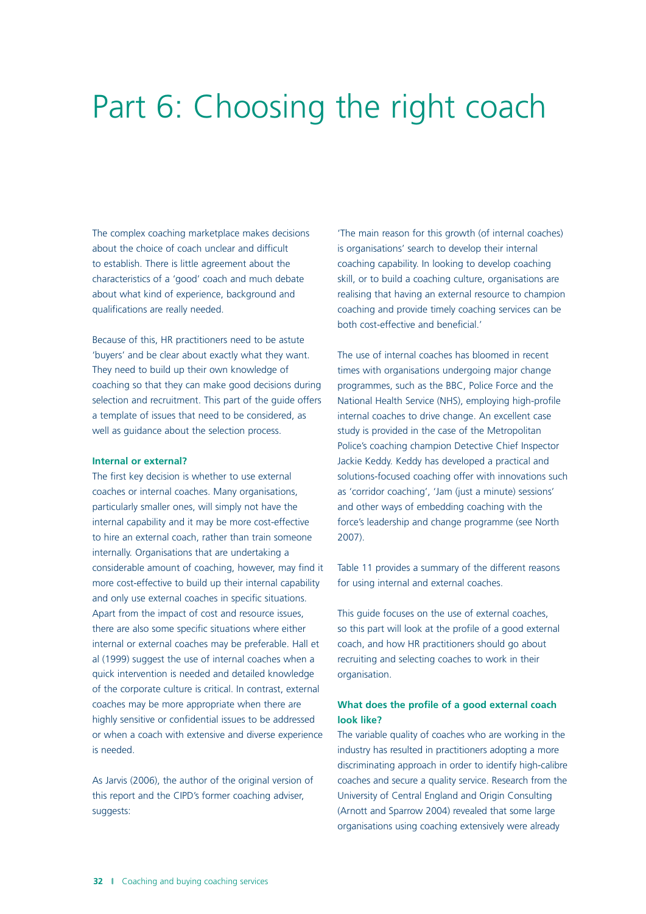# Part 6: Choosing the right coach

The complex coaching marketplace makes decisions about the choice of coach unclear and difficult to establish. There is little agreement about the characteristics of a 'good' coach and much debate about what kind of experience, background and qualifications are really needed.

Because of this, HR practitioners need to be astute 'buyers' and be clear about exactly what they want. They need to build up their own knowledge of coaching so that they can make good decisions during selection and recruitment. This part of the guide offers a template of issues that need to be considered, as well as guidance about the selection process.

### Internal or external?

The first key decision is whether to use external coaches or internal coaches. Many organisations, particularly smaller ones, will simply not have the internal capability and it may be more cost-effective to hire an external coach, rather than train someone internally. Organisations that are undertaking a considerable amount of coaching, however, may find it more cost-effective to build up their internal capability and only use external coaches in specific situations. Apart from the impact of cost and resource issues, there are also some specific situations where either internal or external coaches may be preferable. Hall et al (1999) suggest the use of internal coaches when a quick intervention is needed and detailed knowledge of the corporate culture is critical. In contrast, external coaches may be more appropriate when there are highly sensitive or confidential issues to be addressed or when a coach with extensive and diverse experience is needed.

As Jarvis (2006), the author of the original version of this report and the CIPD's former coaching adviser, suggests:

'The main reason for this growth (of internal coaches) is organisations' search to develop their internal coaching capability. In looking to develop coaching skill, or to build a coaching culture, organisations are realising that having an external resource to champion coaching and provide timely coaching services can be both cost-effective and beneficial.'

The use of internal coaches has bloomed in recent times with organisations undergoing major change programmes, such as the BBC, Police Force and the National Health Service (NHS), employing high-profile internal coaches to drive change. An excellent case study is provided in the case of the Metropolitan Police's coaching champion Detective Chief Inspector Jackie Keddy. Keddy has developed a practical and solutions-focused coaching offer with innovations such as 'corridor coaching', 'Jam (just a minute) sessions' and other ways of embedding coaching with the force's leadership and change programme (see North 2007).

Table 11 provides a summary of the different reasons for using internal and external coaches.

This guide focuses on the use of external coaches, so this part will look at the profile of a good external coach, and how HR practitioners should go about recruiting and selecting coaches to work in their organisation.

### What does the profile of a good external coach look like?

The variable quality of coaches who are working in the industry has resulted in practitioners adopting a more discriminating approach in order to identify high-calibre coaches and secure a quality service. Research from the University of Central England and Origin Consulting (Arnott and Sparrow 2004) revealed that some large organisations using coaching extensively were already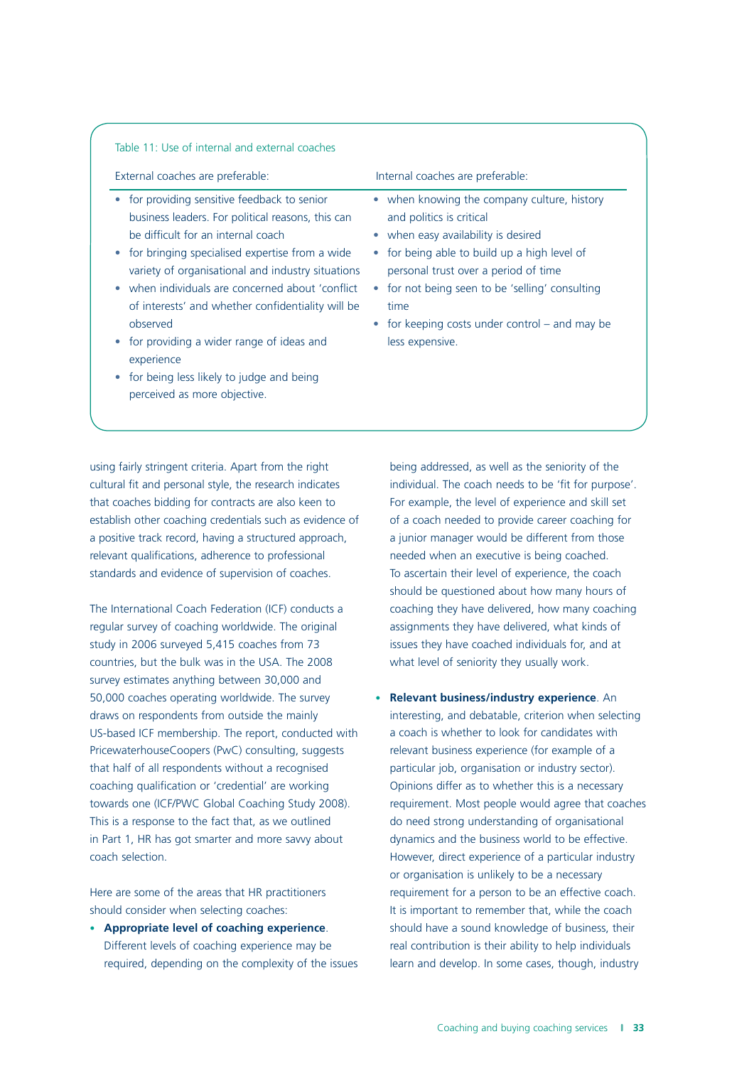Table 11: Use of internal and external coaches

| External coaches are preferable: | Internal coaches are preferable: |
|---|---|
| • for providing sensitive feedback to senior business leaders. For political reasons, this can be difficult for an internal coach<br>• for bringing specialised expertise from a wide variety of organisational and industry situations<br>• when individuals are concerned about 'conflict of interests' and whether confidentiality will be observed<br>• for providing a wider range of ideas and experience<br>• for being less likely to judge and being perceived as more objective. | • when knowing the company culture, history and politics is critical<br>• when easy availability is desired<br>• for being able to build up a high level of personal trust over a period of time<br>• for not being seen to be 'selling' consulting time<br>• for keeping costs under control – and may be less expensive. |

using fairly stringent criteria. Apart from the right cultural fit and personal style, the research indicates that coaches bidding for contracts are also keen to establish other coaching credentials such as evidence of a positive track record, having a structured approach, relevant qualifications, adherence to professional standards and evidence of supervision of coaches.

The International Coach Federation (ICF) conducts a regular survey of coaching worldwide. The original study in 2006 surveyed 5,415 coaches from 73 countries, but the bulk was in the USA. The 2008 survey estimates anything between 30,000 and 50,000 coaches operating worldwide. The survey draws on respondents from outside the mainly US-based ICF membership. The report, conducted with PricewaterhouseCoopers (PwC) consulting, suggests that half of all respondents without a recognised coaching qualification or 'credential' are working towards one (ICF/PWC Global Coaching Study 2008). This is a response to the fact that, as we outlined in Part 1, HR has got smarter and more savvy about coach selection.

Here are some of the areas that HR practitioners should consider when selecting coaches:

- **Appropriate level of coaching experience**. Different levels of coaching experience may be required, depending on the complexity of the issues being addressed, as well as the seniority of the individual. The coach needs to be 'fit for purpose'. For example, the level of experience and skill set of a coach needed to provide career coaching for a junior manager would be different from those needed when an executive is being coached. To ascertain their level of experience, the coach should be questioned about how many hours of coaching they have delivered, how many coaching assignments they have delivered, what kinds of issues they have coached individuals for, and at what level of seniority they usually work.

- **Relevant business/industry experience**. An interesting, and debatable, criterion when selecting a coach is whether to look for candidates with relevant business experience (for example of a particular job, organisation or industry sector). Opinions differ as to whether this is a necessary requirement. Most people would agree that coaches do need strong understanding of organisational dynamics and the business world to be effective. However, direct experience of a particular industry or organisation is unlikely to be a necessary requirement for a person to be an effective coach. It is important to remember that, while the coach should have a sound knowledge of business, their real contribution is their ability to help individuals learn and develop. In some cases, though, industry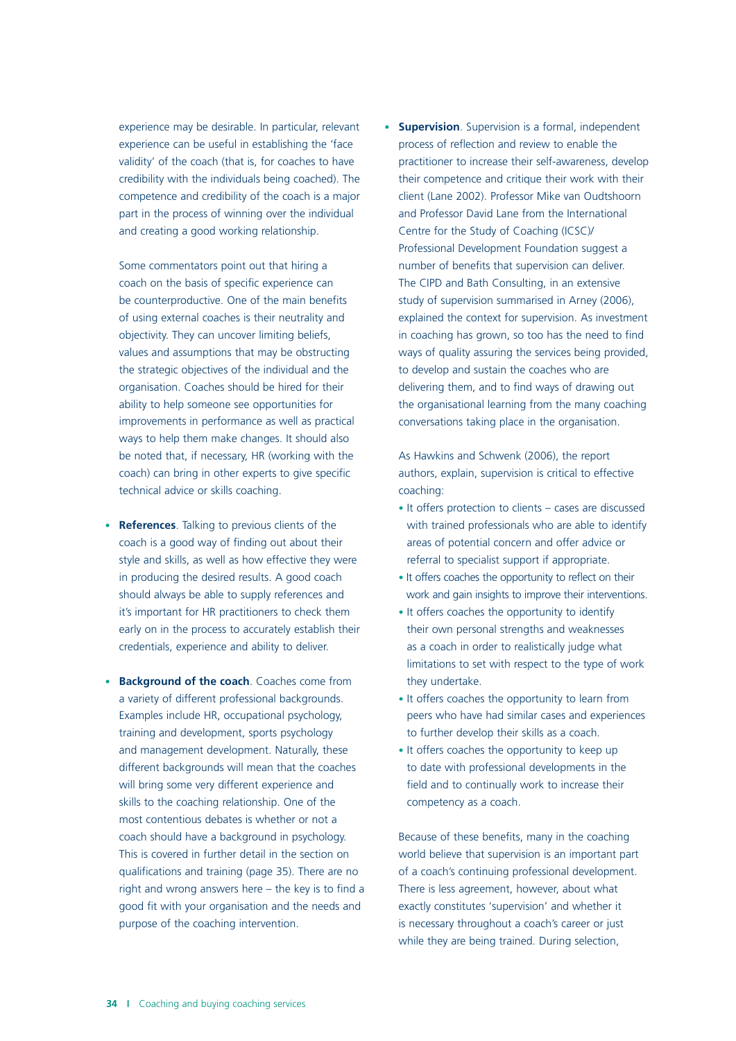experience may be desirable. In particular, relevant experience can be useful in establishing the 'face validity' of the coach (that is, for coaches to have credibility with the individuals being coached). The competence and credibility of the coach is a major part in the process of winning over the individual and creating a good working relationship.

Some commentators point out that hiring a coach on the basis of specific experience can be counterproductive. One of the main benefits of using external coaches is their neutrality and objectivity. They can uncover limiting beliefs, values and assumptions that may be obstructing the strategic objectives of the individual and the organisation. Coaches should be hired for their ability to help someone see opportunities for improvements in performance as well as practical ways to help them make changes. It should also be noted that, if necessary, HR (working with the coach) can bring in other experts to give specific technical advice or skills coaching.

- **References**. Talking to previous clients of the coach is a good way of finding out about their style and skills, as well as how effective they were in producing the desired results. A good coach should always be able to supply references and it's important for HR practitioners to check them early on in the process to accurately establish their credentials, experience and ability to deliver.

- **Background of the coach**. Coaches come from a variety of different professional backgrounds. Examples include HR, occupational psychology, training and development, sports psychology and management development. Naturally, these different backgrounds will mean that the coaches will bring some very different experience and skills to the coaching relationship. One of the most contentious debates is whether or not a coach should have a background in psychology. This is covered in further detail in the section on qualifications and training (page 35). There are no right and wrong answers here – the key is to find a good fit with your organisation and the needs and purpose of the coaching intervention.

- **Supervision**. Supervision is a formal, independent process of reflection and review to enable the practitioner to increase their self-awareness, develop their competence and critique their work with their client (Lane 2002). Professor Mike van Oudtshoorn and Professor David Lane from the International Centre for the Study of Coaching (ICSC)/ Professional Development Foundation suggest a number of benefits that supervision can deliver. The CIPD and Bath Consulting, in an extensive study of supervision summarised in Arney (2006), explained the context for supervision. As investment in coaching has grown, so too has the need to find ways of quality assuring the services being provided, to develop and sustain the coaches who are delivering them, and to find ways of drawing out the organisational learning from the many coaching conversations taking place in the organisation.

  As Hawkins and Schwenk (2006), the report authors, explain, supervision is critical to effective coaching:

  - It offers protection to clients – cases are discussed with trained professionals who are able to identify areas of potential concern and offer advice or referral to specialist support if appropriate.
  - It offers coaches the opportunity to reflect on their work and gain insights to improve their interventions.
  - It offers coaches the opportunity to identify their own personal strengths and weaknesses as a coach in order to realistically judge what limitations to set with respect to the type of work they undertake.
  - It offers coaches the opportunity to learn from peers who have had similar cases and experiences to further develop their skills as a coach.
  - It offers coaches the opportunity to keep up to date with professional developments in the field and to continually work to increase their competency as a coach.

  Because of these benefits, many in the coaching world believe that supervision is an important part of a coach's continuing professional development. There is less agreement, however, about what exactly constitutes 'supervision' and whether it is necessary throughout a coach's career or just while they are being trained. During selection,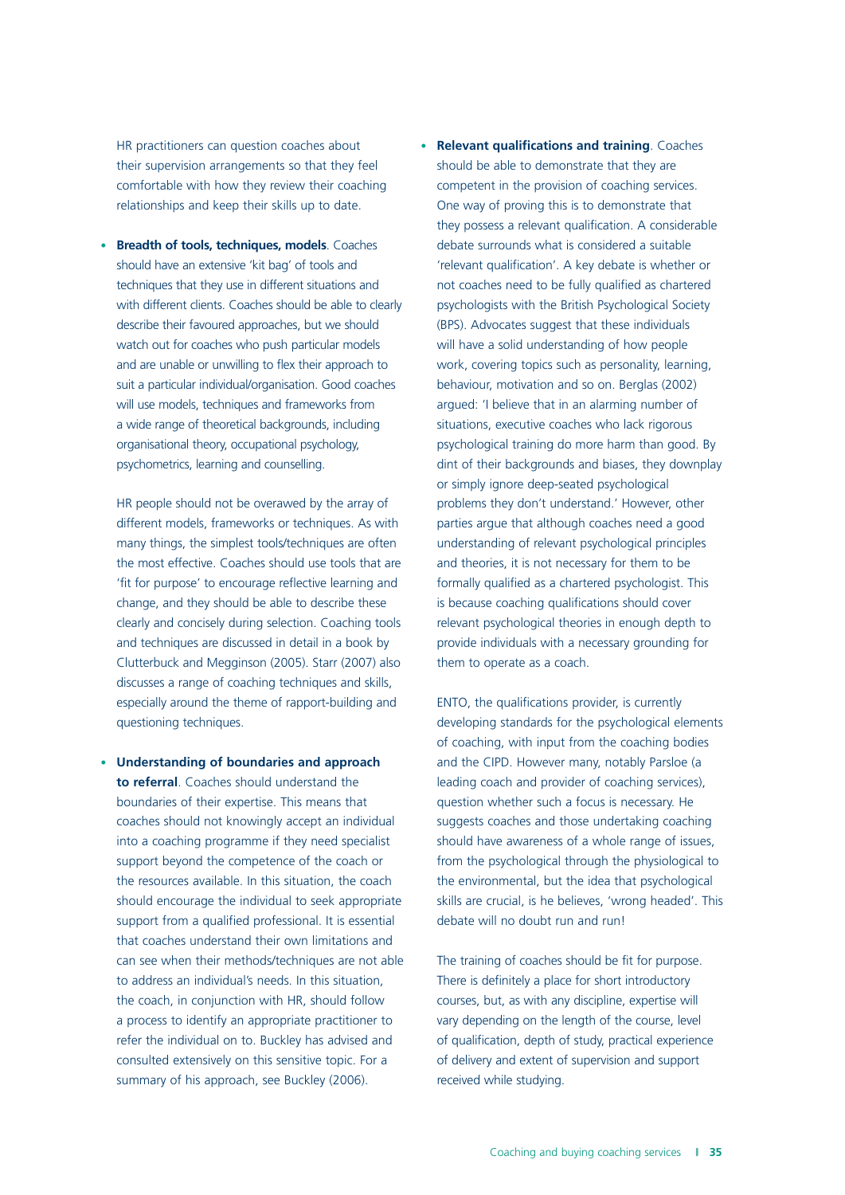HR practitioners can question coaches about their supervision arrangements so that they feel comfortable with how they review their coaching relationships and keep their skills up to date.

- **Breadth of tools, techniques, models**. Coaches should have an extensive 'kit bag' of tools and techniques that they use in different situations and with different clients. Coaches should be able to clearly describe their favoured approaches, but we should watch out for coaches who push particular models and are unable or unwilling to flex their approach to suit a particular individual/organisation. Good coaches will use models, techniques and frameworks from a wide range of theoretical backgrounds, including organisational theory, occupational psychology, psychometrics, learning and counselling.

  HR people should not be overawed by the array of different models, frameworks or techniques. As with many things, the simplest tools/techniques are often the most effective. Coaches should use tools that are 'fit for purpose' to encourage reflective learning and change, and they should be able to describe these clearly and concisely during selection. Coaching tools and techniques are discussed in detail in a book by Clutterbuck and Megginson (2005). Starr (2007) also discusses a range of coaching techniques and skills, especially around the theme of rapport-building and questioning techniques.

- **Understanding of boundaries and approach to referral**. Coaches should understand the boundaries of their expertise. This means that coaches should not knowingly accept an individual into a coaching programme if they need specialist support beyond the competence of the coach or the resources available. In this situation, the coach should encourage the individual to seek appropriate support from a qualified professional. It is essential that coaches understand their own limitations and can see when their methods/techniques are not able to address an individual's needs. In this situation, the coach, in conjunction with HR, should follow a process to identify an appropriate practitioner to refer the individual on to. Buckley has advised and consulted extensively on this sensitive topic. For a summary of his approach, see Buckley (2006).

- **Relevant qualifications and training**. Coaches should be able to demonstrate that they are competent in the provision of coaching services. One way of proving this is to demonstrate that they possess a relevant qualification. A considerable debate surrounds what is considered a suitable 'relevant qualification'. A key debate is whether or not coaches need to be fully qualified as chartered psychologists with the British Psychological Society (BPS). Advocates suggest that these individuals will have a solid understanding of how people work, covering topics such as personality, learning, behaviour, motivation and so on. Berglas (2002) argued: 'I believe that in an alarming number of situations, executive coaches who lack rigorous psychological training do more harm than good. By dint of their backgrounds and biases, they downplay or simply ignore deep-seated psychological problems they don't understand.' However, other parties argue that although coaches need a good understanding of relevant psychological principles and theories, it is not necessary for them to be formally qualified as a chartered psychologist. This is because coaching qualifications should cover relevant psychological theories in enough depth to provide individuals with a necessary grounding for them to operate as a coach.

  ENTO, the qualifications provider, is currently developing standards for the psychological elements of coaching, with input from the coaching bodies and the CIPD. However many, notably Parsloe (a leading coach and provider of coaching services), question whether such a focus is necessary. He suggests coaches and those undertaking coaching should have awareness of a whole range of issues, from the psychological through the physiological to the environmental, but the idea that psychological skills are crucial, is he believes, 'wrong headed'. This debate will no doubt run and run!

  The training of coaches should be fit for purpose. There is definitely a place for short introductory courses, but, as with any discipline, expertise will vary depending on the length of the course, level of qualification, depth of study, practical experience of delivery and extent of supervision and support received while studying.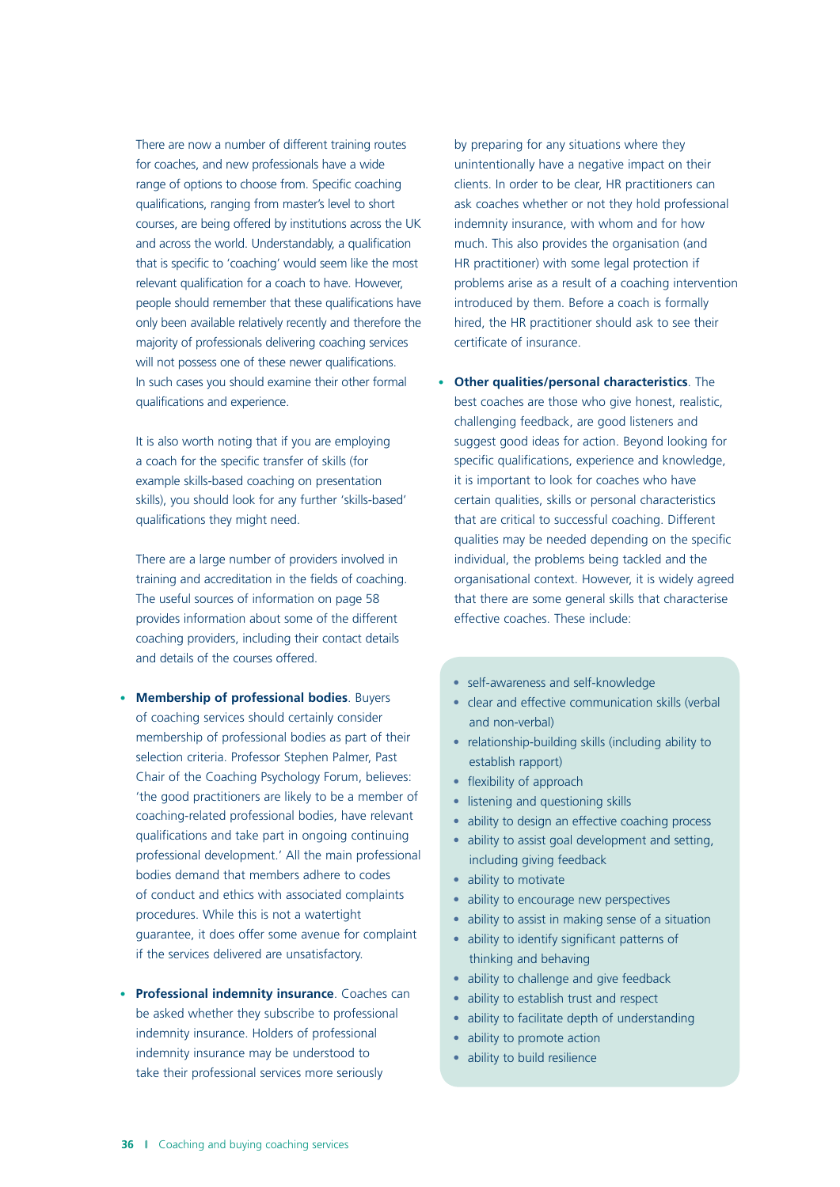There are now a number of different training routes for coaches, and new professionals have a wide range of options to choose from. Specific coaching qualifications, ranging from master's level to short courses, are being offered by institutions across the UK and across the world. Understandably, a qualification that is specific to 'coaching' would seem like the most relevant qualification for a coach to have. However, people should remember that these qualifications have only been available relatively recently and therefore the majority of professionals delivering coaching services will not possess one of these newer qualifications. In such cases you should examine their other formal qualifications and experience.

It is also worth noting that if you are employing a coach for the specific transfer of skills (for example skills-based coaching on presentation skills), you should look for any further 'skills-based' qualifications they might need.

There are a large number of providers involved in training and accreditation in the fields of coaching. The useful sources of information on page 58 provides information about some of the different coaching providers, including their contact details and details of the courses offered.

- **Membership of professional bodies**. Buyers of coaching services should certainly consider membership of professional bodies as part of their selection criteria. Professor Stephen Palmer, Past Chair of the Coaching Psychology Forum, believes: 'the good practitioners are likely to be a member of coaching-related professional bodies, have relevant qualifications and take part in ongoing continuing professional development.' All the main professional bodies demand that members adhere to codes of conduct and ethics with associated complaints procedures. While this is not a watertight guarantee, it does offer some avenue for complaint if the services delivered are unsatisfactory.

- **Professional indemnity insurance**. Coaches can be asked whether they subscribe to professional indemnity insurance. Holders of professional indemnity insurance may be understood to take their professional services more seriously by preparing for any situations where they unintentionally have a negative impact on their clients. In order to be clear, HR practitioners can ask coaches whether or not they hold professional indemnity insurance, with whom and for how much. This also provides the organisation (and HR practitioner) with some legal protection if problems arise as a result of a coaching intervention introduced by them. Before a coach is formally hired, the HR practitioner should ask to see their certificate of insurance.

- **Other qualities/personal characteristics**. The best coaches are those who give honest, realistic, challenging feedback, are good listeners and suggest good ideas for action. Beyond looking for specific qualifications, experience and knowledge, it is important to look for coaches who have certain qualities, skills or personal characteristics that are critical to successful coaching. Different qualities may be needed depending on the specific individual, the problems being tackled and the organisational context. However, it is widely agreed that there are some general skills that characterise effective coaches. These include:

- self-awareness and self-knowledge
- clear and effective communication skills (verbal and non-verbal)
- relationship-building skills (including ability to establish rapport)
- flexibility of approach
- listening and questioning skills
- ability to design an effective coaching process
- ability to assist goal development and setting, including giving feedback
- ability to motivate
- ability to encourage new perspectives
- ability to assist in making sense of a situation
- ability to identify significant patterns of thinking and behaving
- ability to challenge and give feedback
- ability to establish trust and respect
- ability to facilitate depth of understanding
- ability to promote action
- ability to build resilience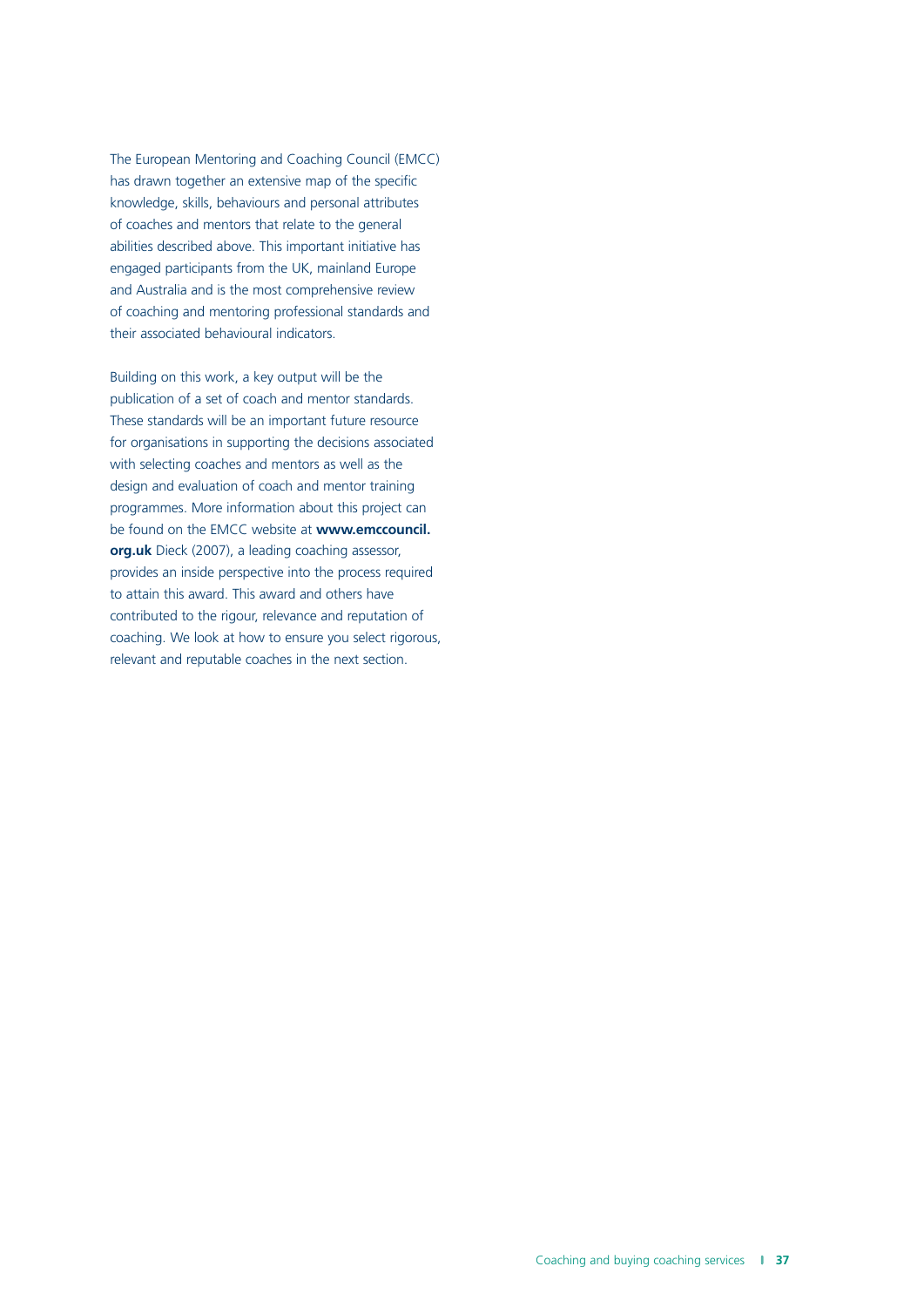The European Mentoring and Coaching Council (EMCC) has drawn together an extensive map of the specific knowledge, skills, behaviours and personal attributes of coaches and mentors that relate to the general abilities described above. This important initiative has engaged participants from the UK, mainland Europe and Australia and is the most comprehensive review of coaching and mentoring professional standards and their associated behavioural indicators.

Building on this work, a key output will be the publication of a set of coach and mentor standards. These standards will be an important future resource for organisations in supporting the decisions associated with selecting coaches and mentors as well as the design and evaluation of coach and mentor training programmes. More information about this project can be found on the EMCC website at **www.emccouncil.org.uk** Dieck (2007), a leading coaching assessor, provides an inside perspective into the process required to attain this award. This award and others have contributed to the rigour, relevance and reputation of coaching. We look at how to ensure you select rigorous, relevant and reputable coaches in the next section.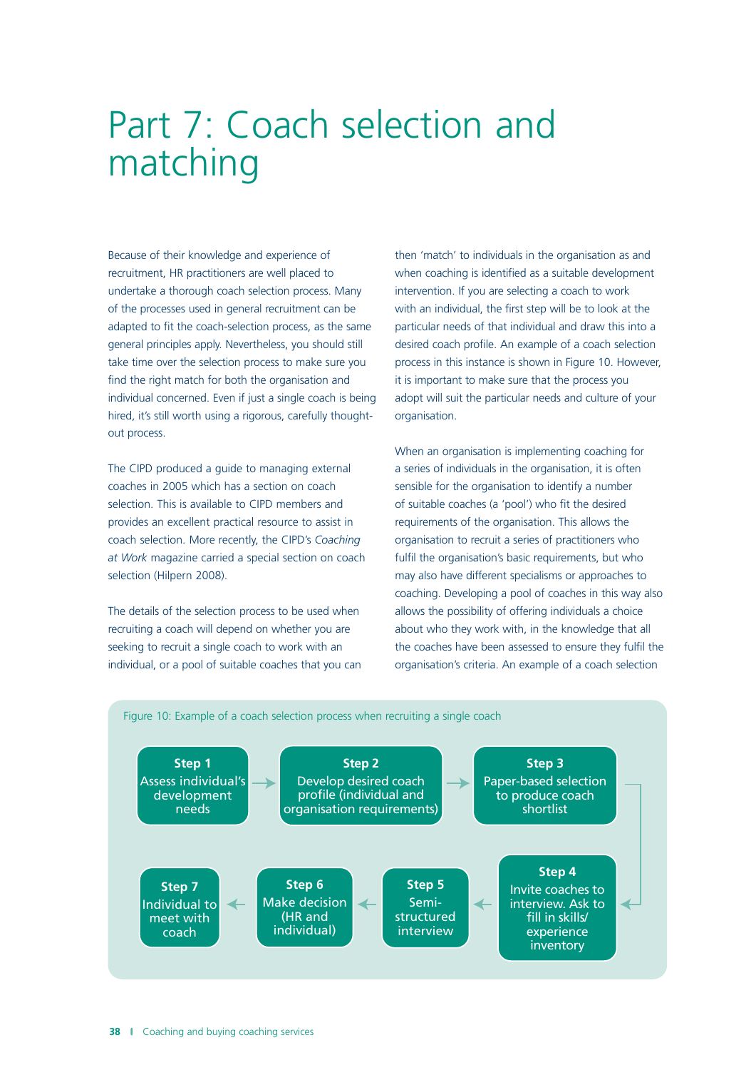# Part 7: Coach selection and matching

Because of their knowledge and experience of recruitment, HR practitioners are well placed to undertake a thorough coach selection process. Many of the processes used in general recruitment can be adapted to fit the coach-selection process, as the same general principles apply. Nevertheless, you should still take time over the selection process to make sure you find the right match for both the organisation and individual concerned. Even if just a single coach is being hired, it's still worth using a rigorous, carefully thought-out process.

The CIPD produced a guide to managing external coaches in 2005 which has a section on coach selection. This is available to CIPD members and provides an excellent practical resource to assist in coach selection. More recently, the CIPD's *Coaching at Work* magazine carried a special section on coach selection (Hilpern 2008).

The details of the selection process to be used when recruiting a coach will depend on whether you are seeking to recruit a single coach to work with an individual, or a pool of suitable coaches that you can then 'match' to individuals in the organisation as and when coaching is identified as a suitable development intervention. If you are selecting a coach to work with an individual, the first step will be to look at the particular needs of that individual and draw this into a desired coach profile. An example of a coach selection process in this instance is shown in Figure 10. However, it is important to make sure that the process you adopt will suit the particular needs and culture of your organisation.

When an organisation is implementing coaching for a series of individuals in the organisation, it is often sensible for the organisation to identify a number of suitable coaches (a 'pool') who fit the desired requirements of the organisation. This allows the organisation to recruit a series of practitioners who fulfil the organisation's basic requirements, but who may also have different specialisms or approaches to coaching. Developing a pool of coaches in this way also allows the possibility of offering individuals a choice about who they work with, in the knowledge that all the coaches have been assessed to ensure they fulfil the organisation's criteria. An example of a coach selection

Figure 10: Example of a coach selection process when recruiting a single coach

- **Step 1** Assess individual's development needs →
- **Step 2** Develop desired coach profile (individual and organisation requirements) →
- **Step 3** Paper-based selection to produce coach shortlist →
- **Step 4** Invite coaches to interview. Ask to fill in skills/experience inventory →
- **Step 5** Semi-structured interview →
- **Step 6** Make decision (HR and individual) →
- **Step 7** Individual to meet with coach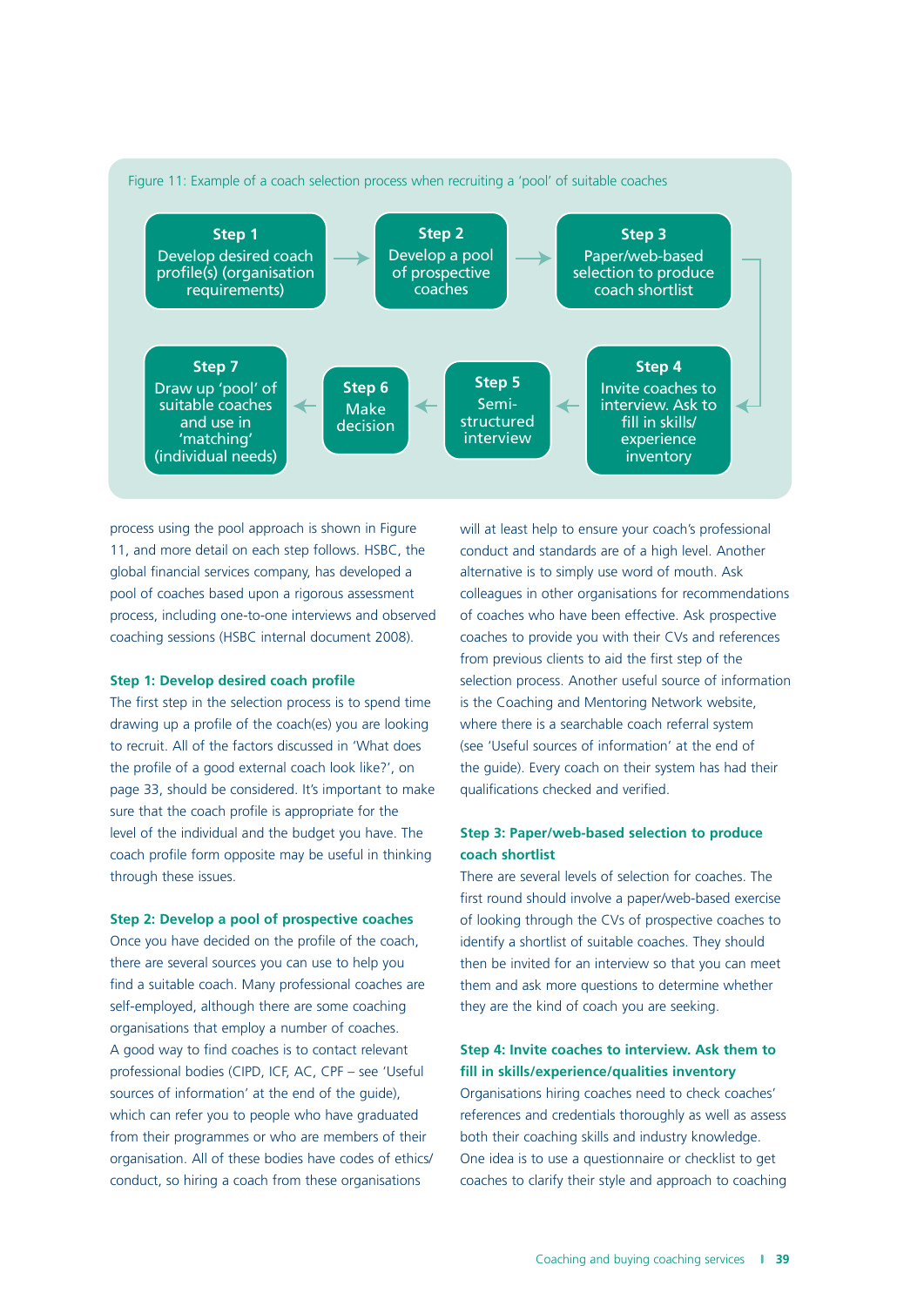Figure 11: Example of a coach selection process when recruiting a 'pool' of suitable coaches

**Step 1** Develop desired coach profile(s) (organisation requirements) → **Step 2** Develop a pool of prospective coaches → **Step 3** Paper/web-based selection to produce coach shortlist → **Step 4** Invite coaches to interview. Ask to fill in skills/experience inventory → **Step 5** Semi-structured interview → **Step 6** Make decision → **Step 7** Draw up 'pool' of suitable coaches and use in 'matching' (individual needs)

process using the pool approach is shown in Figure 11, and more detail on each step follows. HSBC, the global financial services company, has developed a pool of coaches based upon a rigorous assessment process, including one-to-one interviews and observed coaching sessions (HSBC internal document 2008).

### Step 1: Develop desired coach profile

The first step in the selection process is to spend time drawing up a profile of the coach(es) you are looking to recruit. All of the factors discussed in 'What does the profile of a good external coach look like?', on page 33, should be considered. It's important to make sure that the coach profile is appropriate for the level of the individual and the budget you have. The coach profile form opposite may be useful in thinking through these issues.

### Step 2: Develop a pool of prospective coaches

Once you have decided on the profile of the coach, there are several sources you can use to help you find a suitable coach. Many professional coaches are self-employed, although there are some coaching organisations that employ a number of coaches. A good way to find coaches is to contact relevant professional bodies (CIPD, ICF, AC, CPF – see 'Useful sources of information' at the end of the guide), which can refer you to people who have graduated from their programmes or who are members of their organisation. All of these bodies have codes of ethics/conduct, so hiring a coach from these organisations will at least help to ensure your coach's professional conduct and standards are of a high level. Another alternative is to simply use word of mouth. Ask colleagues in other organisations for recommendations of coaches who have been effective. Ask prospective coaches to provide you with their CVs and references from previous clients to aid the first step of the selection process. Another useful source of information is the Coaching and Mentoring Network website, where there is a searchable coach referral system (see 'Useful sources of information' at the end of the guide). Every coach on their system has had their qualifications checked and verified.

### Step 3: Paper/web-based selection to produce coach shortlist

There are several levels of selection for coaches. The first round should involve a paper/web-based exercise of looking through the CVs of prospective coaches to identify a shortlist of suitable coaches. They should then be invited for an interview so that you can meet them and ask more questions to determine whether they are the kind of coach you are seeking.

### Step 4: Invite coaches to interview. Ask them to fill in skills/experience/qualities inventory

Organisations hiring coaches need to check coaches' references and credentials thoroughly as well as assess both their coaching skills and industry knowledge. One idea is to use a questionnaire or checklist to get coaches to clarify their style and approach to coaching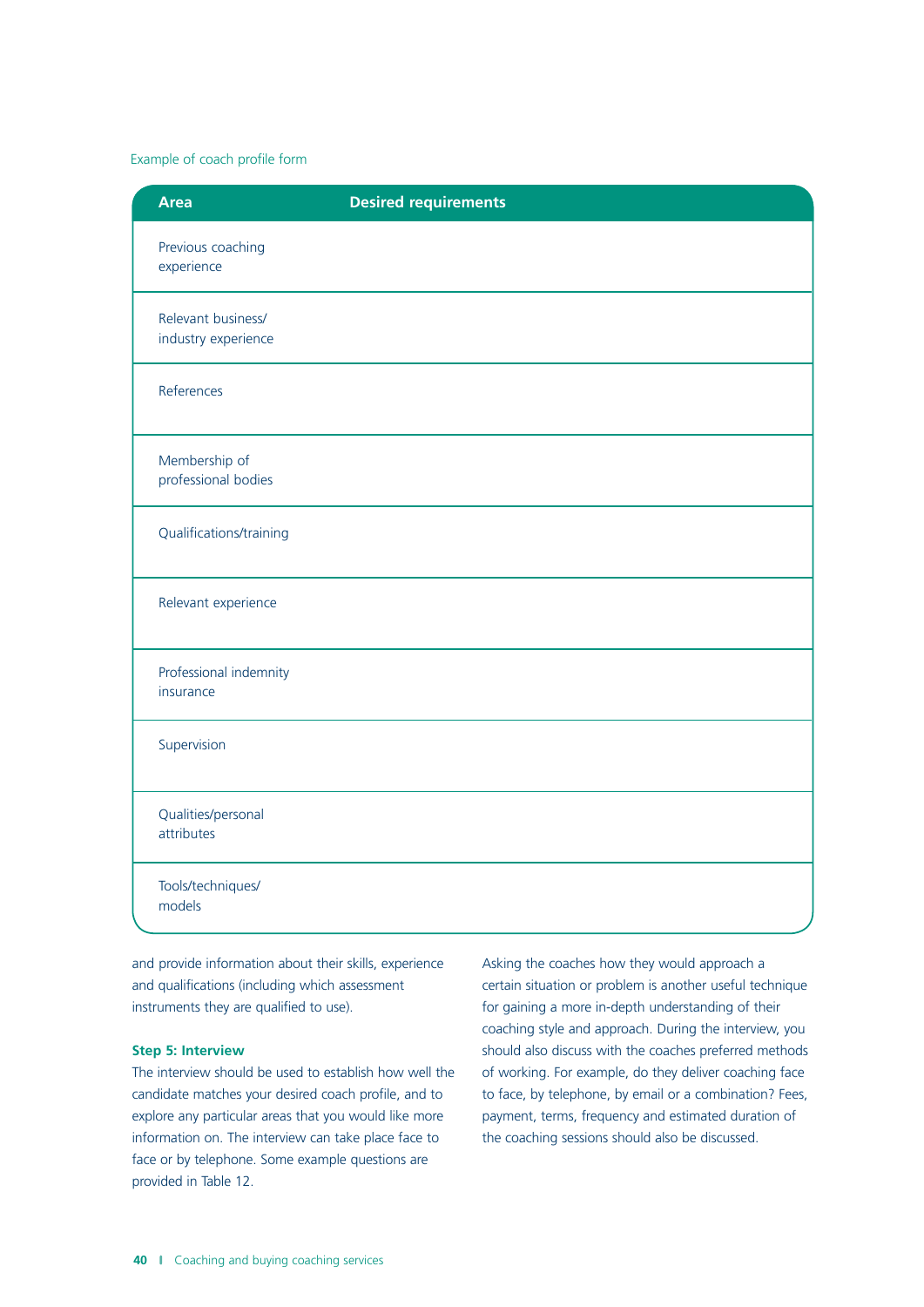Example of coach profile form

| Area | Desired requirements |
|---|---|
| Previous coaching experience | |
| Relevant business/ industry experience | |
| References | |
| Membership of professional bodies | |
| Qualifications/training | |
| Relevant experience | |
| Professional indemnity insurance | |
| Supervision | |
| Qualities/personal attributes | |
| Tools/techniques/ models | |

and provide information about their skills, experience and qualifications (including which assessment instruments they are qualified to use).

**Step 5: Interview**

The interview should be used to establish how well the candidate matches your desired coach profile, and to explore any particular areas that you would like more information on. The interview can take place face to face or by telephone. Some example questions are provided in Table 12.

Asking the coaches how they would approach a certain situation or problem is another useful technique for gaining a more in-depth understanding of their coaching style and approach. During the interview, you should also discuss with the coaches preferred methods of working. For example, do they deliver coaching face to face, by telephone, by email or a combination? Fees, payment, terms, frequency and estimated duration of the coaching sessions should also be discussed.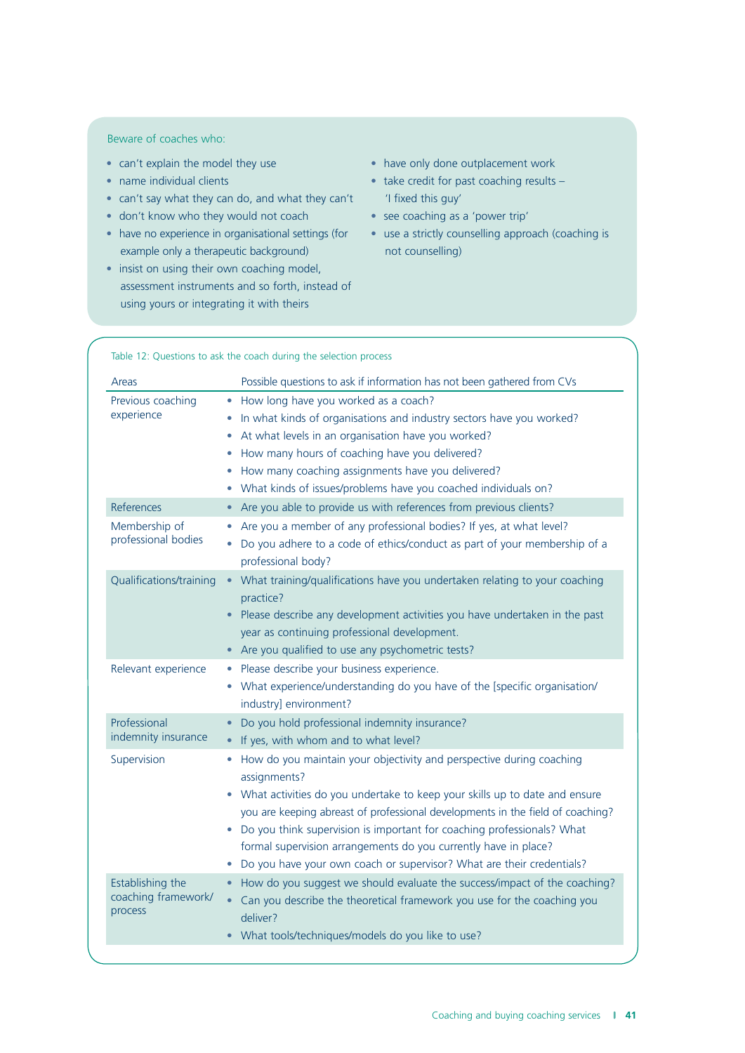Beware of coaches who:

- can't explain the model they use
- name individual clients
- can't say what they can do, and what they can't
- don't know who they would not coach
- have no experience in organisational settings (for example only a therapeutic background)
- insist on using their own coaching model, assessment instruments and so forth, instead of using yours or integrating it with theirs
- have only done outplacement work
- take credit for past coaching results – 'I fixed this guy'
- see coaching as a 'power trip'
- use a strictly counselling approach (coaching is not counselling)

Table 12: Questions to ask the coach during the selection process

| Areas | Possible questions to ask if information has not been gathered from CVs |
|---|---|
| Previous coaching experience | • How long have you worked as a coach?<br>• In what kinds of organisations and industry sectors have you worked?<br>• At what levels in an organisation have you worked?<br>• How many hours of coaching have you delivered?<br>• How many coaching assignments have you delivered?<br>• What kinds of issues/problems have you coached individuals on? |
| References | • Are you able to provide us with references from previous clients? |
| Membership of professional bodies | • Are you a member of any professional bodies? If yes, at what level?<br>• Do you adhere to a code of ethics/conduct as part of your membership of a professional body? |
| Qualifications/training | • What training/qualifications have you undertaken relating to your coaching practice?<br>• Please describe any development activities you have undertaken in the past year as continuing professional development.<br>• Are you qualified to use any psychometric tests? |
| Relevant experience | • Please describe your business experience.<br>• What experience/understanding do you have of the [specific organisation/ industry] environment? |
| Professional indemnity insurance | • Do you hold professional indemnity insurance?<br>• If yes, with whom and to what level? |
| Supervision | • How do you maintain your objectivity and perspective during coaching assignments?<br>• What activities do you undertake to keep your skills up to date and ensure you are keeping abreast of professional developments in the field of coaching?<br>• Do you think supervision is important for coaching professionals? What formal supervision arrangements do you currently have in place?<br>• Do you have your own coach or supervisor? What are their credentials? |
| Establishing the coaching framework/ process | • How do you suggest we should evaluate the success/impact of the coaching?<br>• Can you describe the theoretical framework you use for the coaching you deliver?<br>• What tools/techniques/models do you like to use? |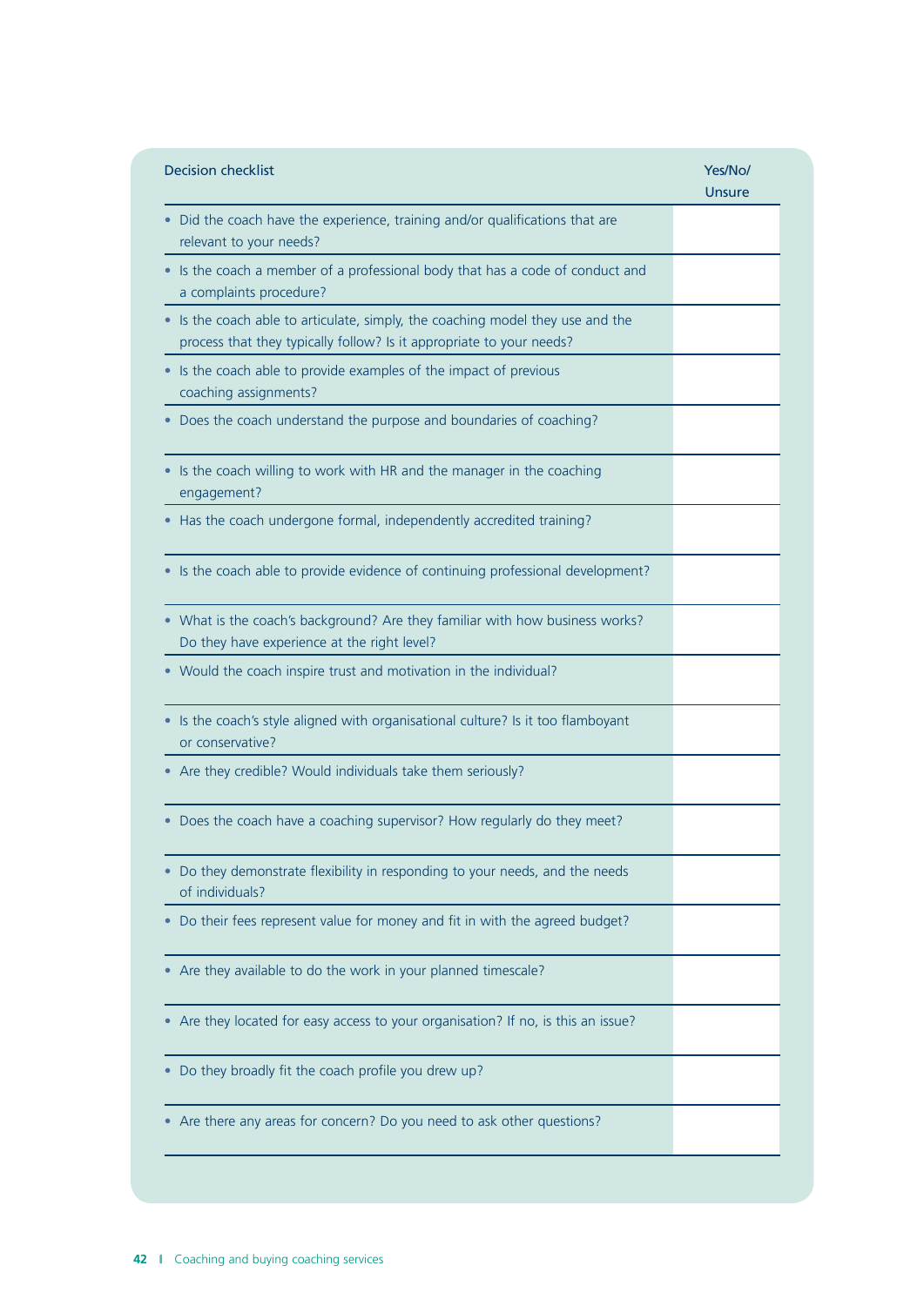| Decision checklist | Yes/No/ Unsure |
|---|---|
| • Did the coach have the experience, training and/or qualifications that are relevant to your needs? | |
| • Is the coach a member of a professional body that has a code of conduct and a complaints procedure? | |
| • Is the coach able to articulate, simply, the coaching model they use and the process that they typically follow? Is it appropriate to your needs? | |
| • Is the coach able to provide examples of the impact of previous coaching assignments? | |
| • Does the coach understand the purpose and boundaries of coaching? | |
| • Is the coach willing to work with HR and the manager in the coaching engagement? | |
| • Has the coach undergone formal, independently accredited training? | |
| • Is the coach able to provide evidence of continuing professional development? | |
| • What is the coach's background? Are they familiar with how business works? Do they have experience at the right level? | |
| • Would the coach inspire trust and motivation in the individual? | |
| • Is the coach's style aligned with organisational culture? Is it too flamboyant or conservative? | |
| • Are they credible? Would individuals take them seriously? | |
| • Does the coach have a coaching supervisor? How regularly do they meet? | |
| • Do they demonstrate flexibility in responding to your needs, and the needs of individuals? | |
| • Do their fees represent value for money and fit in with the agreed budget? | |
| • Are they available to do the work in your planned timescale? | |
| • Are they located for easy access to your organisation? If no, is this an issue? | |
| • Do they broadly fit the coach profile you drew up? | |
| • Are there any areas for concern? Do you need to ask other questions? | |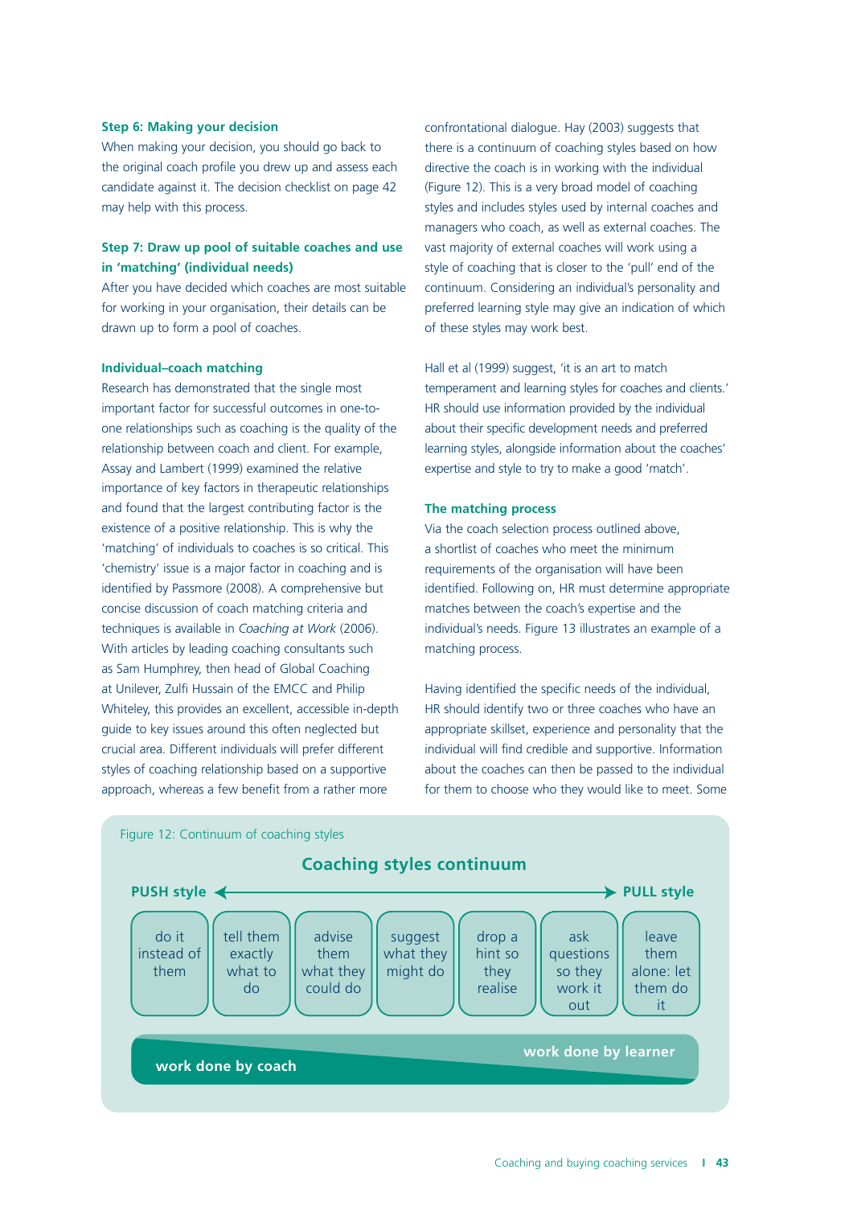### Step 6: Making your decision

When making your decision, you should go back to the original coach profile you drew up and assess each candidate against it. The decision checklist on page 42 may help with this process.

### Step 7: Draw up pool of suitable coaches and use in 'matching' (individual needs)

After you have decided which coaches are most suitable for working in your organisation, their details can be drawn up to form a pool of coaches.

### Individual–coach matching

Research has demonstrated that the single most important factor for successful outcomes in one-to-one relationships such as coaching is the quality of the relationship between coach and client. For example, Assay and Lambert (1999) examined the relative importance of key factors in therapeutic relationships and found that the largest contributing factor is the existence of a positive relationship. This is why the 'matching' of individuals to coaches is so critical. This 'chemistry' issue is a major factor in coaching and is identified by Passmore (2008). A comprehensive but concise discussion of coach matching criteria and techniques is available in *Coaching at Work* (2006). With articles by leading coaching consultants such as Sam Humphrey, then head of Global Coaching at Unilever, Zulfi Hussain of the EMCC and Philip Whiteley, this provides an excellent, accessible in-depth guide to key issues around this often neglected but crucial area. Different individuals will prefer different styles of coaching relationship based on a supportive approach, whereas a few benefit from a rather more confrontational dialogue. Hay (2003) suggests that there is a continuum of coaching styles based on how directive the coach is in working with the individual (Figure 12). This is a very broad model of coaching styles and includes styles used by internal coaches and managers who coach, as well as external coaches. The vast majority of external coaches will work using a style of coaching that is closer to the 'pull' end of the continuum. Considering an individual's personality and preferred learning style may give an indication of which of these styles may work best.

Hall et al (1999) suggest, 'it is an art to match temperament and learning styles for coaches and clients.' HR should use information provided by the individual about their specific development needs and preferred learning styles, alongside information about the coaches' expertise and style to try to make a good 'match'.

### The matching process

Via the coach selection process outlined above, a shortlist of coaches who meet the minimum requirements of the organisation will have been identified. Following on, HR must determine appropriate matches between the coach's expertise and the individual's needs. Figure 13 illustrates an example of a matching process.

Having identified the specific needs of the individual, HR should identify two or three coaches who have an appropriate skillset, experience and personality that the individual will find credible and supportive. Information about the coaches can then be passed to the individual for them to choose who they would like to meet. Some

Figure 12: Continuum of coaching styles

**Coaching styles continuum**

**PUSH style** ← → **PULL style**

| do it instead of them | tell them exactly what to do | advise them what they could do | suggest what they might do | drop a hint so they realise | ask questions so they work it out | leave them alone: let them do it |
|---|---|---|---|---|---|---|

**work done by coach** → **work done by learner**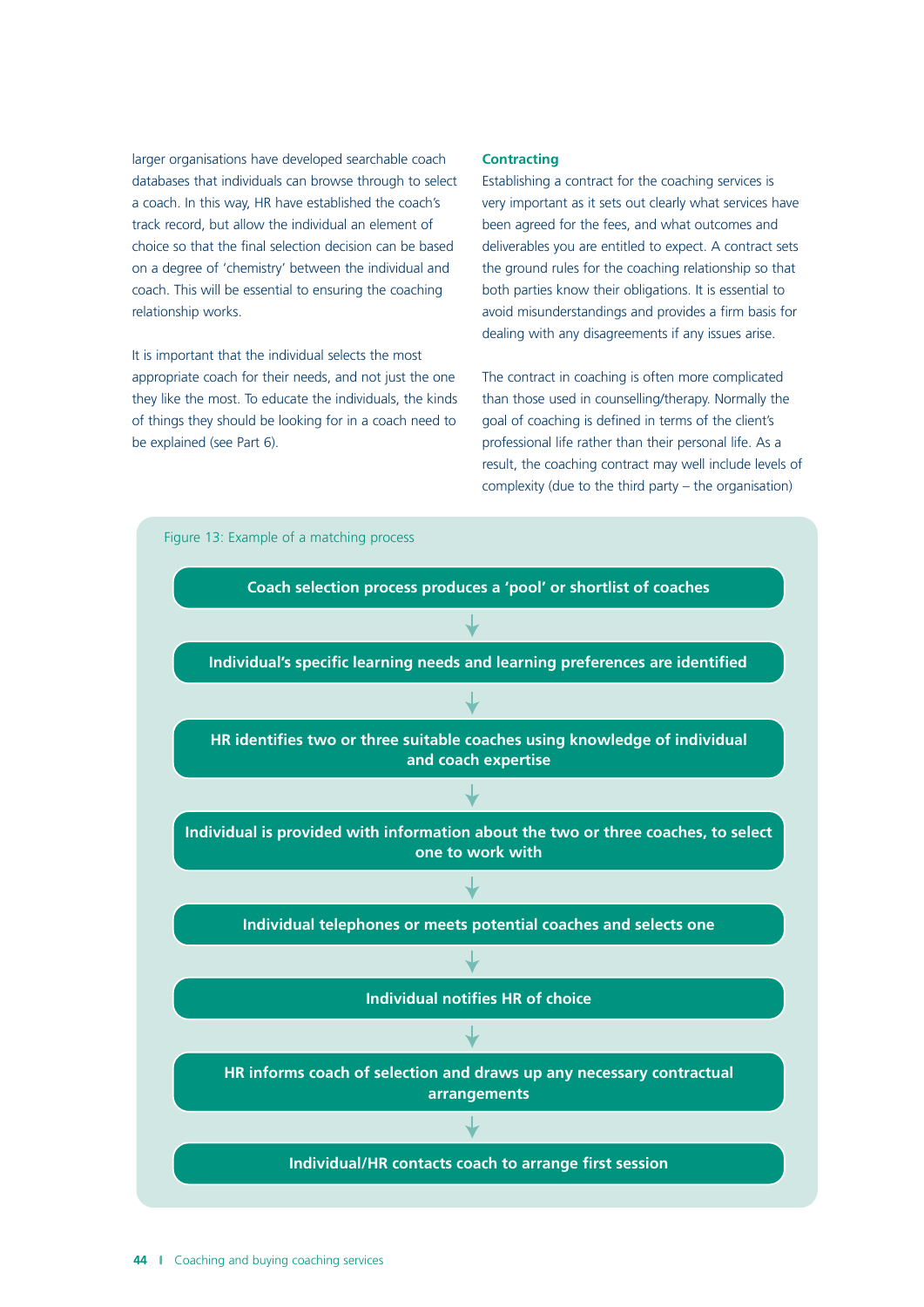larger organisations have developed searchable coach databases that individuals can browse through to select a coach. In this way, HR have established the coach's track record, but allow the individual an element of choice so that the final selection decision can be based on a degree of 'chemistry' between the individual and coach. This will be essential to ensuring the coaching relationship works.

It is important that the individual selects the most appropriate coach for their needs, and not just the one they like the most. To educate the individuals, the kinds of things they should be looking for in a coach need to be explained (see Part 6).

### Contracting

Establishing a contract for the coaching services is very important as it sets out clearly what services have been agreed for the fees, and what outcomes and deliverables you are entitled to expect. A contract sets the ground rules for the coaching relationship so that both parties know their obligations. It is essential to avoid misunderstandings and provides a firm basis for dealing with any disagreements if any issues arise.

The contract in coaching is often more complicated than those used in counselling/therapy. Normally the goal of coaching is defined in terms of the client's professional life rather than their personal life. As a result, the coaching contract may well include levels of complexity (due to the third party – the organisation)

Figure 13: Example of a matching process

**Coach selection process produces a 'pool' or shortlist of coaches**

↓

**Individual's specific learning needs and learning preferences are identified**

↓

**HR identifies two or three suitable coaches using knowledge of individual and coach expertise**

↓

**Individual is provided with information about the two or three coaches, to select one to work with**

↓

**Individual telephones or meets potential coaches and selects one**

↓

**Individual notifies HR of choice**

↓

**HR informs coach of selection and draws up any necessary contractual arrangements**

↓

**Individual/HR contacts coach to arrange first session**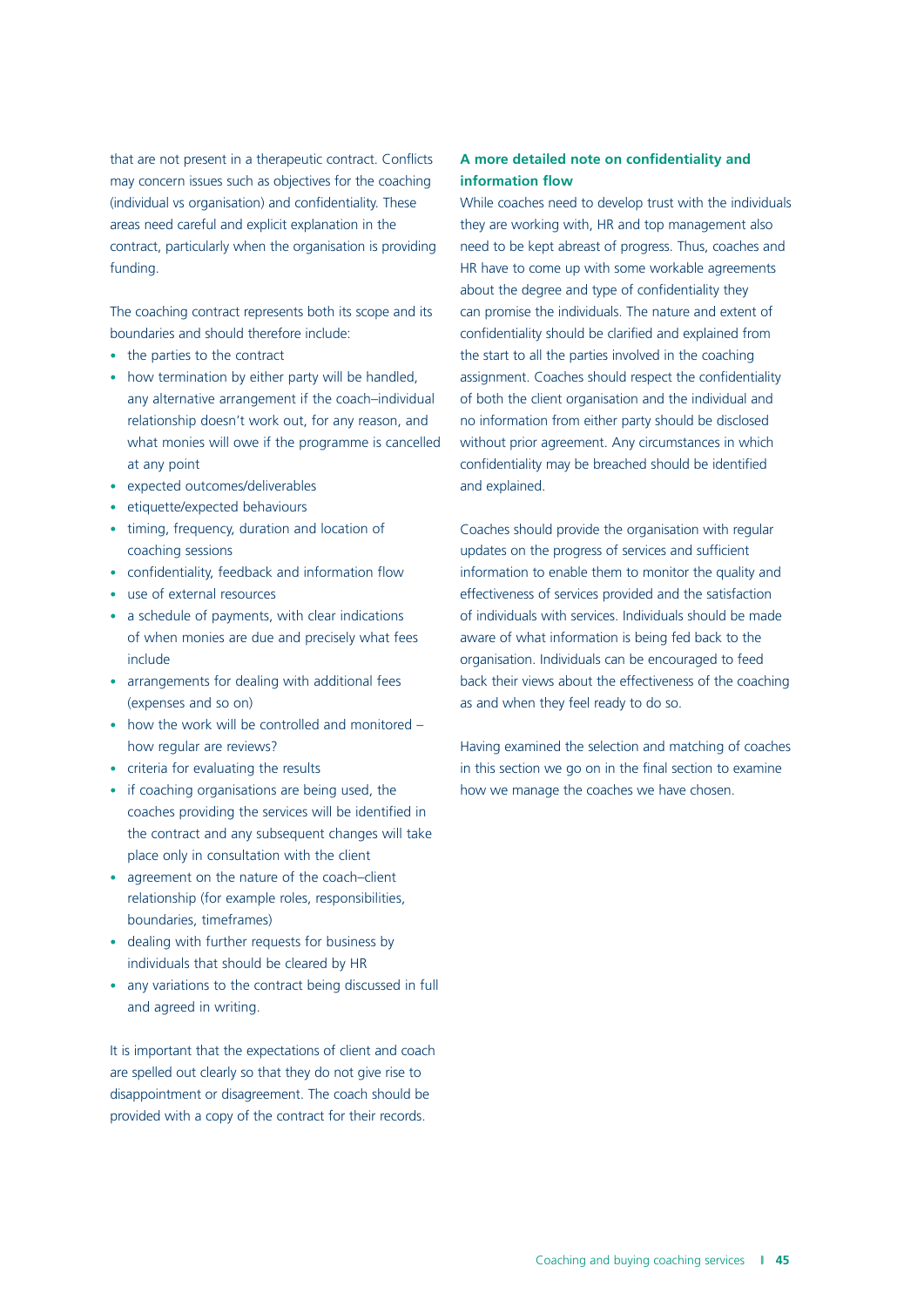that are not present in a therapeutic contract. Conflicts may concern issues such as objectives for the coaching (individual vs organisation) and confidentiality. These areas need careful and explicit explanation in the contract, particularly when the organisation is providing funding.

The coaching contract represents both its scope and its boundaries and should therefore include:

- the parties to the contract
- how termination by either party will be handled, any alternative arrangement if the coach–individual relationship doesn't work out, for any reason, and what monies will owe if the programme is cancelled at any point
- expected outcomes/deliverables
- etiquette/expected behaviours
- timing, frequency, duration and location of coaching sessions
- confidentiality, feedback and information flow
- use of external resources
- a schedule of payments, with clear indications of when monies are due and precisely what fees include
- arrangements for dealing with additional fees (expenses and so on)
- how the work will be controlled and monitored – how regular are reviews?
- criteria for evaluating the results
- if coaching organisations are being used, the coaches providing the services will be identified in the contract and any subsequent changes will take place only in consultation with the client
- agreement on the nature of the coach–client relationship (for example roles, responsibilities, boundaries, timeframes)
- dealing with further requests for business by individuals that should be cleared by HR
- any variations to the contract being discussed in full and agreed in writing.

It is important that the expectations of client and coach are spelled out clearly so that they do not give rise to disappointment or disagreement. The coach should be provided with a copy of the contract for their records.

### A more detailed note on confidentiality and information flow

While coaches need to develop trust with the individuals they are working with, HR and top management also need to be kept abreast of progress. Thus, coaches and HR have to come up with some workable agreements about the degree and type of confidentiality they can promise the individuals. The nature and extent of confidentiality should be clarified and explained from the start to all the parties involved in the coaching assignment. Coaches should respect the confidentiality of both the client organisation and the individual and no information from either party should be disclosed without prior agreement. Any circumstances in which confidentiality may be breached should be identified and explained.

Coaches should provide the organisation with regular updates on the progress of services and sufficient information to enable them to monitor the quality and effectiveness of services provided and the satisfaction of individuals with services. Individuals should be made aware of what information is being fed back to the organisation. Individuals can be encouraged to feed back their views about the effectiveness of the coaching as and when they feel ready to do so.

Having examined the selection and matching of coaches in this section we go on in the final section to examine how we manage the coaches we have chosen.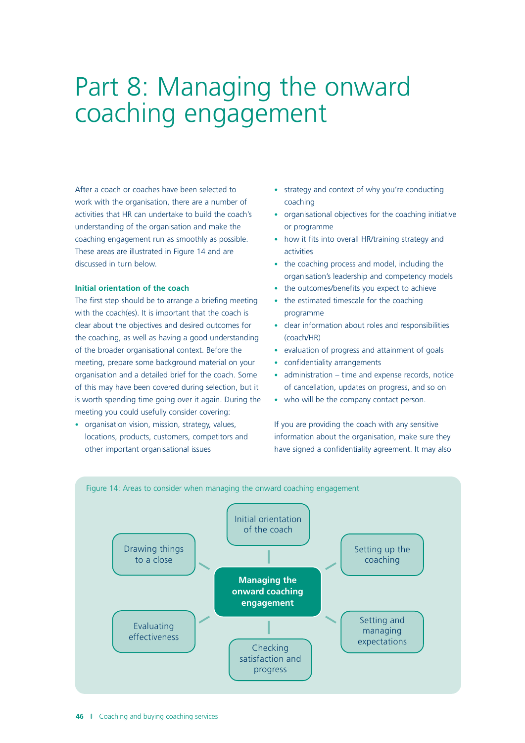# Part 8: Managing the onward coaching engagement

After a coach or coaches have been selected to work with the organisation, there are a number of activities that HR can undertake to build the coach's understanding of the organisation and make the coaching engagement run as smoothly as possible. These areas are illustrated in Figure 14 and are discussed in turn below.

### Initial orientation of the coach

The first step should be to arrange a briefing meeting with the coach(es). It is important that the coach is clear about the objectives and desired outcomes for the coaching, as well as having a good understanding of the broader organisational context. Before the meeting, prepare some background material on your organisation and a detailed brief for the coach. Some of this may have been covered during selection, but it is worth spending time going over it again. During the meeting you could usefully consider covering:

- organisation vision, mission, strategy, values, locations, products, customers, competitors and other important organisational issues
- strategy and context of why you're conducting coaching
- organisational objectives for the coaching initiative or programme
- how it fits into overall HR/training strategy and activities
- the coaching process and model, including the organisation's leadership and competency models
- the outcomes/benefits you expect to achieve
- the estimated timescale for the coaching programme
- clear information about roles and responsibilities (coach/HR)
- evaluation of progress and attainment of goals
- confidentiality arrangements
- administration – time and expense records, notice of cancellation, updates on progress, and so on
- who will be the company contact person.

If you are providing the coach with any sensitive information about the organisation, make sure they have signed a confidentiality agreement. It may also

Figure 14: Areas to consider when managing the onward coaching engagement

- **Managing the onward coaching engagement**
  - Initial orientation of the coach
  - Setting up the coaching
  - Setting and managing expectations
  - Checking satisfaction and progress
  - Evaluating effectiveness
  - Drawing things to a close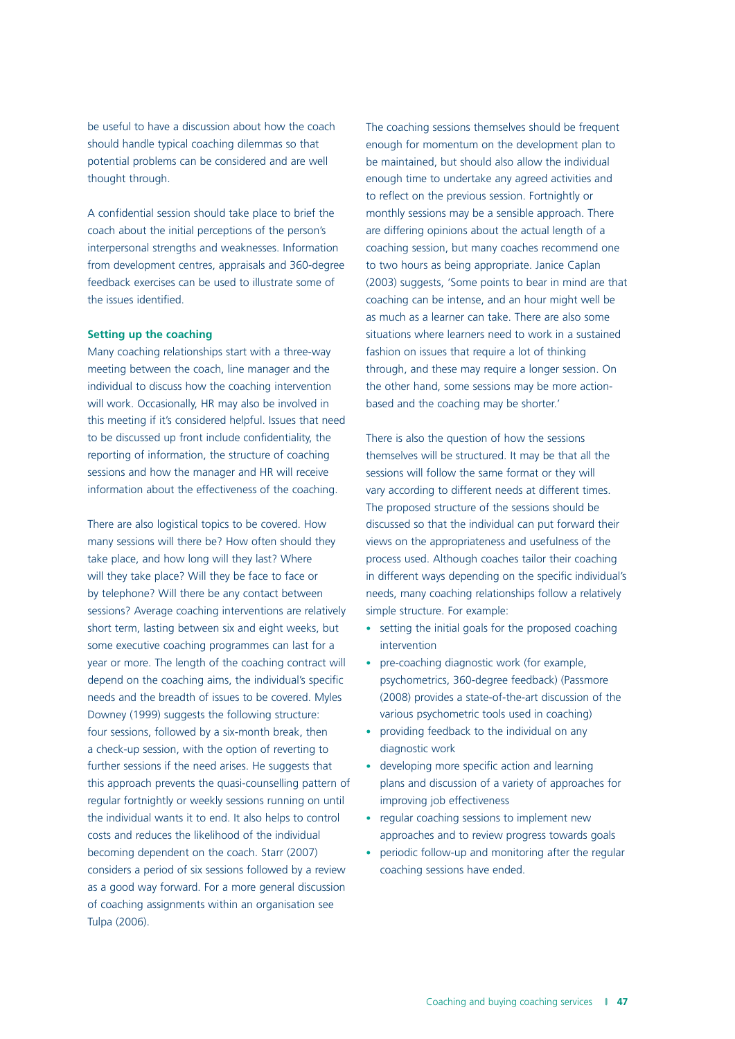be useful to have a discussion about how the coach should handle typical coaching dilemmas so that potential problems can be considered and are well thought through.

A confidential session should take place to brief the coach about the initial perceptions of the person's interpersonal strengths and weaknesses. Information from development centres, appraisals and 360-degree feedback exercises can be used to illustrate some of the issues identified.

### Setting up the coaching

Many coaching relationships start with a three-way meeting between the coach, line manager and the individual to discuss how the coaching intervention will work. Occasionally, HR may also be involved in this meeting if it's considered helpful. Issues that need to be discussed up front include confidentiality, the reporting of information, the structure of coaching sessions and how the manager and HR will receive information about the effectiveness of the coaching.

There are also logistical topics to be covered. How many sessions will there be? How often should they take place, and how long will they last? Where will they take place? Will they be face to face or by telephone? Will there be any contact between sessions? Average coaching interventions are relatively short term, lasting between six and eight weeks, but some executive coaching programmes can last for a year or more. The length of the coaching contract will depend on the coaching aims, the individual's specific needs and the breadth of issues to be covered. Myles Downey (1999) suggests the following structure: four sessions, followed by a six-month break, then a check-up session, with the option of reverting to further sessions if the need arises. He suggests that this approach prevents the quasi-counselling pattern of regular fortnightly or weekly sessions running on until the individual wants it to end. It also helps to control costs and reduces the likelihood of the individual becoming dependent on the coach. Starr (2007) considers a period of six sessions followed by a review as a good way forward. For a more general discussion of coaching assignments within an organisation see Tulpa (2006).

The coaching sessions themselves should be frequent enough for momentum on the development plan to be maintained, but should also allow the individual enough time to undertake any agreed activities and to reflect on the previous session. Fortnightly or monthly sessions may be a sensible approach. There are differing opinions about the actual length of a coaching session, but many coaches recommend one to two hours as being appropriate. Janice Caplan (2003) suggests, 'Some points to bear in mind are that coaching can be intense, and an hour might well be as much as a learner can take. There are also some situations where learners need to work in a sustained fashion on issues that require a lot of thinking through, and these may require a longer session. On the other hand, some sessions may be more action-based and the coaching may be shorter.'

There is also the question of how the sessions themselves will be structured. It may be that all the sessions will follow the same format or they will vary according to different needs at different times. The proposed structure of the sessions should be discussed so that the individual can put forward their views on the appropriateness and usefulness of the process used. Although coaches tailor their coaching in different ways depending on the specific individual's needs, many coaching relationships follow a relatively simple structure. For example:

- setting the initial goals for the proposed coaching intervention
- pre-coaching diagnostic work (for example, psychometrics, 360-degree feedback) (Passmore (2008) provides a state-of-the-art discussion of the various psychometric tools used in coaching)
- providing feedback to the individual on any diagnostic work
- developing more specific action and learning plans and discussion of a variety of approaches for improving job effectiveness
- regular coaching sessions to implement new approaches and to review progress towards goals
- periodic follow-up and monitoring after the regular coaching sessions have ended.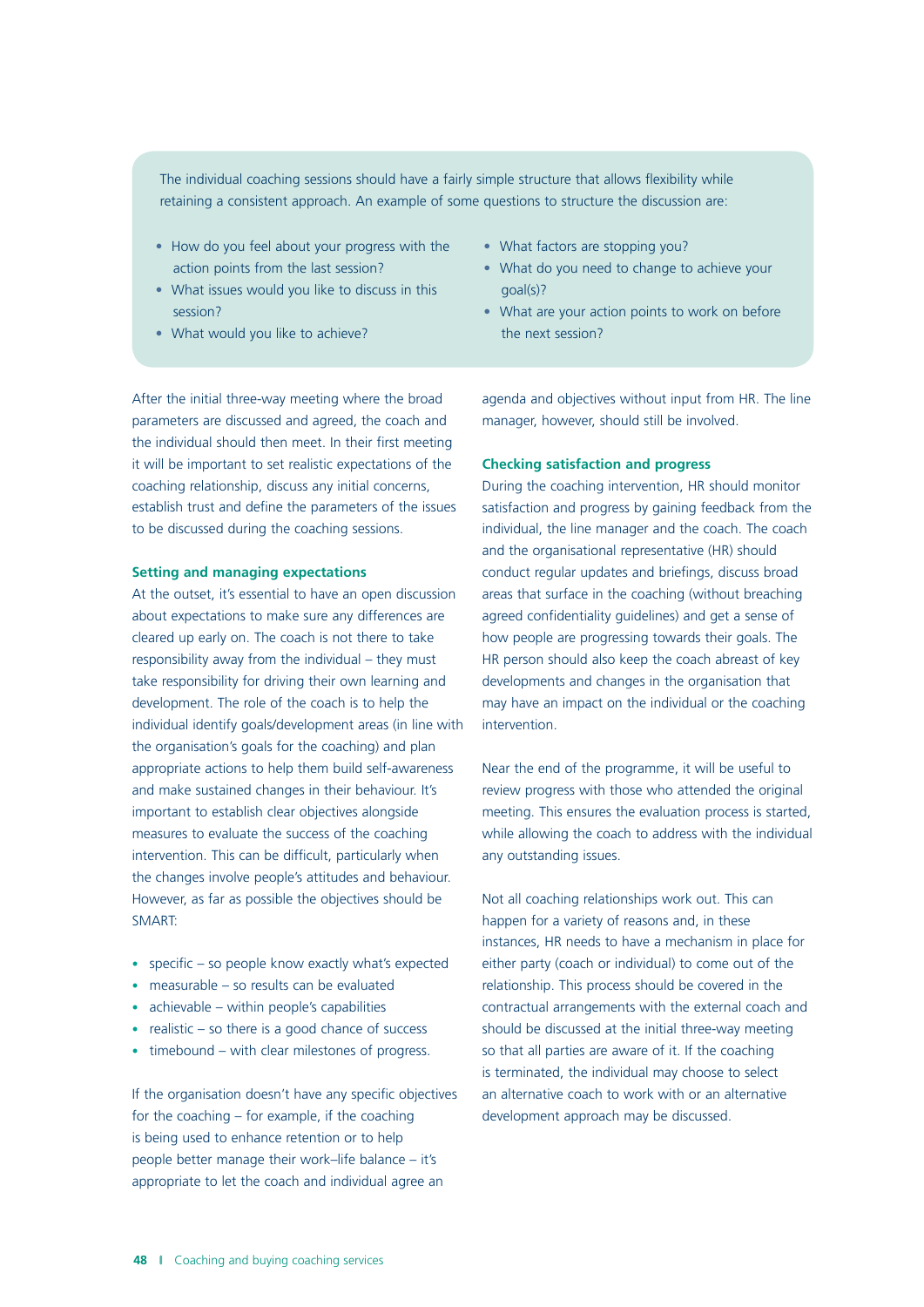The individual coaching sessions should have a fairly simple structure that allows flexibility while retaining a consistent approach. An example of some questions to structure the discussion are:

- How do you feel about your progress with the action points from the last session?
- What issues would you like to discuss in this session?
- What would you like to achieve?
- What factors are stopping you?
- What do you need to change to achieve your goal(s)?
- What are your action points to work on before the next session?

After the initial three-way meeting where the broad parameters are discussed and agreed, the coach and the individual should then meet. In their first meeting it will be important to set realistic expectations of the coaching relationship, discuss any initial concerns, establish trust and define the parameters of the issues to be discussed during the coaching sessions.

### Setting and managing expectations

At the outset, it's essential to have an open discussion about expectations to make sure any differences are cleared up early on. The coach is not there to take responsibility away from the individual – they must take responsibility for driving their own learning and development. The role of the coach is to help the individual identify goals/development areas (in line with the organisation's goals for the coaching) and plan appropriate actions to help them build self-awareness and make sustained changes in their behaviour. It's important to establish clear objectives alongside measures to evaluate the success of the coaching intervention. This can be difficult, particularly when the changes involve people's attitudes and behaviour. However, as far as possible the objectives should be SMART:

- specific – so people know exactly what's expected
- measurable – so results can be evaluated
- achievable – within people's capabilities
- realistic – so there is a good chance of success
- timebound – with clear milestones of progress.

If the organisation doesn't have any specific objectives for the coaching – for example, if the coaching is being used to enhance retention or to help people better manage their work–life balance – it's appropriate to let the coach and individual agree an agenda and objectives without input from HR. The line manager, however, should still be involved.

### Checking satisfaction and progress

During the coaching intervention, HR should monitor satisfaction and progress by gaining feedback from the individual, the line manager and the coach. The coach and the organisational representative (HR) should conduct regular updates and briefings, discuss broad areas that surface in the coaching (without breaching agreed confidentiality guidelines) and get a sense of how people are progressing towards their goals. The HR person should also keep the coach abreast of key developments and changes in the organisation that may have an impact on the individual or the coaching intervention.

Near the end of the programme, it will be useful to review progress with those who attended the original meeting. This ensures the evaluation process is started, while allowing the coach to address with the individual any outstanding issues.

Not all coaching relationships work out. This can happen for a variety of reasons and, in these instances, HR needs to have a mechanism in place for either party (coach or individual) to come out of the relationship. This process should be covered in the contractual arrangements with the external coach and should be discussed at the initial three-way meeting so that all parties are aware of it. If the coaching is terminated, the individual may choose to select an alternative coach to work with or an alternative development approach may be discussed.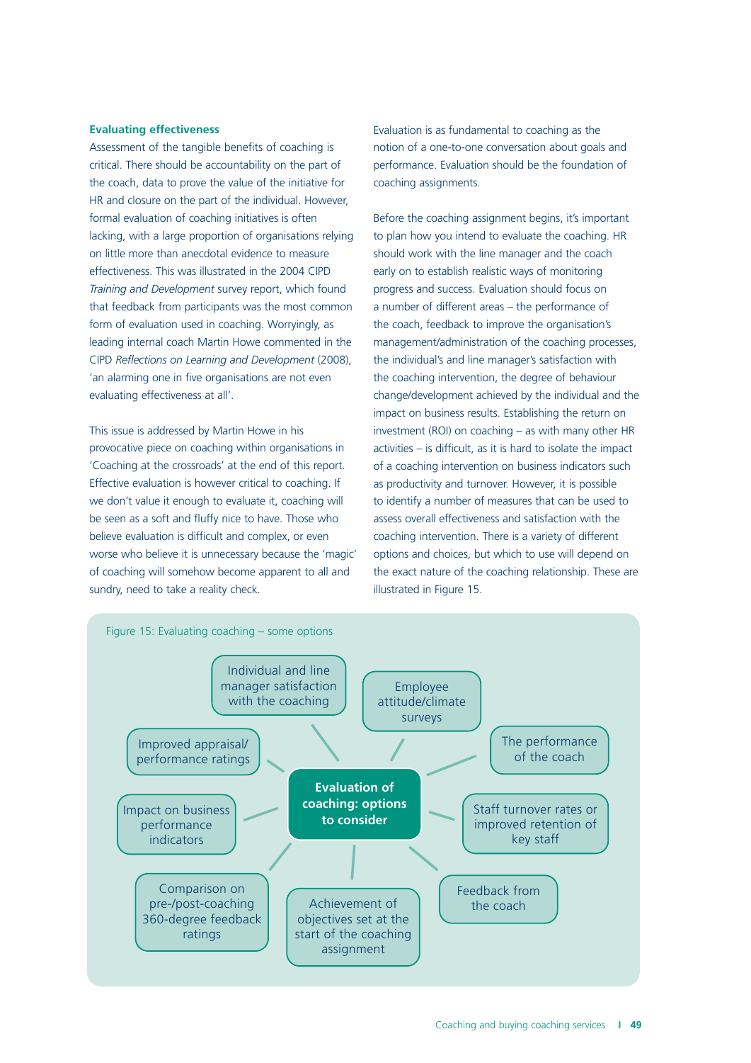### Evaluating effectiveness

Assessment of the tangible benefits of coaching is critical. There should be accountability on the part of the coach, data to prove the value of the initiative for HR and closure on the part of the individual. However, formal evaluation of coaching initiatives is often lacking, with a large proportion of organisations relying on little more than anecdotal evidence to measure effectiveness. This was illustrated in the 2004 CIPD *Training and Development* survey report, which found that feedback from participants was the most common form of evaluation used in coaching. Worryingly, as leading internal coach Martin Howe commented in the CIPD *Reflections on Learning and Development* (2008), 'an alarming one in five organisations are not even evaluating effectiveness at all'.

This issue is addressed by Martin Howe in his provocative piece on coaching within organisations in 'Coaching at the crossroads' at the end of this report. Effective evaluation is however critical to coaching. If we don't value it enough to evaluate it, coaching will be seen as a soft and fluffy nice to have. Those who believe evaluation is difficult and complex, or even worse who believe it is unnecessary because the 'magic' of coaching will somehow become apparent to all and sundry, need to take a reality check.

Evaluation is as fundamental to coaching as the notion of a one-to-one conversation about goals and performance. Evaluation should be the foundation of coaching assignments.

Before the coaching assignment begins, it's important to plan how you intend to evaluate the coaching. HR should work with the line manager and the coach early on to establish realistic ways of monitoring progress and success. Evaluation should focus on a number of different areas – the performance of the coach, feedback to improve the organisation's management/administration of the coaching processes, the individual's and line manager's satisfaction with the coaching intervention, the degree of behaviour change/development achieved by the individual and the impact on business results. Establishing the return on investment (ROI) on coaching – as with many other HR activities – is difficult, as it is hard to isolate the impact of a coaching intervention on business indicators such as productivity and turnover. However, it is possible to identify a number of measures that can be used to assess overall effectiveness and satisfaction with the coaching intervention. There is a variety of different options and choices, but which to use will depend on the exact nature of the coaching relationship. These are illustrated in Figure 15.

Figure 15: Evaluating coaching – some options

**Evaluation of coaching: options to consider**

- Individual and line manager satisfaction with the coaching
- Employee attitude/climate surveys
- The performance of the coach
- Staff turnover rates or improved retention of key staff
- Feedback from the coach
- Achievement of objectives set at the start of the coaching assignment
- Comparison on pre-/post-coaching 360-degree feedback ratings
- Impact on business performance indicators
- Improved appraisal/performance ratings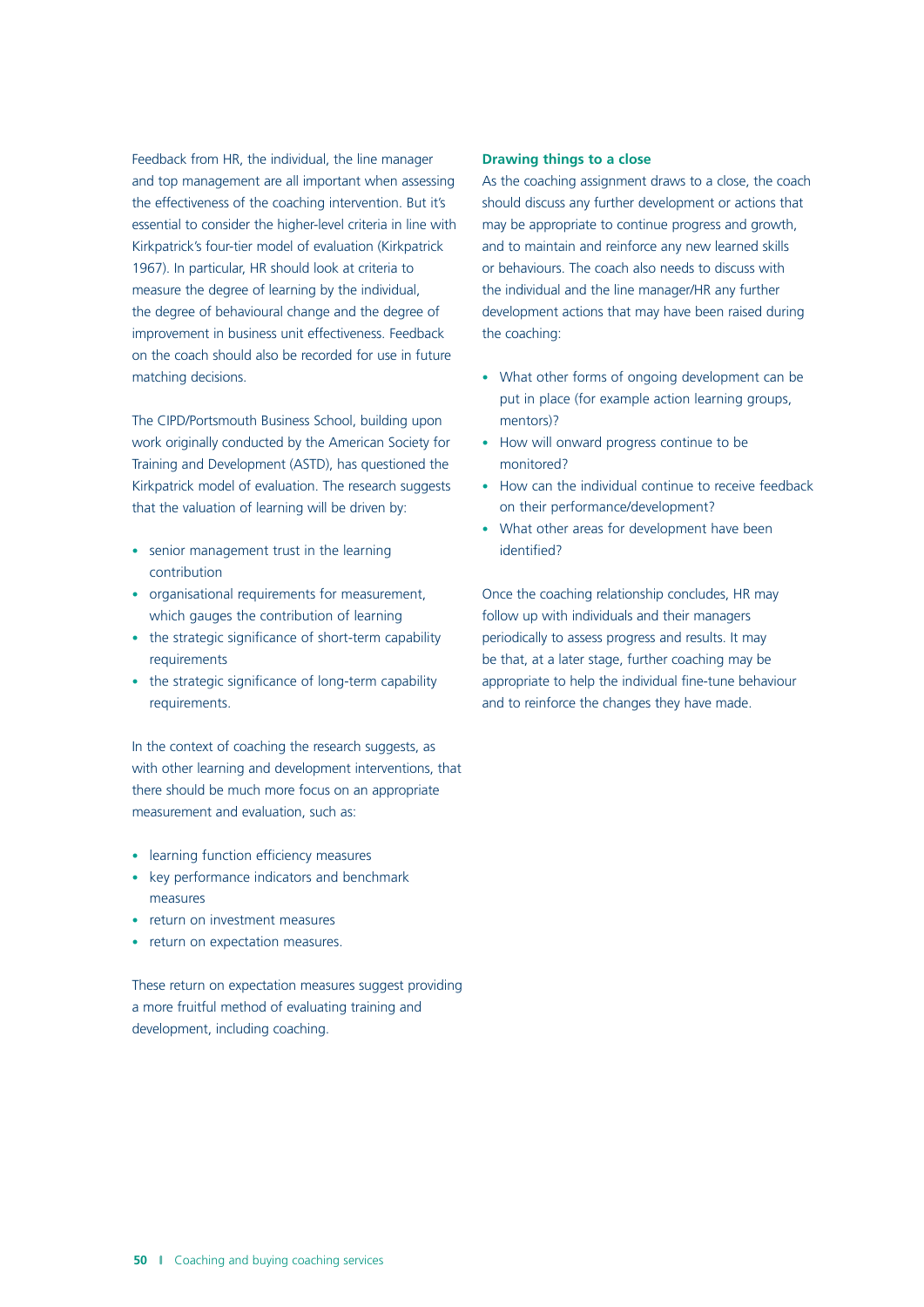Feedback from HR, the individual, the line manager and top management are all important when assessing the effectiveness of the coaching intervention. But it's essential to consider the higher-level criteria in line with Kirkpatrick's four-tier model of evaluation (Kirkpatrick 1967). In particular, HR should look at criteria to measure the degree of learning by the individual, the degree of behavioural change and the degree of improvement in business unit effectiveness. Feedback on the coach should also be recorded for use in future matching decisions.

The CIPD/Portsmouth Business School, building upon work originally conducted by the American Society for Training and Development (ASTD), has questioned the Kirkpatrick model of evaluation. The research suggests that the valuation of learning will be driven by:

- senior management trust in the learning contribution
- organisational requirements for measurement, which gauges the contribution of learning
- the strategic significance of short-term capability requirements
- the strategic significance of long-term capability requirements.

In the context of coaching the research suggests, as with other learning and development interventions, that there should be much more focus on an appropriate measurement and evaluation, such as:

- learning function efficiency measures
- key performance indicators and benchmark measures
- return on investment measures
- return on expectation measures.

These return on expectation measures suggest providing a more fruitful method of evaluating training and development, including coaching.

### Drawing things to a close

As the coaching assignment draws to a close, the coach should discuss any further development or actions that may be appropriate to continue progress and growth, and to maintain and reinforce any new learned skills or behaviours. The coach also needs to discuss with the individual and the line manager/HR any further development actions that may have been raised during the coaching:

- What other forms of ongoing development can be put in place (for example action learning groups, mentors)?
- How will onward progress continue to be monitored?
- How can the individual continue to receive feedback on their performance/development?
- What other areas for development have been identified?

Once the coaching relationship concludes, HR may follow up with individuals and their managers periodically to assess progress and results. It may be that, at a later stage, further coaching may be appropriate to help the individual fine-tune behaviour and to reinforce the changes they have made.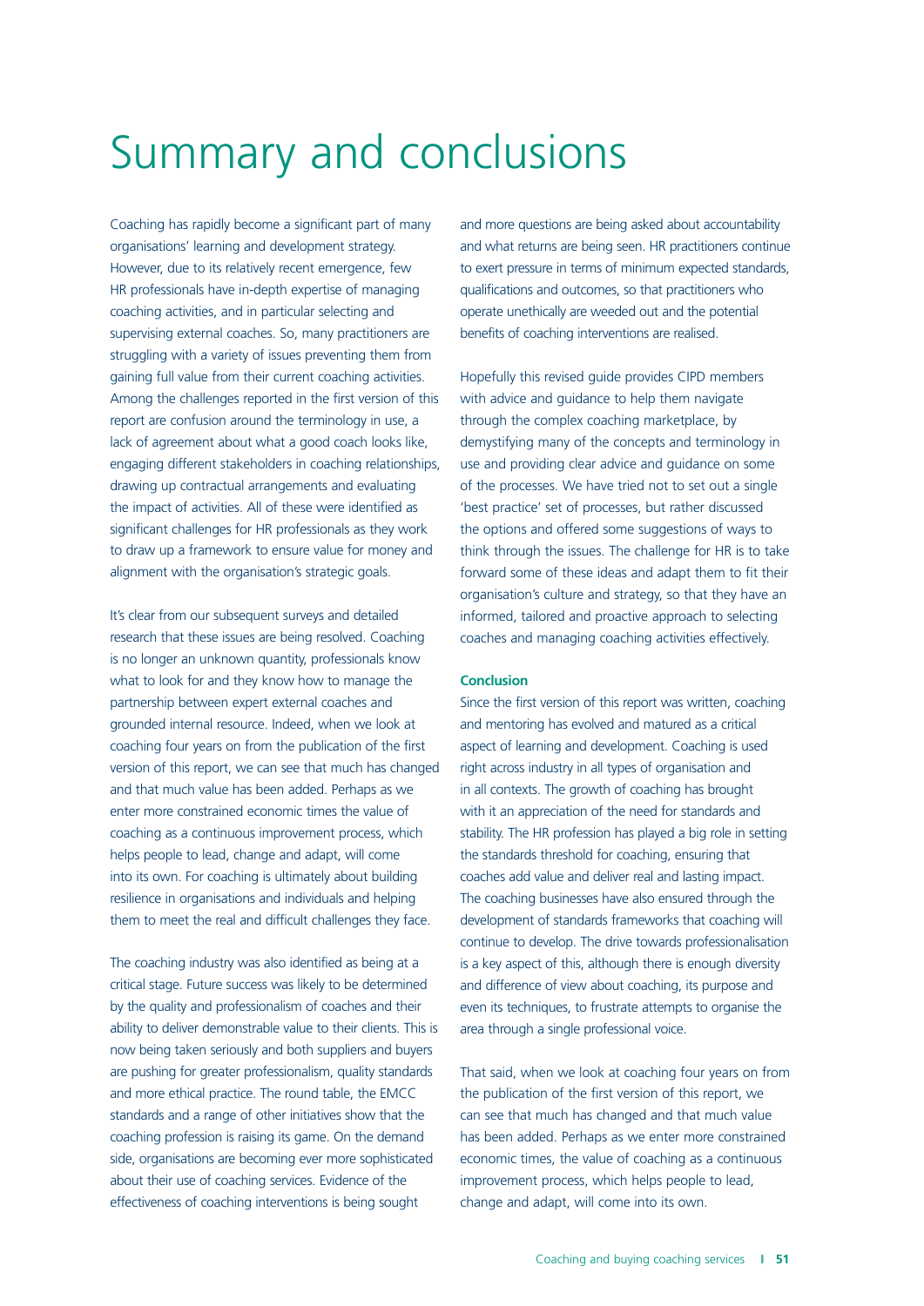# Summary and conclusions

Coaching has rapidly become a significant part of many organisations' learning and development strategy. However, due to its relatively recent emergence, few HR professionals have in-depth expertise of managing coaching activities, and in particular selecting and supervising external coaches. So, many practitioners are struggling with a variety of issues preventing them from gaining full value from their current coaching activities. Among the challenges reported in the first version of this report are confusion around the terminology in use, a lack of agreement about what a good coach looks like, engaging different stakeholders in coaching relationships, drawing up contractual arrangements and evaluating the impact of activities. All of these were identified as significant challenges for HR professionals as they work to draw up a framework to ensure value for money and alignment with the organisation's strategic goals.

It's clear from our subsequent surveys and detailed research that these issues are being resolved. Coaching is no longer an unknown quantity, professionals know what to look for and they know how to manage the partnership between expert external coaches and grounded internal resource. Indeed, when we look at coaching four years on from the publication of the first version of this report, we can see that much has changed and that much value has been added. Perhaps as we enter more constrained economic times the value of coaching as a continuous improvement process, which helps people to lead, change and adapt, will come into its own. For coaching is ultimately about building resilience in organisations and individuals and helping them to meet the real and difficult challenges they face.

The coaching industry was also identified as being at a critical stage. Future success was likely to be determined by the quality and professionalism of coaches and their ability to deliver demonstrable value to their clients. This is now being taken seriously and both suppliers and buyers are pushing for greater professionalism, quality standards and more ethical practice. The round table, the EMCC standards and a range of other initiatives show that the coaching profession is raising its game. On the demand side, organisations are becoming ever more sophisticated about their use of coaching services. Evidence of the effectiveness of coaching interventions is being sought and more questions are being asked about accountability and what returns are being seen. HR practitioners continue to exert pressure in terms of minimum expected standards, qualifications and outcomes, so that practitioners who operate unethically are weeded out and the potential benefits of coaching interventions are realised.

Hopefully this revised guide provides CIPD members with advice and guidance to help them navigate through the complex coaching marketplace, by demystifying many of the concepts and terminology in use and providing clear advice and guidance on some of the processes. We have tried not to set out a single 'best practice' set of processes, but rather discussed the options and offered some suggestions of ways to think through the issues. The challenge for HR is to take forward some of these ideas and adapt them to fit their organisation's culture and strategy, so that they have an informed, tailored and proactive approach to selecting coaches and managing coaching activities effectively.

### Conclusion

Since the first version of this report was written, coaching and mentoring has evolved and matured as a critical aspect of learning and development. Coaching is used right across industry in all types of organisation and in all contexts. The growth of coaching has brought with it an appreciation of the need for standards and stability. The HR profession has played a big role in setting the standards threshold for coaching, ensuring that coaches add value and deliver real and lasting impact. The coaching businesses have also ensured through the development of standards frameworks that coaching will continue to develop. The drive towards professionalisation is a key aspect of this, although there is enough diversity and difference of view about coaching, its purpose and even its techniques, to frustrate attempts to organise the area through a single professional voice.

That said, when we look at coaching four years on from the publication of the first version of this report, we can see that much has changed and that much value has been added. Perhaps as we enter more constrained economic times, the value of coaching as a continuous improvement process, which helps people to lead, change and adapt, will come into its own.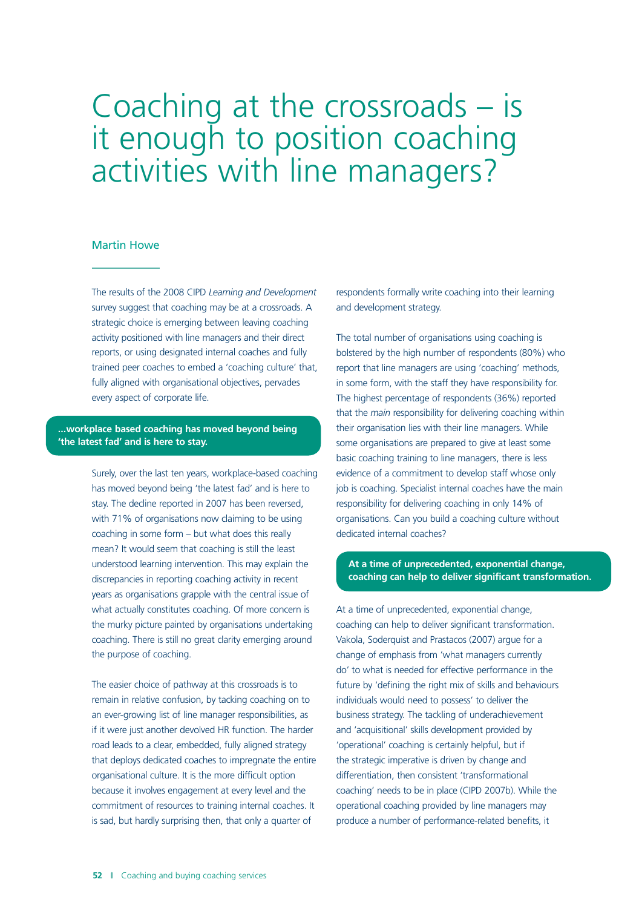# Coaching at the crossroads – is it enough to position coaching activities with line managers?

Martin Howe

The results of the 2008 CIPD *Learning and Development* survey suggest that coaching may be at a crossroads. A strategic choice is emerging between leaving coaching activity positioned with line managers and their direct reports, or using designated internal coaches and fully trained peer coaches to embed a 'coaching culture' that, fully aligned with organisational objectives, pervades every aspect of corporate life.

**...workplace based coaching has moved beyond being 'the latest fad' and is here to stay.**

Surely, over the last ten years, workplace-based coaching has moved beyond being 'the latest fad' and is here to stay. The decline reported in 2007 has been reversed, with 71% of organisations now claiming to be using coaching in some form – but what does this really mean? It would seem that coaching is still the least understood learning intervention. This may explain the discrepancies in reporting coaching activity in recent years as organisations grapple with the central issue of what actually constitutes coaching. Of more concern is the murky picture painted by organisations undertaking coaching. There is still no great clarity emerging around the purpose of coaching.

The easier choice of pathway at this crossroads is to remain in relative confusion, by tacking coaching on to an ever-growing list of line manager responsibilities, as if it were just another devolved HR function. The harder road leads to a clear, embedded, fully aligned strategy that deploys dedicated coaches to impregnate the entire organisational culture. It is the more difficult option because it involves engagement at every level and the commitment of resources to training internal coaches. It is sad, but hardly surprising then, that only a quarter of respondents formally write coaching into their learning and development strategy.

The total number of organisations using coaching is bolstered by the high number of respondents (80%) who report that line managers are using 'coaching' methods, in some form, with the staff they have responsibility for. The highest percentage of respondents (36%) reported that the *main* responsibility for delivering coaching within their organisation lies with their line managers. While some organisations are prepared to give at least some basic coaching training to line managers, there is less evidence of a commitment to develop staff whose only job is coaching. Specialist internal coaches have the main responsibility for delivering coaching in only 14% of organisations. Can you build a coaching culture without dedicated internal coaches?

**At a time of unprecedented, exponential change, coaching can help to deliver significant transformation.**

At a time of unprecedented, exponential change, coaching can help to deliver significant transformation. Vakola, Soderquist and Prastacos (2007) argue for a change of emphasis from 'what managers currently do' to what is needed for effective performance in the future by 'defining the right mix of skills and behaviours individuals would need to possess' to deliver the business strategy. The tackling of underachievement and 'acquisitional' skills development provided by 'operational' coaching is certainly helpful, but if the strategic imperative is driven by change and differentiation, then consistent 'transformational coaching' needs to be in place (CIPD 2007b). While the operational coaching provided by line managers may produce a number of performance-related benefits, it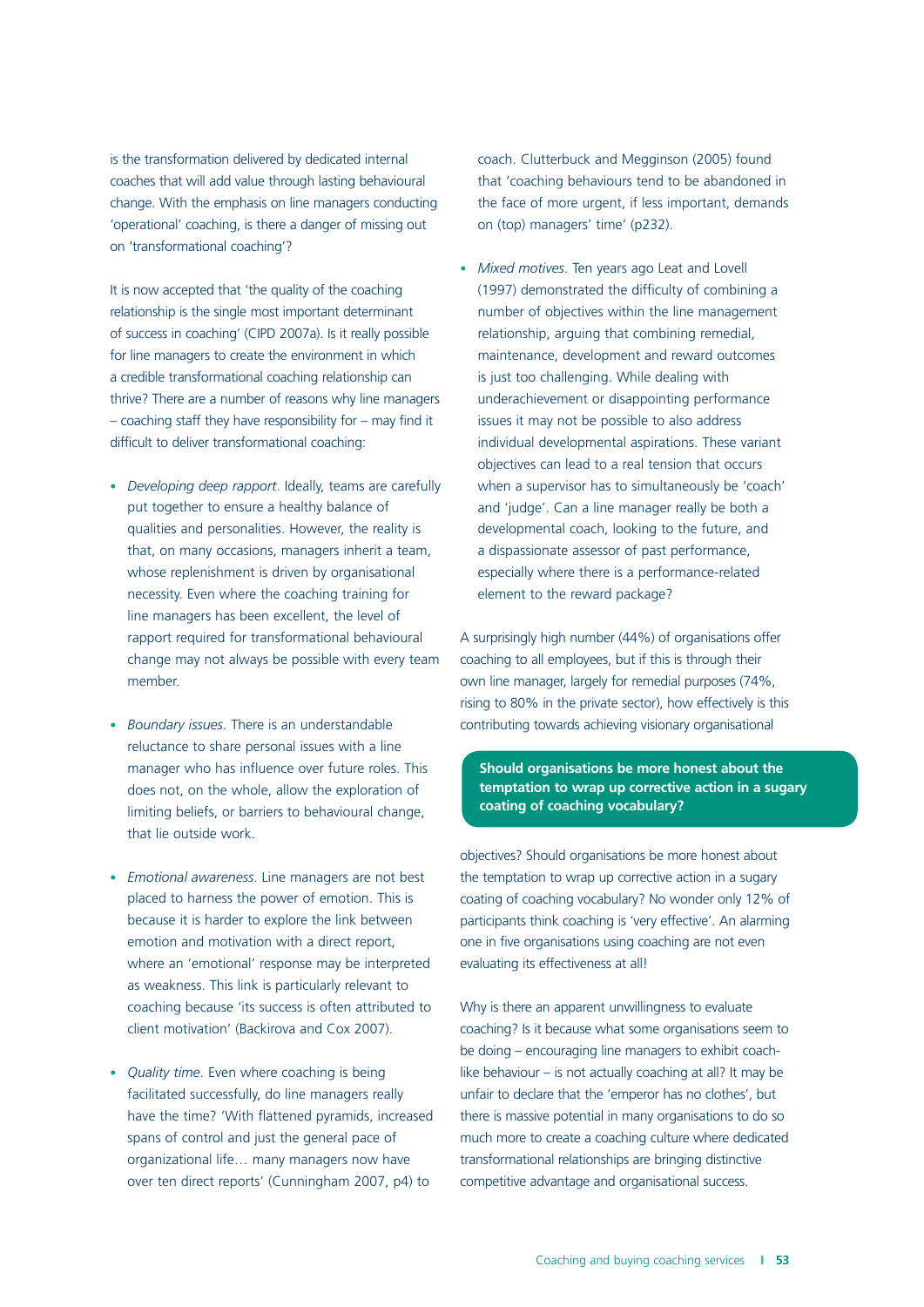is the transformation delivered by dedicated internal coaches that will add value through lasting behavioural change. With the emphasis on line managers conducting 'operational' coaching, is there a danger of missing out on 'transformational coaching'?

It is now accepted that 'the quality of the coaching relationship is the single most important determinant of success in coaching' (CIPD 2007a). Is it really possible for line managers to create the environment in which a credible transformational coaching relationship can thrive? There are a number of reasons why line managers – coaching staff they have responsibility for – may find it difficult to deliver transformational coaching:

- *Developing deep rapport*. Ideally, teams are carefully put together to ensure a healthy balance of qualities and personalities. However, the reality is that, on many occasions, managers inherit a team, whose replenishment is driven by organisational necessity. Even where the coaching training for line managers has been excellent, the level of rapport required for transformational behavioural change may not always be possible with every team member.

- *Boundary issues*. There is an understandable reluctance to share personal issues with a line manager who has influence over future roles. This does not, on the whole, allow the exploration of limiting beliefs, or barriers to behavioural change, that lie outside work.

- *Emotional awareness*. Line managers are not best placed to harness the power of emotion. This is because it is harder to explore the link between emotion and motivation with a direct report, where an 'emotional' response may be interpreted as weakness. This link is particularly relevant to coaching because 'its success is often attributed to client motivation' (Backirova and Cox 2007).

- *Quality time*. Even where coaching is being facilitated successfully, do line managers really have the time? 'With flattened pyramids, increased spans of control and just the general pace of organizational life… many managers now have over ten direct reports' (Cunningham 2007, p4) to coach. Clutterbuck and Megginson (2005) found that 'coaching behaviours tend to be abandoned in the face of more urgent, if less important, demands on (top) managers' time' (p232).

- *Mixed motives*. Ten years ago Leat and Lovell (1997) demonstrated the difficulty of combining a number of objectives within the line management relationship, arguing that combining remedial, maintenance, development and reward outcomes is just too challenging. While dealing with underachievement or disappointing performance issues it may not be possible to also address individual developmental aspirations. These variant objectives can lead to a real tension that occurs when a supervisor has to simultaneously be 'coach' and 'judge'. Can a line manager really be both a developmental coach, looking to the future, and a dispassionate assessor of past performance, especially where there is a performance-related element to the reward package?

A surprisingly high number (44%) of organisations offer coaching to all employees, but if this is through their own line manager, largely for remedial purposes (74%, rising to 80% in the private sector), how effectively is this contributing towards achieving visionary organisational objectives? Should organisations be more honest about the temptation to wrap up corrective action in a sugary coating of coaching vocabulary? No wonder only 12% of participants think coaching is 'very effective'. An alarming one in five organisations using coaching are not even evaluating its effectiveness at all!

**Should organisations be more honest about the temptation to wrap up corrective action in a sugary coating of coaching vocabulary?**

Why is there an apparent unwillingness to evaluate coaching? Is it because what some organisations seem to be doing – encouraging line managers to exhibit coach-like behaviour – is not actually coaching at all? It may be unfair to declare that the 'emperor has no clothes', but there is massive potential in many organisations to do so much more to create a coaching culture where dedicated transformational relationships are bringing distinctive competitive advantage and organisational success.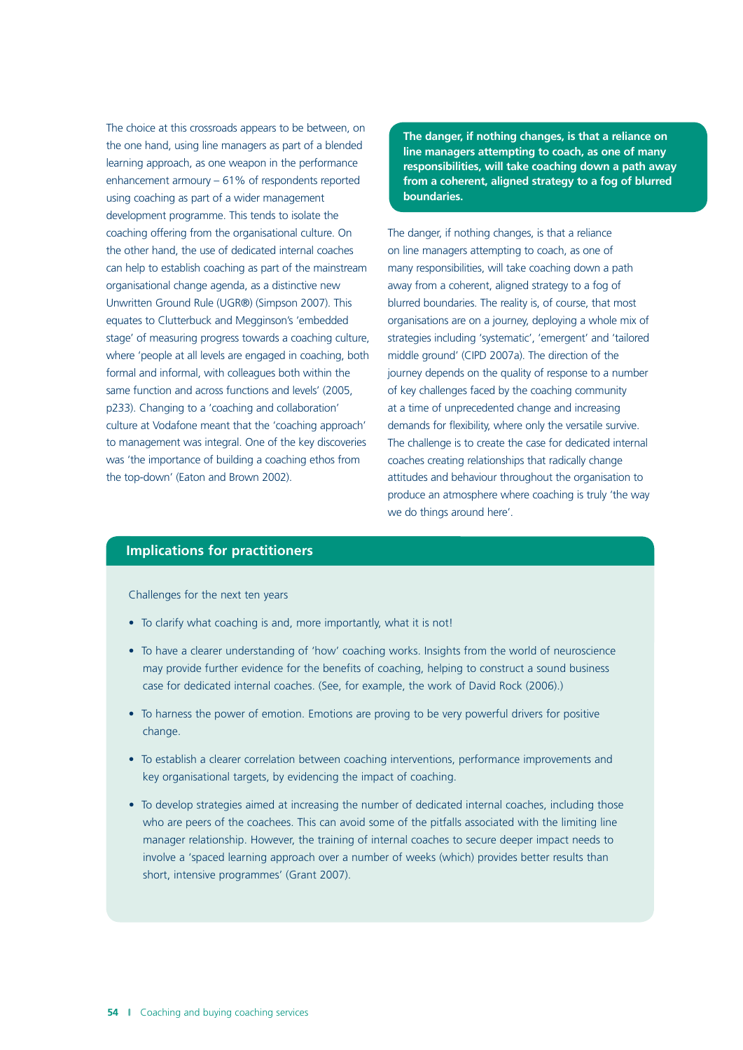The choice at this crossroads appears to be between, on the one hand, using line managers as part of a blended learning approach, as one weapon in the performance enhancement armoury – 61% of respondents reported using coaching as part of a wider management development programme. This tends to isolate the coaching offering from the organisational culture. On the other hand, the use of dedicated internal coaches can help to establish coaching as part of the mainstream organisational change agenda, as a distinctive new Unwritten Ground Rule (UGR®) (Simpson 2007). This equates to Clutterbuck and Megginson's 'embedded stage' of measuring progress towards a coaching culture, where 'people at all levels are engaged in coaching, both formal and informal, with colleagues both within the same function and across functions and levels' (2005, p233). Changing to a 'coaching and collaboration' culture at Vodafone meant that the 'coaching approach' to management was integral. One of the key discoveries was 'the importance of building a coaching ethos from the top-down' (Eaton and Brown 2002).

**The danger, if nothing changes, is that a reliance on line managers attempting to coach, as one of many responsibilities, will take coaching down a path away from a coherent, aligned strategy to a fog of blurred boundaries.**

The danger, if nothing changes, is that a reliance on line managers attempting to coach, as one of many responsibilities, will take coaching down a path away from a coherent, aligned strategy to a fog of blurred boundaries. The reality is, of course, that most organisations are on a journey, deploying a whole mix of strategies including 'systematic', 'emergent' and 'tailored middle ground' (CIPD 2007a). The direction of the journey depends on the quality of response to a number of key challenges faced by the coaching community at a time of unprecedented change and increasing demands for flexibility, where only the versatile survive. The challenge is to create the case for dedicated internal coaches creating relationships that radically change attitudes and behaviour throughout the organisation to produce an atmosphere where coaching is truly 'the way we do things around here'.

## Implications for practitioners

Challenges for the next ten years

- To clarify what coaching is and, more importantly, what it is not!
- To have a clearer understanding of 'how' coaching works. Insights from the world of neuroscience may provide further evidence for the benefits of coaching, helping to construct a sound business case for dedicated internal coaches. (See, for example, the work of David Rock (2006).)
- To harness the power of emotion. Emotions are proving to be very powerful drivers for positive change.
- To establish a clearer correlation between coaching interventions, performance improvements and key organisational targets, by evidencing the impact of coaching.
- To develop strategies aimed at increasing the number of dedicated internal coaches, including those who are peers of the coachees. This can avoid some of the pitfalls associated with the limiting line manager relationship. However, the training of internal coaches to secure deeper impact needs to involve a 'spaced learning approach over a number of weeks (which) provides better results than short, intensive programmes' (Grant 2007).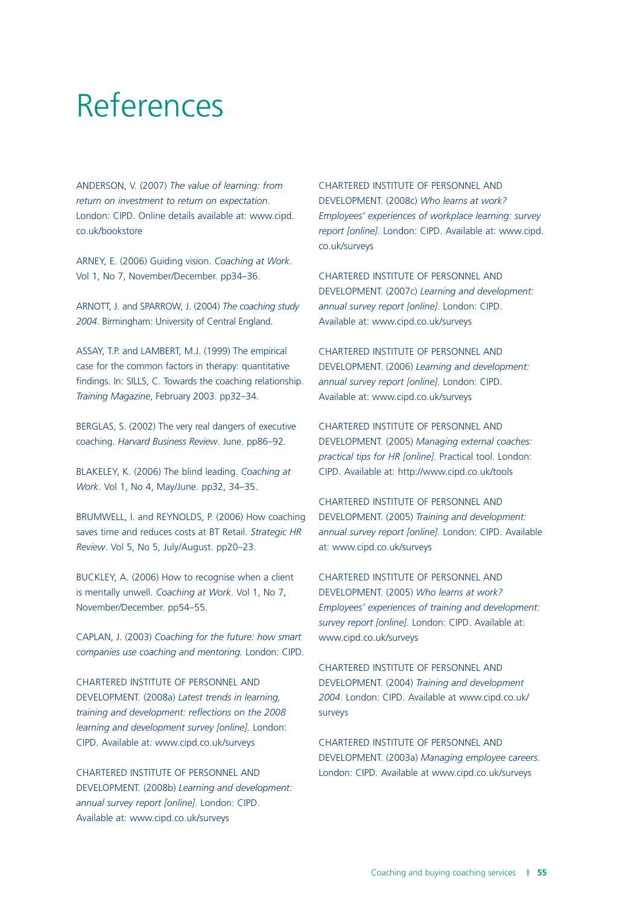# References

ANDERSON, V. (2007) *The value of learning: from return on investment to return on expectation*. London: CIPD. Online details available at: www.cipd.co.uk/bookstore

ARNEY, E. (2006) Guiding vision. *Coaching at Work*. Vol 1, No 7, November/December. pp34–36.

ARNOTT, J. and SPARROW, J. (2004) *The coaching study 2004*. Birmingham: University of Central England.

ASSAY, T.P. and LAMBERT, M.J. (1999) The empirical case for the common factors in therapy: quantitative findings. In: SILLS, C. Towards the coaching relationship. *Training Magazine*, February 2003. pp32–34.

BERGLAS, S. (2002) The very real dangers of executive coaching. *Harvard Business Review*. June. pp86–92.

BLAKELEY, K. (2006) The blind leading. *Coaching at Work*. Vol 1, No 4, May/June. pp32, 34–35.

BRUMWELL, I. and REYNOLDS, P. (2006) How coaching saves time and reduces costs at BT Retail. *Strategic HR Review*. Vol 5, No 5, July/August. pp20–23.

BUCKLEY, A. (2006) How to recognise when a client is mentally unwell. *Coaching at Work*. Vol 1, No 7, November/December. pp54–55.

CAPLAN, J. (2003) *Coaching for the future: how smart companies use coaching and mentoring.* London: CIPD.

CHARTERED INSTITUTE OF PERSONNEL AND DEVELOPMENT. (2008a) *Latest trends in learning, training and development: reflections on the 2008 learning and development survey [online]*. London: CIPD. Available at: www.cipd.co.uk/surveys

CHARTERED INSTITUTE OF PERSONNEL AND DEVELOPMENT. (2008b) *Learning and development: annual survey report [online]*. London: CIPD. Available at: www.cipd.co.uk/surveys

CHARTERED INSTITUTE OF PERSONNEL AND DEVELOPMENT. (2008c) *Who learns at work? Employees' experiences of workplace learning: survey report [online]*. London: CIPD. Available at: www.cipd.co.uk/surveys

CHARTERED INSTITUTE OF PERSONNEL AND DEVELOPMENT. (2007c) *Learning and development: annual survey report [online]*. London: CIPD. Available at: www.cipd.co.uk/surveys

CHARTERED INSTITUTE OF PERSONNEL AND DEVELOPMENT. (2006) *Learning and development: annual survey report [online]*. London: CIPD. Available at: www.cipd.co.uk/surveys

CHARTERED INSTITUTE OF PERSONNEL AND DEVELOPMENT. (2005) *Managing external coaches: practical tips for HR [online]*. Practical tool. London: CIPD. Available at: http://www.cipd.co.uk/tools

CHARTERED INSTITUTE OF PERSONNEL AND DEVELOPMENT. (2005) *Training and development: annual survey report [online]*. London: CIPD. Available at: www.cipd.co.uk/surveys

CHARTERED INSTITUTE OF PERSONNEL AND DEVELOPMENT. (2005) *Who learns at work? Employees' experiences of training and development: survey report [online]*. London: CIPD. Available at: www.cipd.co.uk/surveys

CHARTERED INSTITUTE OF PERSONNEL AND DEVELOPMENT. (2004) *Training and development 2004*. London: CIPD. Available at www.cipd.co.uk/surveys

CHARTERED INSTITUTE OF PERSONNEL AND DEVELOPMENT. (2003a) *Managing employee careers*. London: CIPD. Available at www.cipd.co.uk/surveys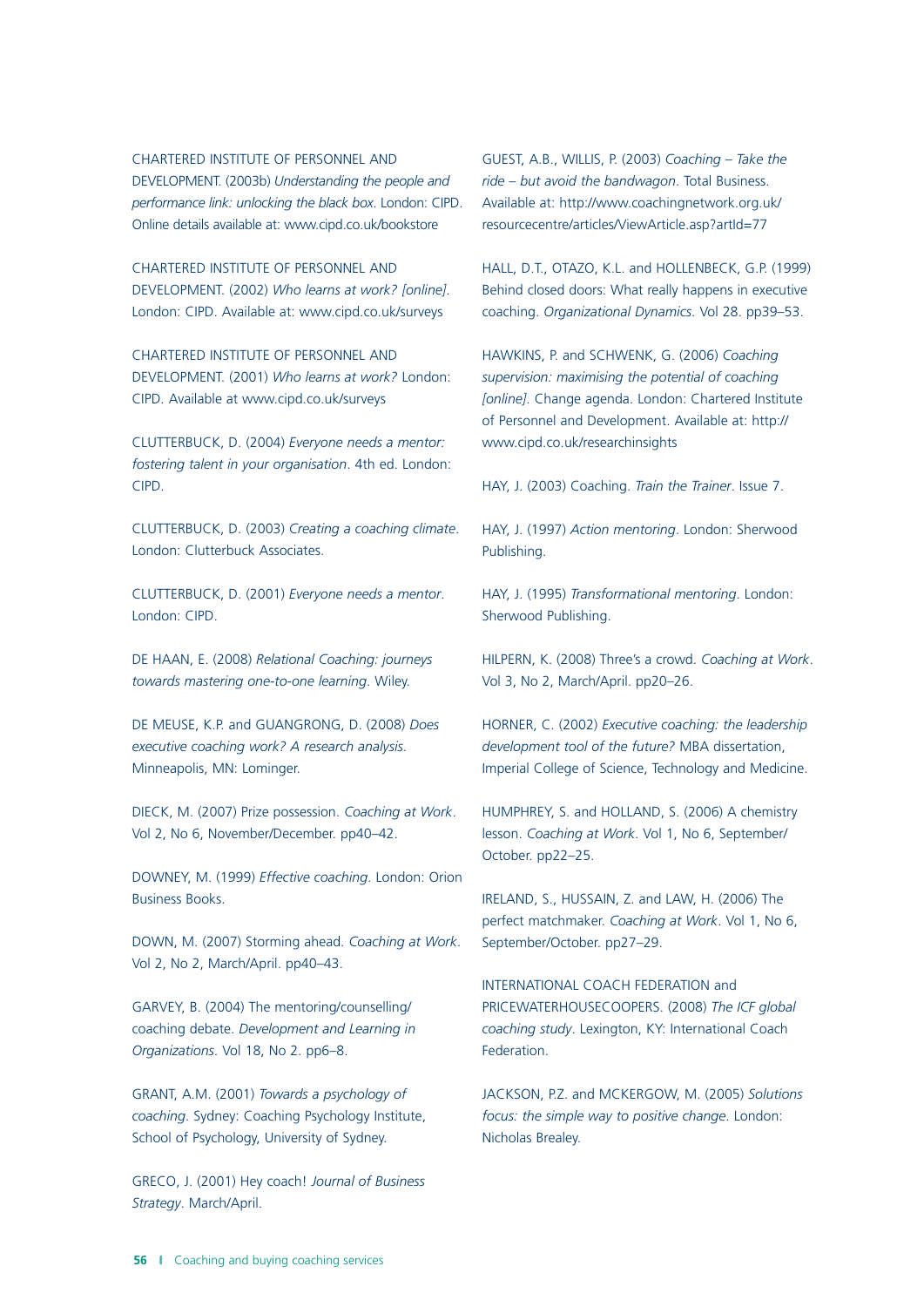CHARTERED INSTITUTE OF PERSONNEL AND DEVELOPMENT. (2003b) *Understanding the people and performance link: unlocking the black box*. London: CIPD. Online details available at: www.cipd.co.uk/bookstore

CHARTERED INSTITUTE OF PERSONNEL AND DEVELOPMENT. (2002) *Who learns at work? [online]*. London: CIPD. Available at: www.cipd.co.uk/surveys

CHARTERED INSTITUTE OF PERSONNEL AND DEVELOPMENT. (2001) *Who learns at work?* London: CIPD. Available at www.cipd.co.uk/surveys

CLUTTERBUCK, D. (2004) *Everyone needs a mentor: fostering talent in your organisation*. 4th ed. London: CIPD.

CLUTTERBUCK, D. (2003) *Creating a coaching climate*. London: Clutterbuck Associates.

CLUTTERBUCK, D. (2001) *Everyone needs a mentor*. London: CIPD.

DE HAAN, E. (2008) *Relational Coaching: journeys towards mastering one-to-one learning*. Wiley.

DE MEUSE, K.P. and GUANGRONG, D. (2008) *Does executive coaching work? A research analysis*. Minneapolis, MN: Lominger.

DIECK, M. (2007) Prize possession. *Coaching at Work*. Vol 2, No 6, November/December. pp40–42.

DOWNEY, M. (1999) *Effective coaching*. London: Orion Business Books.

DOWN, M. (2007) Storming ahead. *Coaching at Work*. Vol 2, No 2, March/April. pp40–43.

GARVEY, B. (2004) The mentoring/counselling/coaching debate. *Development and Learning in Organizations*. Vol 18, No 2. pp6–8.

GRANT, A.M. (2001) *Towards a psychology of coaching*. Sydney: Coaching Psychology Institute, School of Psychology, University of Sydney.

GRECO, J. (2001) Hey coach! *Journal of Business Strategy*. March/April.

GUEST, A.B., WILLIS, P. (2003) *Coaching – Take the ride – but avoid the bandwagon*. Total Business. Available at: http://www.coachingnetwork.org.uk/resourcecentre/articles/ViewArticle.asp?artId=77

HALL, D.T., OTAZO, K.L. and HOLLENBECK, G.P. (1999) Behind closed doors: What really happens in executive coaching. *Organizational Dynamics*. Vol 28. pp39–53.

HAWKINS, P. and SCHWENK, G. (2006) *Coaching supervision: maximising the potential of coaching [online]*. Change agenda. London: Chartered Institute of Personnel and Development. Available at: http://www.cipd.co.uk/researchinsights

HAY, J. (2003) Coaching. *Train the Trainer*. Issue 7.

HAY, J. (1997) *Action mentoring*. London: Sherwood Publishing.

HAY, J. (1995) *Transformational mentoring*. London: Sherwood Publishing.

HILPERN, K. (2008) Three's a crowd. *Coaching at Work*. Vol 3, No 2, March/April. pp20–26.

HORNER, C. (2002) *Executive coaching: the leadership development tool of the future?* MBA dissertation, Imperial College of Science, Technology and Medicine.

HUMPHREY, S. and HOLLAND, S. (2006) A chemistry lesson. *Coaching at Work*. Vol 1, No 6, September/October. pp22–25.

IRELAND, S., HUSSAIN, Z. and LAW, H. (2006) The perfect matchmaker. *Coaching at Work*. Vol 1, No 6, September/October. pp27–29.

INTERNATIONAL COACH FEDERATION and PRICEWATERHOUSECOOPERS. (2008) *The ICF global coaching study*. Lexington, KY: International Coach Federation.

JACKSON, P.Z. and MCKERGOW, M. (2005) *Solutions focus: the simple way to positive change*. London: Nicholas Brealey.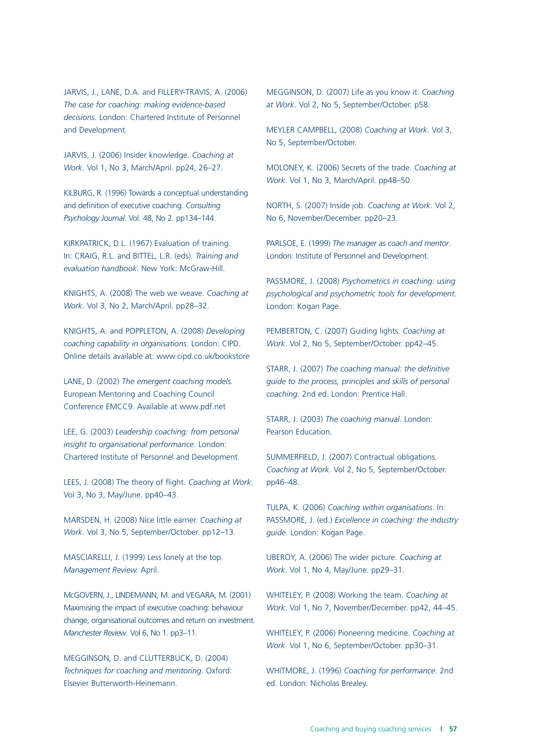JARVIS, J., LANE, D.A. and FILLERY-TRAVIS, A. (2006) *The case for coaching: making evidence-based decisions*. London: Chartered Institute of Personnel and Development.

JARVIS, J. (2006) Insider knowledge. *Coaching at Work*. Vol 1, No 3, March/April. pp24, 26–27.

KILBURG, R. (1996) Towards a conceptual understanding and definition of executive coaching. *Consulting Psychology Journal*. Vol. 48, No 2. pp134–144.

KIRKPATRICK, D.L. (1967) Evaluation of training. In: CRAIG, R.L. and BITTEL, L.R. (eds). *Training and evaluation handbook*. New York: McGraw-Hill.

KNIGHTS, A. (2008) The web we weave. *Coaching at Work*. Vol 3, No 2, March/April. pp28–32.

KNIGHTS, A. and POPPLETON, A. (2008) *Developing coaching capability in organisations*. London: CIPD. Online details available at: www.cipd.co.uk/bookstore

LANE, D. (2002) *The emergent coaching models*. European Mentoring and Coaching Council Conference EMCC9. Available at www.pdf.net

LEE, G. (2003) *Leadership coaching: from personal insight to organisational performance*. London: Chartered Institute of Personnel and Development.

LEES, J. (2008) The theory of flight. *Coaching at Work*. Vol 3, No 3, May/June. pp40–43.

MARSDEN, H. (2008) Nice little earner. *Coaching at Work*. Vol 3, No 5, September/October. pp12–13.

MASCIARELLI, J. (1999) Less lonely at the top. *Management Review.* April.

McGOVERN, J., LINDEMANN, M. and VEGARA, M. (2001) Maximising the impact of executive coaching: behaviour change, organisational outcomes and return on investment. *Manchester Review*. Vol 6, No 1. pp3–11.

MEGGINSON, D. and CLUTTERBUCK, D. (2004) *Techniques for coaching and mentoring*. Oxford: Elsevier Butterworth-Heinemann.

MEGGINSON, D. (2007) Life as you know it. *Coaching at Work*. Vol 2, No 5, September/October. p58.

MEYLER CAMPBELL, (2008) *Coaching at Work*. Vol 3, No 5, September/October.

MOLONEY, K. (2006) Secrets of the trade. *Coaching at Work*. Vol 1, No 3, March/April. pp48–50.

NORTH, S. (2007) Inside job. *Coaching at Work*. Vol 2, No 6, November/December. pp20–23.

PARLSOE, E. (1999) *The manager as coach and mentor*. London: Institute of Personnel and Development.

PASSMORE, J. (2008) *Psychometrics in coaching: using psychological and psychometric tools for development*. London: Kogan Page.

PEMBERTON, C. (2007) Guiding lights. *Coaching at Work*. Vol 2, No 5, September/October. pp42–45.

STARR, J. (2007) *The coaching manual: the definitive guide to the process, principles and skills of personal coaching*. 2nd ed. London: Prentice Hall.

STARR, J. (2003) *The coaching manual*. London: Pearson Education.

SUMMERFIELD, J. (2007) Contractual obligations. *Coaching at Work*. Vol 2, No 5, September/October. pp46–48.

TULPA, K. (2006) *Coaching within organisations*. In: PASSMORE, J. (ed.) *Excellence in coaching: the industry guide*. London: Kogan Page.

UBEROY, A. (2006) The wider picture. *Coaching at Work*. Vol 1, No 4, May/June. pp29–31.

WHITELEY, P. (2008) Working the team. *Coaching at Work*. Vol 1, No 7, November/December. pp42, 44–45.

WHITELEY, P. (2006) Pioneering medicine. *Coaching at Work*. Vol 1, No 6, September/October. pp30–31.

WHITMORE, J. (1996) *Coaching for performance*. 2nd ed. London: Nicholas Brealey.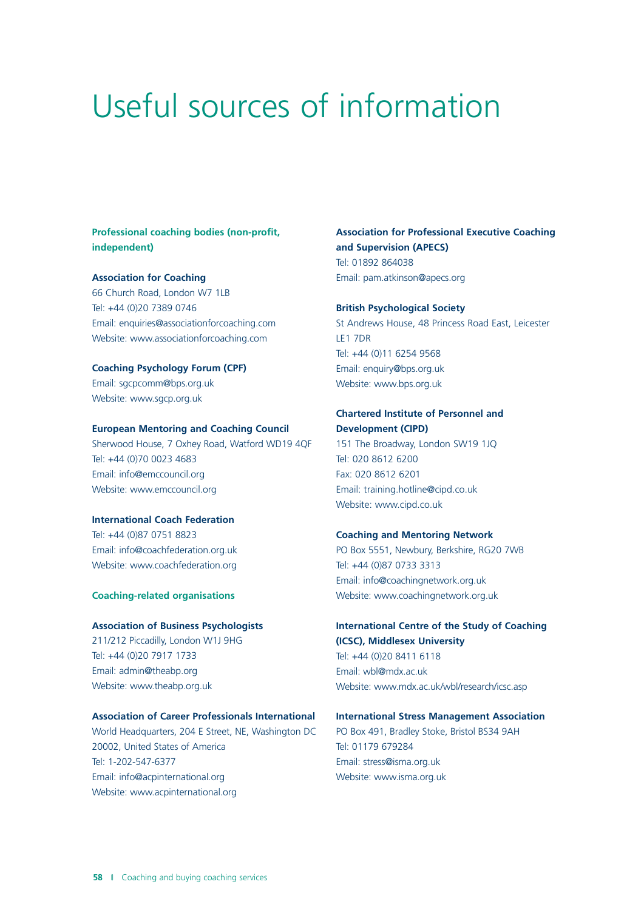# Useful sources of information

## Professional coaching bodies (non-profit, independent)

**Association for Coaching**
66 Church Road, London W7 1LB
Tel: +44 (0)20 7389 0746
Email: enquiries@associationforcoaching.com
Website: www.associationforcoaching.com

**Coaching Psychology Forum (CPF)**
Email: sgcpcomm@bps.org.uk
Website: www.sgcp.org.uk

**European Mentoring and Coaching Council**
Sherwood House, 7 Oxhey Road, Watford WD19 4QF
Tel: +44 (0)70 0023 4683
Email: info@emccouncil.org
Website: www.emccouncil.org

**International Coach Federation**
Tel: +44 (0)87 0751 8823
Email: info@coachfederation.org.uk
Website: www.coachfederation.org

## Coaching-related organisations

**Association of Business Psychologists**
211/212 Piccadilly, London W1J 9HG
Tel: +44 (0)20 7917 1733
Email: admin@theabp.org
Website: www.theabp.org.uk

**Association of Career Professionals International**
World Headquarters, 204 E Street, NE, Washington DC 20002, United States of America
Tel: 1-202-547-6377
Email: info@acpinternational.org
Website: www.acpinternational.org

**Association for Professional Executive Coaching and Supervision (APECS)**
Tel: 01892 864038
Email: pam.atkinson@apecs.org

**British Psychological Society**
St Andrews House, 48 Princess Road East, Leicester LE1 7DR
Tel: +44 (0)11 6254 9568
Email: enquiry@bps.org.uk
Website: www.bps.org.uk

**Chartered Institute of Personnel and Development (CIPD)**
151 The Broadway, London SW19 1JQ
Tel: 020 8612 6200
Fax: 020 8612 6201
Email: training.hotline@cipd.co.uk
Website: www.cipd.co.uk

**Coaching and Mentoring Network**
PO Box 5551, Newbury, Berkshire, RG20 7WB
Tel: +44 (0)87 0733 3313
Email: info@coachingnetwork.org.uk
Website: www.coachingnetwork.org.uk

**International Centre of the Study of Coaching (ICSC), Middlesex University**
Tel: +44 (0)20 8411 6118
Email: wbl@mdx.ac.uk
Website: www.mdx.ac.uk/wbl/research/icsc.asp

**International Stress Management Association**
PO Box 491, Bradley Stoke, Bristol BS34 9AH
Tel: 01179 679284
Email: stress@isma.org.uk
Website: www.isma.org.uk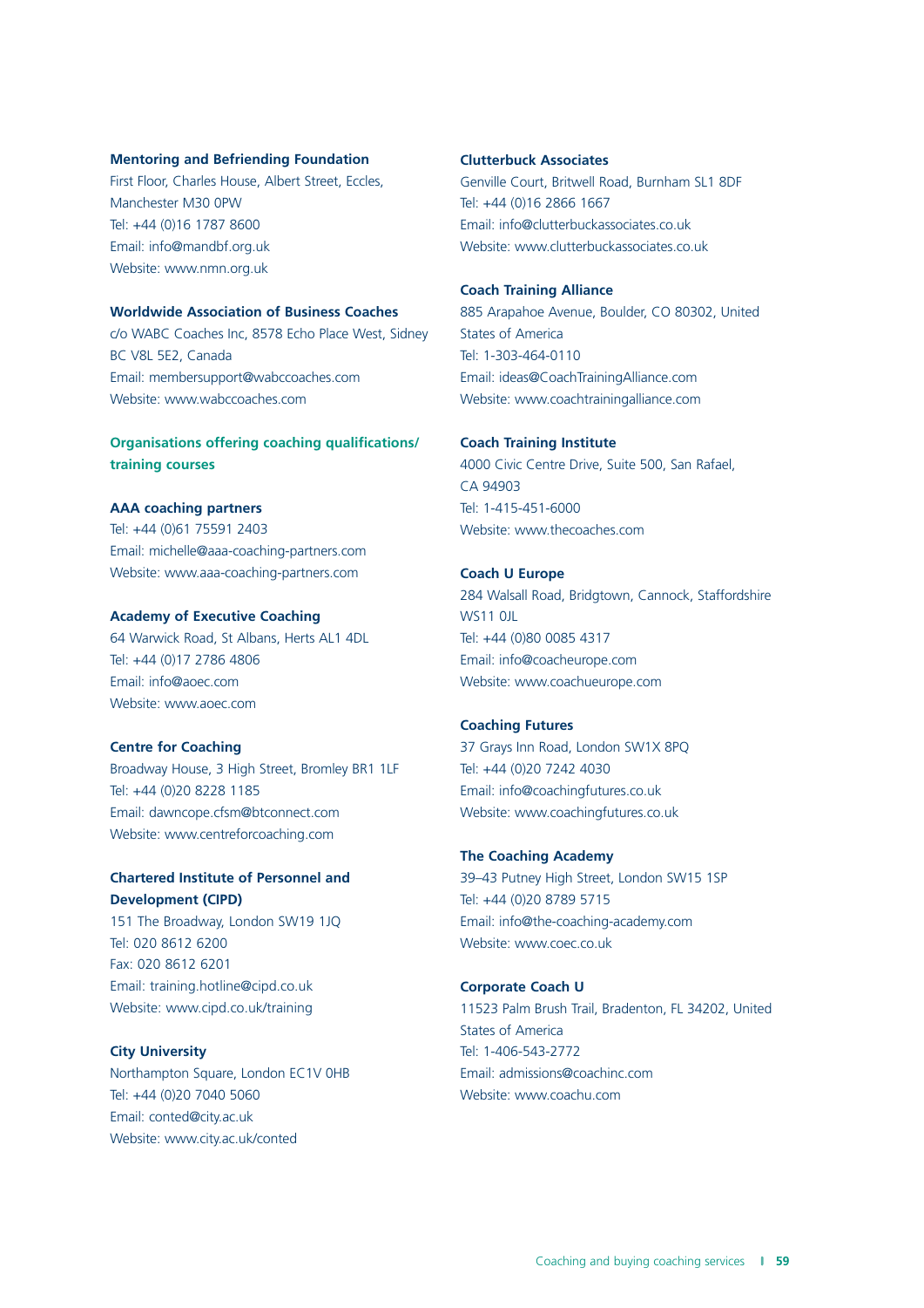**Mentoring and Befriending Foundation**
First Floor, Charles House, Albert Street, Eccles, Manchester M30 0PW
Tel: +44 (0)16 1787 8600
Email: info@mandbf.org.uk
Website: www.nmn.org.uk

**Worldwide Association of Business Coaches**
c/o WABC Coaches Inc, 8578 Echo Place West, Sidney BC V8L 5E2, Canada
Email: membersupport@wabccoaches.com
Website: www.wabccoaches.com

## Organisations offering coaching qualifications/ training courses

**AAA coaching partners**
Tel: +44 (0)61 75591 2403
Email: michelle@aaa-coaching-partners.com
Website: www.aaa-coaching-partners.com

**Academy of Executive Coaching**
64 Warwick Road, St Albans, Herts AL1 4DL
Tel: +44 (0)17 2786 4806
Email: info@aoec.com
Website: www.aoec.com

**Centre for Coaching**
Broadway House, 3 High Street, Bromley BR1 1LF
Tel: +44 (0)20 8228 1185
Email: dawncope.cfsm@btconnect.com
Website: www.centreforcoaching.com

**Chartered Institute of Personnel and Development (CIPD)**
151 The Broadway, London SW19 1JQ
Tel: 020 8612 6200
Fax: 020 8612 6201
Email: training.hotline@cipd.co.uk
Website: www.cipd.co.uk/training

**City University**
Northampton Square, London EC1V 0HB
Tel: +44 (0)20 7040 5060
Email: conted@city.ac.uk
Website: www.city.ac.uk/conted

**Clutterbuck Associates**
Genville Court, Britwell Road, Burnham SL1 8DF
Tel: +44 (0)16 2866 1667
Email: info@clutterbuckassociates.co.uk
Website: www.clutterbuckassociates.co.uk

**Coach Training Alliance**
885 Arapahoe Avenue, Boulder, CO 80302, United States of America
Tel: 1-303-464-0110
Email: ideas@CoachTrainingAlliance.com
Website: www.coachtrainingalliance.com

**Coach Training Institute**
4000 Civic Centre Drive, Suite 500, San Rafael, CA 94903
Tel: 1-415-451-6000
Website: www.thecoaches.com

**Coach U Europe**
284 Walsall Road, Bridgtown, Cannock, Staffordshire WS11 0JL
Tel: +44 (0)80 0085 4317
Email: info@coacheurope.com
Website: www.coachueurope.com

**Coaching Futures**
37 Grays Inn Road, London SW1X 8PQ
Tel: +44 (0)20 7242 4030
Email: info@coachingfutures.co.uk
Website: www.coachingfutures.co.uk

**The Coaching Academy**
39–43 Putney High Street, London SW15 1SP
Tel: +44 (0)20 8789 5715
Email: info@the-coaching-academy.com
Website: www.coec.co.uk

**Corporate Coach U**
11523 Palm Brush Trail, Bradenton, FL 34202, United States of America
Tel: 1-406-543-2772
Email: admissions@coachinc.com
Website: www.coachu.com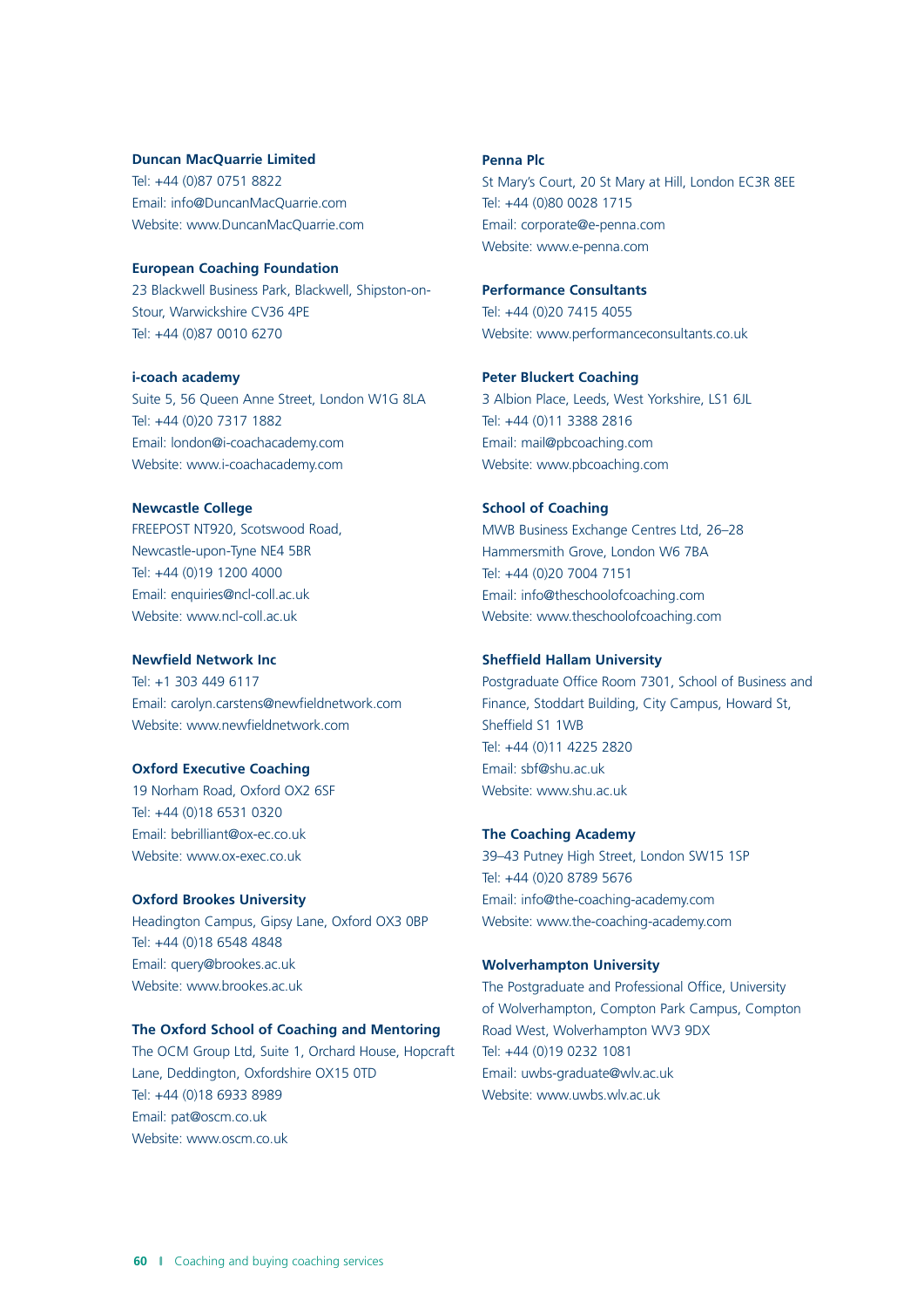**Duncan MacQuarrie Limited**
Tel: +44 (0)87 0751 8822
Email: info@DuncanMacQuarrie.com
Website: www.DuncanMacQuarrie.com

**European Coaching Foundation**
23 Blackwell Business Park, Blackwell, Shipston-on-Stour, Warwickshire CV36 4PE
Tel: +44 (0)87 0010 6270

**i-coach academy**
Suite 5, 56 Queen Anne Street, London W1G 8LA
Tel: +44 (0)20 7317 1882
Email: london@i-coachacademy.com
Website: www.i-coachacademy.com

**Newcastle College**
FREEPOST NT920, Scotswood Road,
Newcastle-upon-Tyne NE4 5BR
Tel: +44 (0)19 1200 4000
Email: enquiries@ncl-coll.ac.uk
Website: www.ncl-coll.ac.uk

**Newfield Network Inc**
Tel: +1 303 449 6117
Email: carolyn.carstens@newfieldnetwork.com
Website: www.newfieldnetwork.com

**Oxford Executive Coaching**
19 Norham Road, Oxford OX2 6SF
Tel: +44 (0)18 6531 0320
Email: bebrilliant@ox-ec.co.uk
Website: www.ox-exec.co.uk

**Oxford Brookes University**
Headington Campus, Gipsy Lane, Oxford OX3 0BP
Tel: +44 (0)18 6548 4848
Email: query@brookes.ac.uk
Website: www.brookes.ac.uk

**The Oxford School of Coaching and Mentoring**
The OCM Group Ltd, Suite 1, Orchard House, Hopcraft Lane, Deddington, Oxfordshire OX15 0TD
Tel: +44 (0)18 6933 8989
Email: pat@oscm.co.uk
Website: www.oscm.co.uk

**Penna Plc**
St Mary's Court, 20 St Mary at Hill, London EC3R 8EE
Tel: +44 (0)80 0028 1715
Email: corporate@e-penna.com
Website: www.e-penna.com

**Performance Consultants**
Tel: +44 (0)20 7415 4055
Website: www.performanceconsultants.co.uk

**Peter Bluckert Coaching**
3 Albion Place, Leeds, West Yorkshire, LS1 6JL
Tel: +44 (0)11 3388 2816
Email: mail@pbcoaching.com
Website: www.pbcoaching.com

**School of Coaching**
MWB Business Exchange Centres Ltd, 26–28 Hammersmith Grove, London W6 7BA
Tel: +44 (0)20 7004 7151
Email: info@theschoolofcoaching.com
Website: www.theschoolofcoaching.com

**Sheffield Hallam University**
Postgraduate Office Room 7301, School of Business and Finance, Stoddart Building, City Campus, Howard St, Sheffield S1 1WB
Tel: +44 (0)11 4225 2820
Email: sbf@shu.ac.uk
Website: www.shu.ac.uk

**The Coaching Academy**
39–43 Putney High Street, London SW15 1SP
Tel: +44 (0)20 8789 5676
Email: info@the-coaching-academy.com
Website: www.the-coaching-academy.com

**Wolverhampton University**
The Postgraduate and Professional Office, University of Wolverhampton, Compton Park Campus, Compton Road West, Wolverhampton WV3 9DX
Tel: +44 (0)19 0232 1081
Email: uwbs-graduate@wlv.ac.uk
Website: www.uwbs.wlv.ac.uk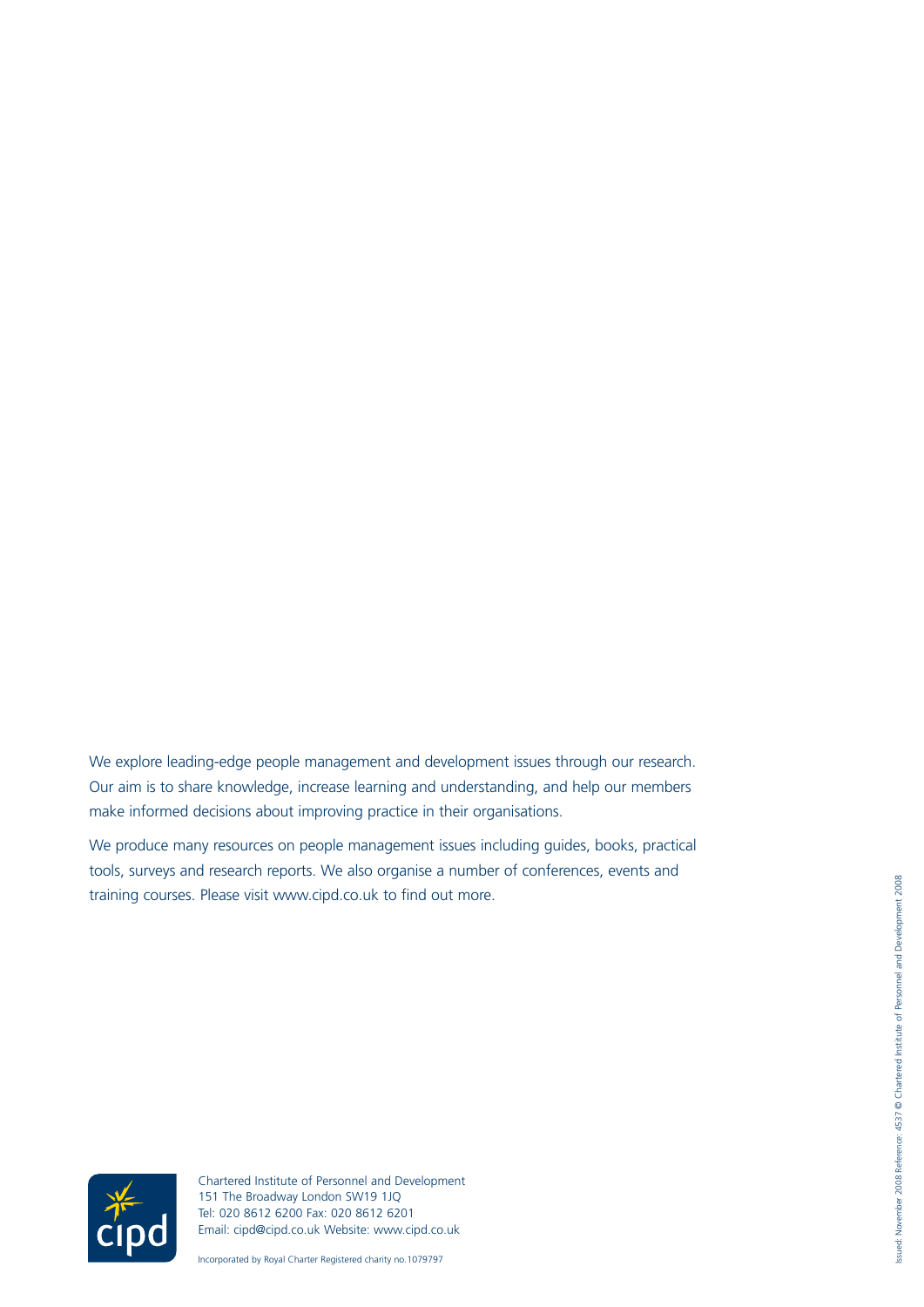We explore leading-edge people management and development issues through our research. Our aim is to share knowledge, increase learning and understanding, and help our members make informed decisions about improving practice in their organisations.

We produce many resources on people management issues including guides, books, practical tools, surveys and research reports. We also organise a number of conferences, events and training courses. Please visit www.cipd.co.uk to find out more.

Chartered Institute of Personnel and Development
151 The Broadway London SW19 1JQ
Tel: 020 8612 6200 Fax: 020 8612 6201
Email: cipd@cipd.co.uk Website: www.cipd.co.uk

Incorporated by Royal Charter Registered charity no.1079797

Issued: November 2008 Reference: 4537 © Chartered Institute of Personnel and Development 2008